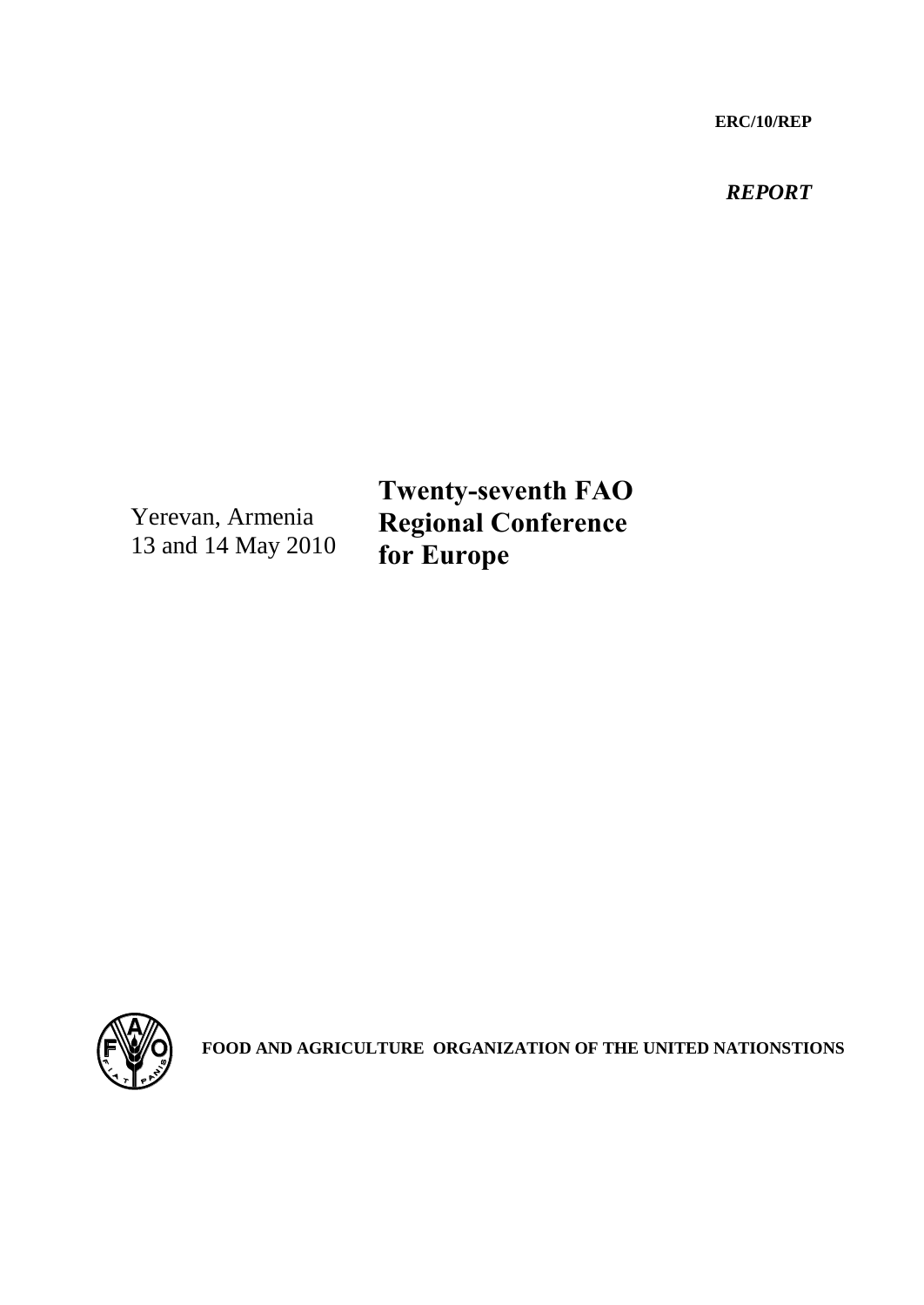**ERC/10/REP**

***REPORT***

Yerevan, Armenia
13 and 14 May 2010

# Twenty-seventh FAO Regional Conference for Europe

**FOOD AND AGRICULTURE ORGANIZATION OF THE UNITED NATIONSTIONS**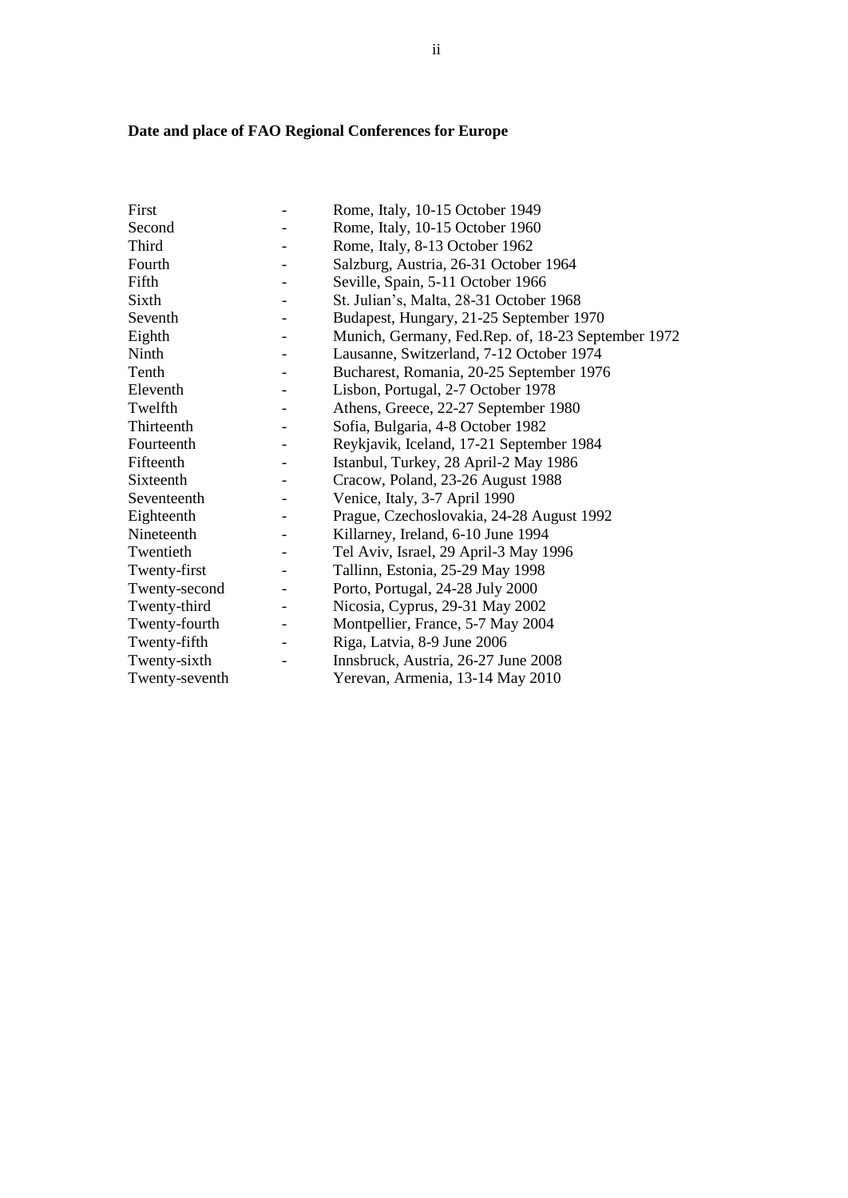**Date and place of FAO Regional Conferences for Europe**

| | | |
|---|---|---|
| First | - | Rome, Italy, 10-15 October 1949 |
| Second | - | Rome, Italy, 10-15 October 1960 |
| Third | - | Rome, Italy, 8-13 October 1962 |
| Fourth | - | Salzburg, Austria, 26-31 October 1964 |
| Fifth | - | Seville, Spain, 5-11 October 1966 |
| Sixth | - | St. Julian's, Malta, 28-31 October 1968 |
| Seventh | - | Budapest, Hungary, 21-25 September 1970 |
| Eighth | - | Munich, Germany, Fed.Rep. of, 18-23 September 1972 |
| Ninth | - | Lausanne, Switzerland, 7-12 October 1974 |
| Tenth | - | Bucharest, Romania, 20-25 September 1976 |
| Eleventh | - | Lisbon, Portugal, 2-7 October 1978 |
| Twelfth | - | Athens, Greece, 22-27 September 1980 |
| Thirteenth | - | Sofia, Bulgaria, 4-8 October 1982 |
| Fourteenth | - | Reykjavik, Iceland, 17-21 September 1984 |
| Fifteenth | - | Istanbul, Turkey, 28 April-2 May 1986 |
| Sixteenth | - | Cracow, Poland, 23-26 August 1988 |
| Seventeenth | - | Venice, Italy, 3-7 April 1990 |
| Eighteenth | - | Prague, Czechoslovakia, 24-28 August 1992 |
| Nineteenth | - | Killarney, Ireland, 6-10 June 1994 |
| Twentieth | - | Tel Aviv, Israel, 29 April-3 May 1996 |
| Twenty-first | - | Tallinn, Estonia, 25-29 May 1998 |
| Twenty-second | - | Porto, Portugal, 24-28 July 2000 |
| Twenty-third | - | Nicosia, Cyprus, 29-31 May 2002 |
| Twenty-fourth | - | Montpellier, France, 5-7 May 2004 |
| Twenty-fifth | - | Riga, Latvia, 8-9 June 2006 |
| Twenty-sixth | - | Innsbruck, Austria, 26-27 June 2008 |
| Twenty-seventh | | Yerevan, Armenia, 13-14 May 2010 |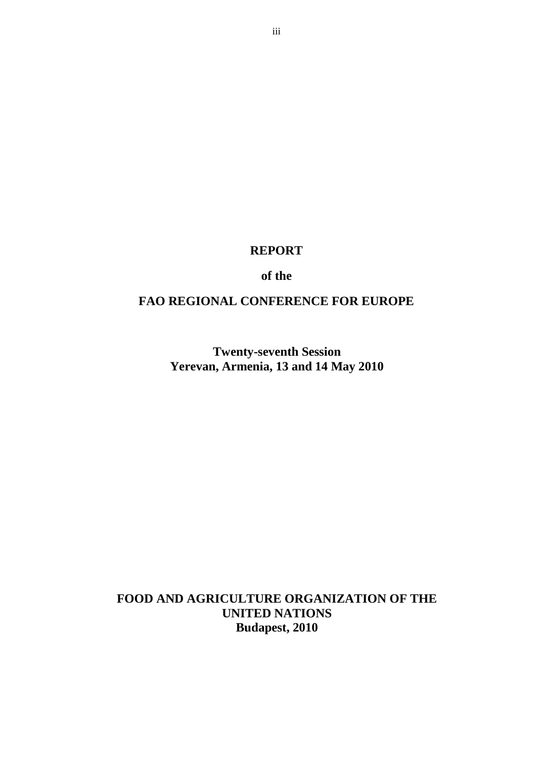**REPORT**

**of the**

**FAO REGIONAL CONFERENCE FOR EUROPE**

**Twenty-seventh Session**
**Yerevan, Armenia, 13 and 14 May 2010**

**FOOD AND AGRICULTURE ORGANIZATION OF THE UNITED NATIONS**
**Budapest, 2010**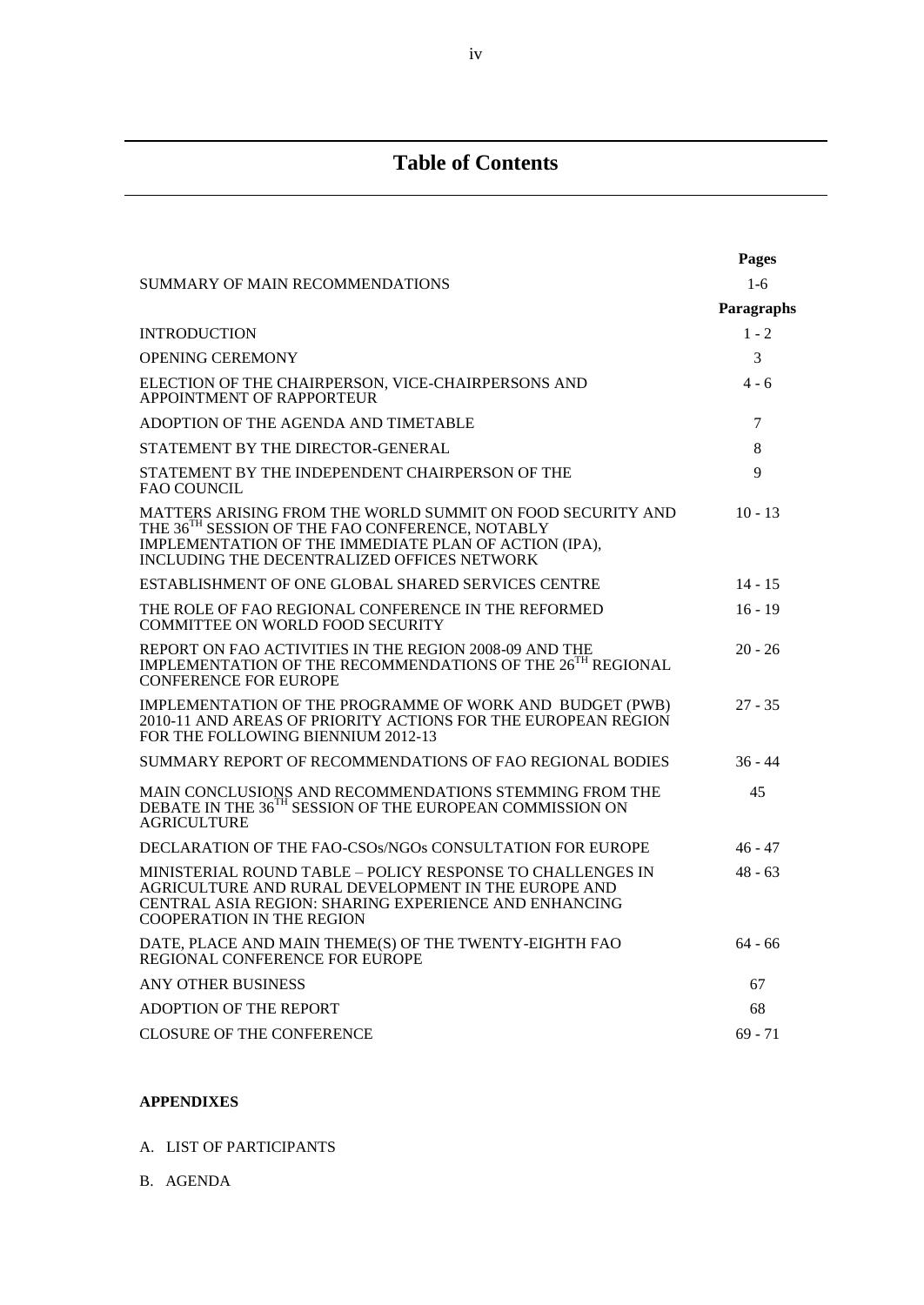# Table of Contents

| | Pages |
|---|---|
| SUMMARY OF MAIN RECOMMENDATIONS | 1-6 |
| | **Paragraphs** |
| INTRODUCTION | 1 - 2 |
| OPENING CEREMONY | 3 |
| ELECTION OF THE CHAIRPERSON, VICE-CHAIRPERSONS AND APPOINTMENT OF RAPPORTEUR | 4 - 6 |
| ADOPTION OF THE AGENDA AND TIMETABLE | 7 |
| STATEMENT BY THE DIRECTOR-GENERAL | 8 |
| STATEMENT BY THE INDEPENDENT CHAIRPERSON OF THE FAO COUNCIL | 9 |
| MATTERS ARISING FROM THE WORLD SUMMIT ON FOOD SECURITY AND THE 36TH SESSION OF THE FAO CONFERENCE, NOTABLY IMPLEMENTATION OF THE IMMEDIATE PLAN OF ACTION (IPA), INCLUDING THE DECENTRALIZED OFFICES NETWORK | 10 - 13 |
| ESTABLISHMENT OF ONE GLOBAL SHARED SERVICES CENTRE | 14 - 15 |
| THE ROLE OF FAO REGIONAL CONFERENCE IN THE REFORMED COMMITTEE ON WORLD FOOD SECURITY | 16 - 19 |
| REPORT ON FAO ACTIVITIES IN THE REGION 2008-09 AND THE IMPLEMENTATION OF THE RECOMMENDATIONS OF THE 26TH REGIONAL CONFERENCE FOR EUROPE | 20 - 26 |
| IMPLEMENTATION OF THE PROGRAMME OF WORK AND BUDGET (PWB) 2010-11 AND AREAS OF PRIORITY ACTIONS FOR THE EUROPEAN REGION FOR THE FOLLOWING BIENNIUM 2012-13 | 27 - 35 |
| SUMMARY REPORT OF RECOMMENDATIONS OF FAO REGIONAL BODIES | 36 - 44 |
| MAIN CONCLUSIONS AND RECOMMENDATIONS STEMMING FROM THE DEBATE IN THE 36TH SESSION OF THE EUROPEAN COMMISSION ON AGRICULTURE | 45 |
| DECLARATION OF THE FAO-CSOs/NGOs CONSULTATION FOR EUROPE | 46 - 47 |
| MINISTERIAL ROUND TABLE – POLICY RESPONSE TO CHALLENGES IN AGRICULTURE AND RURAL DEVELOPMENT IN THE EUROPE AND CENTRAL ASIA REGION: SHARING EXPERIENCE AND ENHANCING COOPERATION IN THE REGION | 48 - 63 |
| DATE, PLACE AND MAIN THEME(S) OF THE TWENTY-EIGHTH FAO REGIONAL CONFERENCE FOR EUROPE | 64 - 66 |
| ANY OTHER BUSINESS | 67 |
| ADOPTION OF THE REPORT | 68 |
| CLOSURE OF THE CONFERENCE | 69 - 71 |

**APPENDIXES**

A. LIST OF PARTICIPANTS

B. AGENDA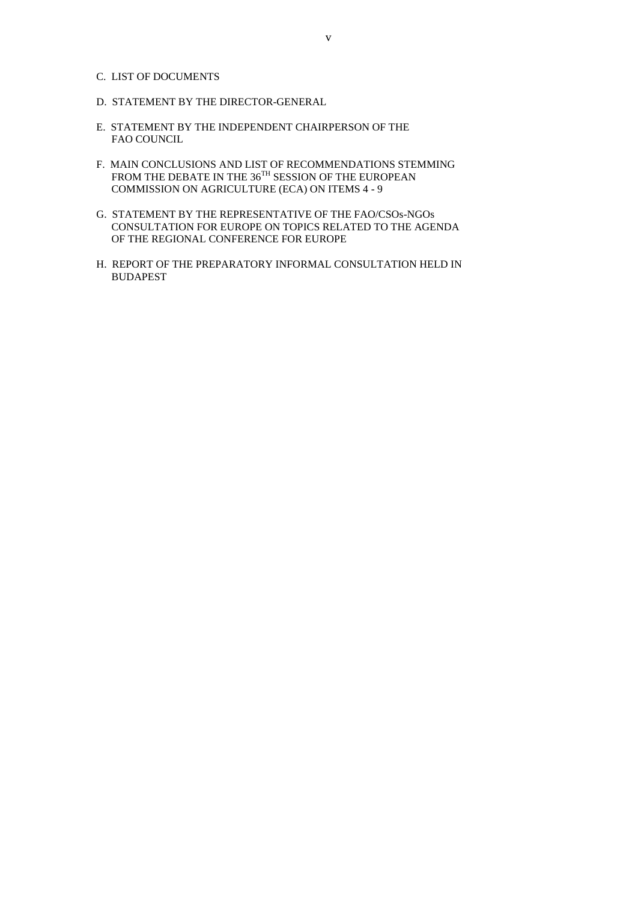C. LIST OF DOCUMENTS

D. STATEMENT BY THE DIRECTOR-GENERAL

E. STATEMENT BY THE INDEPENDENT CHAIRPERSON OF THE FAO COUNCIL

F. MAIN CONCLUSIONS AND LIST OF RECOMMENDATIONS STEMMING FROM THE DEBATE IN THE 36$^{TH}$ SESSION OF THE EUROPEAN COMMISSION ON AGRICULTURE (ECA) ON ITEMS 4 - 9

G. STATEMENT BY THE REPRESENTATIVE OF THE FAO/CSOs-NGOs CONSULTATION FOR EUROPE ON TOPICS RELATED TO THE AGENDA OF THE REGIONAL CONFERENCE FOR EUROPE

H. REPORT OF THE PREPARATORY INFORMAL CONSULTATION HELD IN BUDAPEST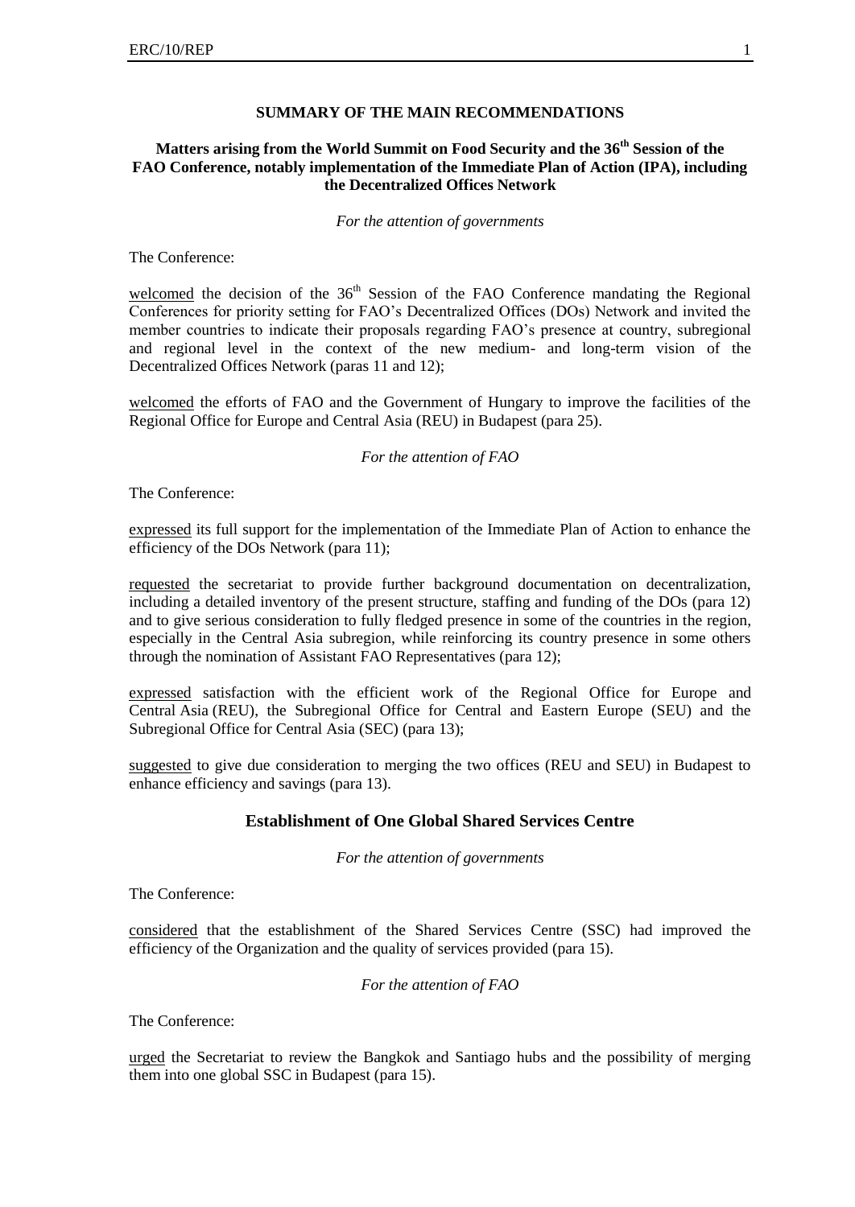## SUMMARY OF THE MAIN RECOMMENDATIONS

### Matters arising from the World Summit on Food Security and the 36th Session of the FAO Conference, notably implementation of the Immediate Plan of Action (IPA), including the Decentralized Offices Network

*For the attention of governments*

The Conference:

welcomed the decision of the 36th Session of the FAO Conference mandating the Regional Conferences for priority setting for FAO's Decentralized Offices (DOs) Network and invited the member countries to indicate their proposals regarding FAO's presence at country, subregional and regional level in the context of the new medium- and long-term vision of the Decentralized Offices Network (paras 11 and 12);

welcomed the efforts of FAO and the Government of Hungary to improve the facilities of the Regional Office for Europe and Central Asia (REU) in Budapest (para 25).

*For the attention of FAO*

The Conference:

expressed its full support for the implementation of the Immediate Plan of Action to enhance the efficiency of the DOs Network (para 11);

requested the secretariat to provide further background documentation on decentralization, including a detailed inventory of the present structure, staffing and funding of the DOs (para 12) and to give serious consideration to fully fledged presence in some of the countries in the region, especially in the Central Asia subregion, while reinforcing its country presence in some others through the nomination of Assistant FAO Representatives (para 12);

expressed satisfaction with the efficient work of the Regional Office for Europe and Central Asia (REU), the Subregional Office for Central and Eastern Europe (SEU) and the Subregional Office for Central Asia (SEC) (para 13);

suggested to give due consideration to merging the two offices (REU and SEU) in Budapest to enhance efficiency and savings (para 13).

### Establishment of One Global Shared Services Centre

*For the attention of governments*

The Conference:

considered that the establishment of the Shared Services Centre (SSC) had improved the efficiency of the Organization and the quality of services provided (para 15).

*For the attention of FAO*

The Conference:

urged the Secretariat to review the Bangkok and Santiago hubs and the possibility of merging them into one global SSC in Budapest (para 15).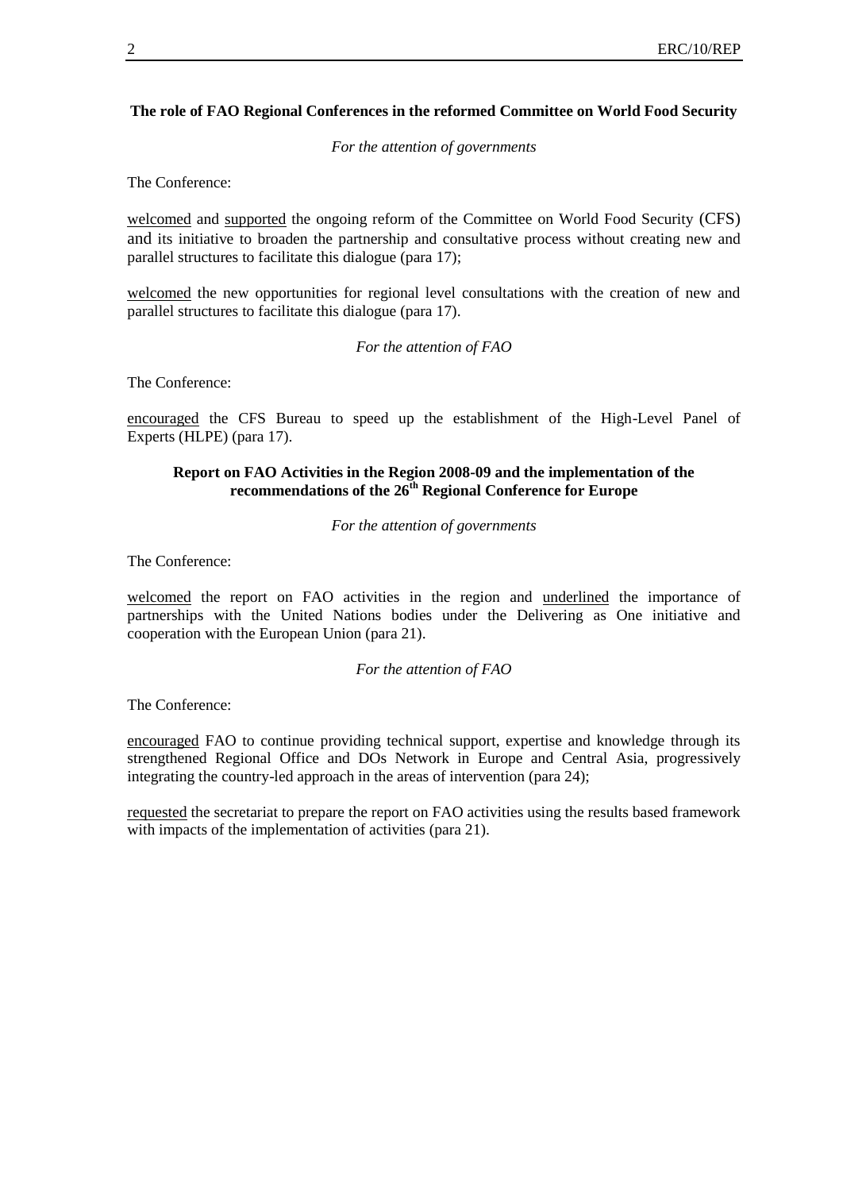**The role of FAO Regional Conferences in the reformed Committee on World Food Security**

*For the attention of governments*

The Conference:

welcomed and supported the ongoing reform of the Committee on World Food Security (CFS) and its initiative to broaden the partnership and consultative process without creating new and parallel structures to facilitate this dialogue (para 17);

welcomed the new opportunities for regional level consultations with the creation of new and parallel structures to facilitate this dialogue (para 17).

*For the attention of FAO*

The Conference:

encouraged the CFS Bureau to speed up the establishment of the High-Level Panel of Experts (HLPE) (para 17).

**Report on FAO Activities in the Region 2008-09 and the implementation of the recommendations of the 26th Regional Conference for Europe**

*For the attention of governments*

The Conference:

welcomed the report on FAO activities in the region and underlined the importance of partnerships with the United Nations bodies under the Delivering as One initiative and cooperation with the European Union (para 21).

*For the attention of FAO*

The Conference:

encouraged FAO to continue providing technical support, expertise and knowledge through its strengthened Regional Office and DOs Network in Europe and Central Asia, progressively integrating the country-led approach in the areas of intervention (para 24);

requested the secretariat to prepare the report on FAO activities using the results based framework with impacts of the implementation of activities (para 21).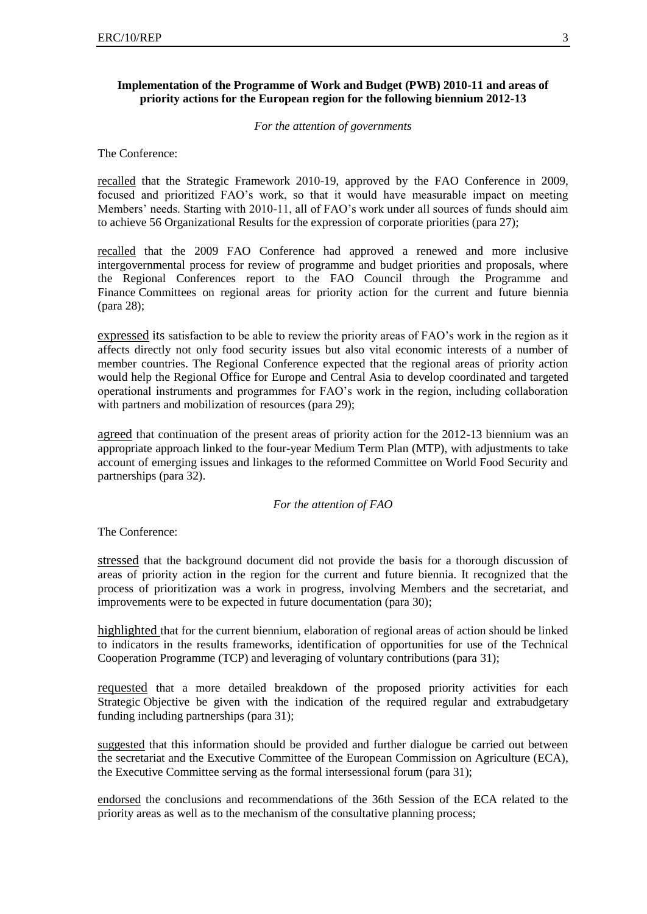**Implementation of the Programme of Work and Budget (PWB) 2010-11 and areas of priority actions for the European region for the following biennium 2012-13**

*For the attention of governments*

The Conference:

recalled that the Strategic Framework 2010-19, approved by the FAO Conference in 2009, focused and prioritized FAO's work, so that it would have measurable impact on meeting Members' needs. Starting with 2010-11, all of FAO's work under all sources of funds should aim to achieve 56 Organizational Results for the expression of corporate priorities (para 27);

recalled that the 2009 FAO Conference had approved a renewed and more inclusive intergovernmental process for review of programme and budget priorities and proposals, where the Regional Conferences report to the FAO Council through the Programme and Finance Committees on regional areas for priority action for the current and future biennia (para 28);

expressed its satisfaction to be able to review the priority areas of FAO's work in the region as it affects directly not only food security issues but also vital economic interests of a number of member countries. The Regional Conference expected that the regional areas of priority action would help the Regional Office for Europe and Central Asia to develop coordinated and targeted operational instruments and programmes for FAO's work in the region, including collaboration with partners and mobilization of resources (para 29);

agreed that continuation of the present areas of priority action for the 2012-13 biennium was an appropriate approach linked to the four-year Medium Term Plan (MTP), with adjustments to take account of emerging issues and linkages to the reformed Committee on World Food Security and partnerships (para 32).

*For the attention of FAO*

The Conference:

stressed that the background document did not provide the basis for a thorough discussion of areas of priority action in the region for the current and future biennia. It recognized that the process of prioritization was a work in progress, involving Members and the secretariat, and improvements were to be expected in future documentation (para 30);

highlighted that for the current biennium, elaboration of regional areas of action should be linked to indicators in the results frameworks, identification of opportunities for use of the Technical Cooperation Programme (TCP) and leveraging of voluntary contributions (para 31);

requested that a more detailed breakdown of the proposed priority activities for each Strategic Objective be given with the indication of the required regular and extrabudgetary funding including partnerships (para 31);

suggested that this information should be provided and further dialogue be carried out between the secretariat and the Executive Committee of the European Commission on Agriculture (ECA), the Executive Committee serving as the formal intersessional forum (para 31);

endorsed the conclusions and recommendations of the 36th Session of the ECA related to the priority areas as well as to the mechanism of the consultative planning process;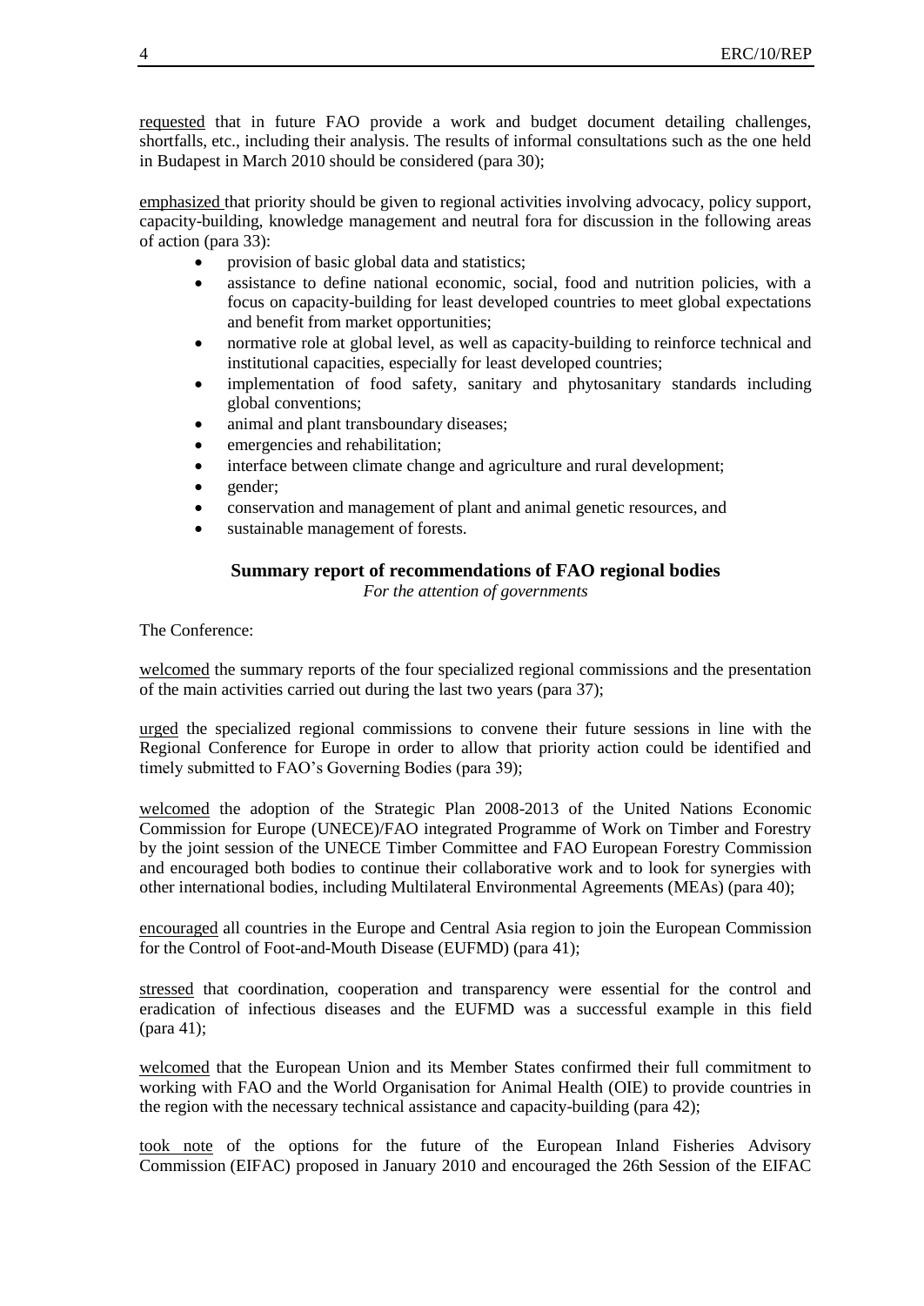requested that in future FAO provide a work and budget document detailing challenges, shortfalls, etc., including their analysis. The results of informal consultations such as the one held in Budapest in March 2010 should be considered (para 30);

emphasized that priority should be given to regional activities involving advocacy, policy support, capacity-building, knowledge management and neutral fora for discussion in the following areas of action (para 33):

- provision of basic global data and statistics;
- assistance to define national economic, social, food and nutrition policies, with a focus on capacity-building for least developed countries to meet global expectations and benefit from market opportunities;
- normative role at global level, as well as capacity-building to reinforce technical and institutional capacities, especially for least developed countries;
- implementation of food safety, sanitary and phytosanitary standards including global conventions;
- animal and plant transboundary diseases;
- emergencies and rehabilitation;
- interface between climate change and agriculture and rural development;
- gender;
- conservation and management of plant and animal genetic resources, and
- sustainable management of forests.

## Summary report of recommendations of FAO regional bodies

*For the attention of governments*

The Conference:

welcomed the summary reports of the four specialized regional commissions and the presentation of the main activities carried out during the last two years (para 37);

urged the specialized regional commissions to convene their future sessions in line with the Regional Conference for Europe in order to allow that priority action could be identified and timely submitted to FAO's Governing Bodies (para 39);

welcomed the adoption of the Strategic Plan 2008-2013 of the United Nations Economic Commission for Europe (UNECE)/FAO integrated Programme of Work on Timber and Forestry by the joint session of the UNECE Timber Committee and FAO European Forestry Commission and encouraged both bodies to continue their collaborative work and to look for synergies with other international bodies, including Multilateral Environmental Agreements (MEAs) (para 40);

encouraged all countries in the Europe and Central Asia region to join the European Commission for the Control of Foot-and-Mouth Disease (EUFMD) (para 41);

stressed that coordination, cooperation and transparency were essential for the control and eradication of infectious diseases and the EUFMD was a successful example in this field (para 41);

welcomed that the European Union and its Member States confirmed their full commitment to working with FAO and the World Organisation for Animal Health (OIE) to provide countries in the region with the necessary technical assistance and capacity-building (para 42);

took note of the options for the future of the European Inland Fisheries Advisory Commission (EIFAC) proposed in January 2010 and encouraged the 26th Session of the EIFAC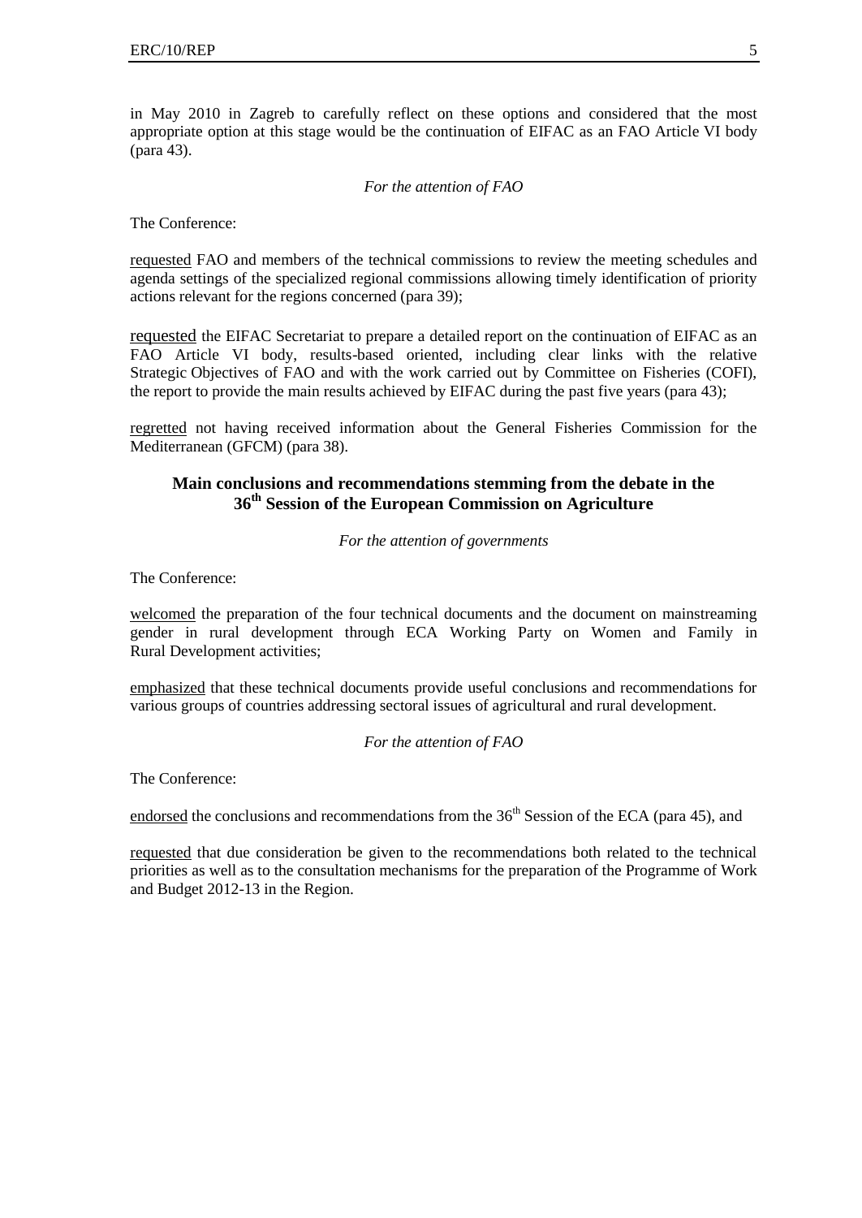in May 2010 in Zagreb to carefully reflect on these options and considered that the most appropriate option at this stage would be the continuation of EIFAC as an FAO Article VI body (para 43).

*For the attention of FAO*

The Conference:

requested FAO and members of the technical commissions to review the meeting schedules and agenda settings of the specialized regional commissions allowing timely identification of priority actions relevant for the regions concerned (para 39);

requested the EIFAC Secretariat to prepare a detailed report on the continuation of EIFAC as an FAO Article VI body, results-based oriented, including clear links with the relative Strategic Objectives of FAO and with the work carried out by Committee on Fisheries (COFI), the report to provide the main results achieved by EIFAC during the past five years (para 43);

regretted not having received information about the General Fisheries Commission for the Mediterranean (GFCM) (para 38).

## Main conclusions and recommendations stemming from the debate in the 36th Session of the European Commission on Agriculture

*For the attention of governments*

The Conference:

welcomed the preparation of the four technical documents and the document on mainstreaming gender in rural development through ECA Working Party on Women and Family in Rural Development activities;

emphasized that these technical documents provide useful conclusions and recommendations for various groups of countries addressing sectoral issues of agricultural and rural development.

*For the attention of FAO*

The Conference:

endorsed the conclusions and recommendations from the 36th Session of the ECA (para 45), and

requested that due consideration be given to the recommendations both related to the technical priorities as well as to the consultation mechanisms for the preparation of the Programme of Work and Budget 2012-13 in the Region.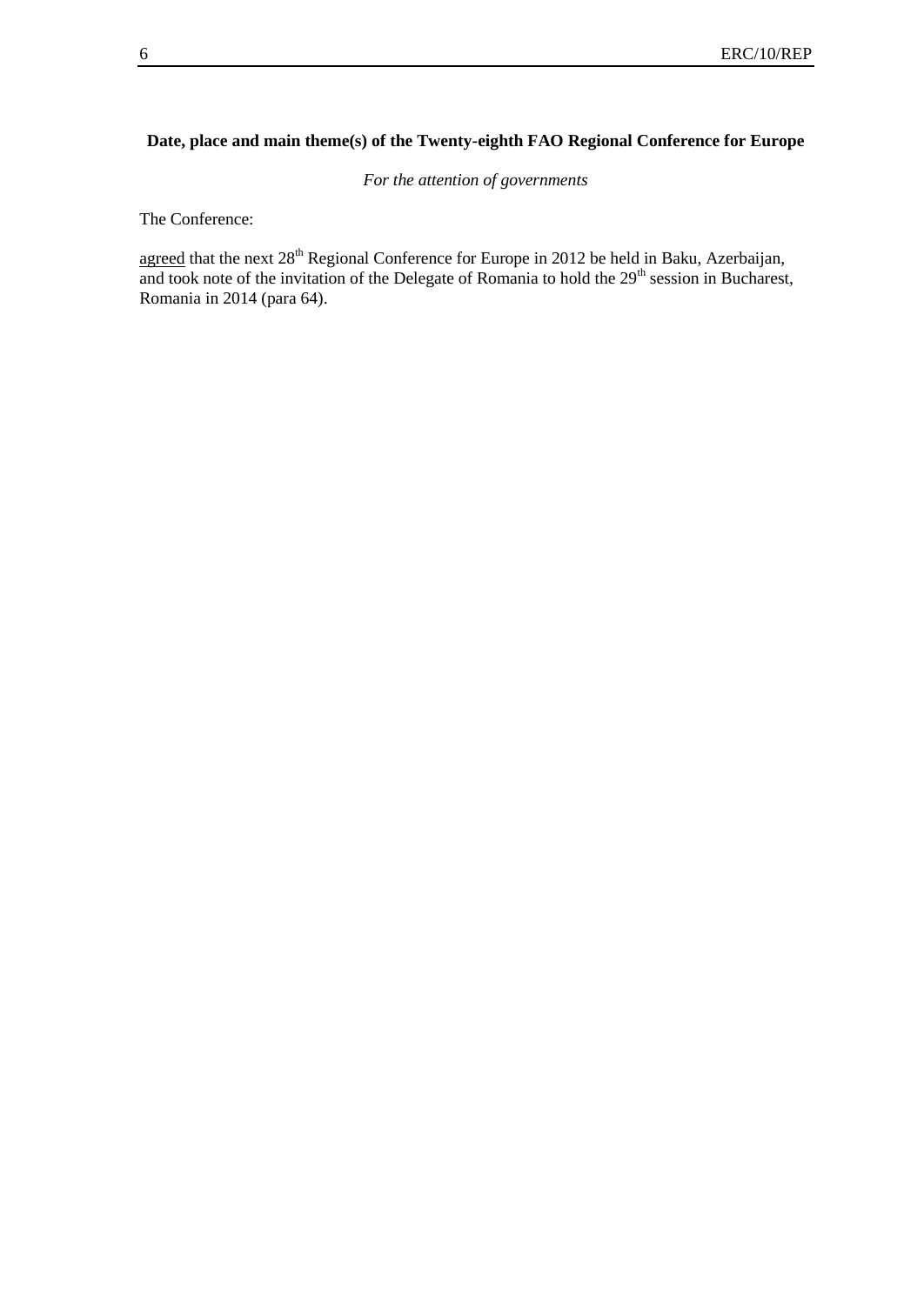**Date, place and main theme(s) of the Twenty-eighth FAO Regional Conference for Europe**

*For the attention of governments*

The Conference:

<u>agreed</u> that the next 28th Regional Conference for Europe in 2012 be held in Baku, Azerbaijan, and took note of the invitation of the Delegate of Romania to hold the 29th session in Bucharest, Romania in 2014 (para 64).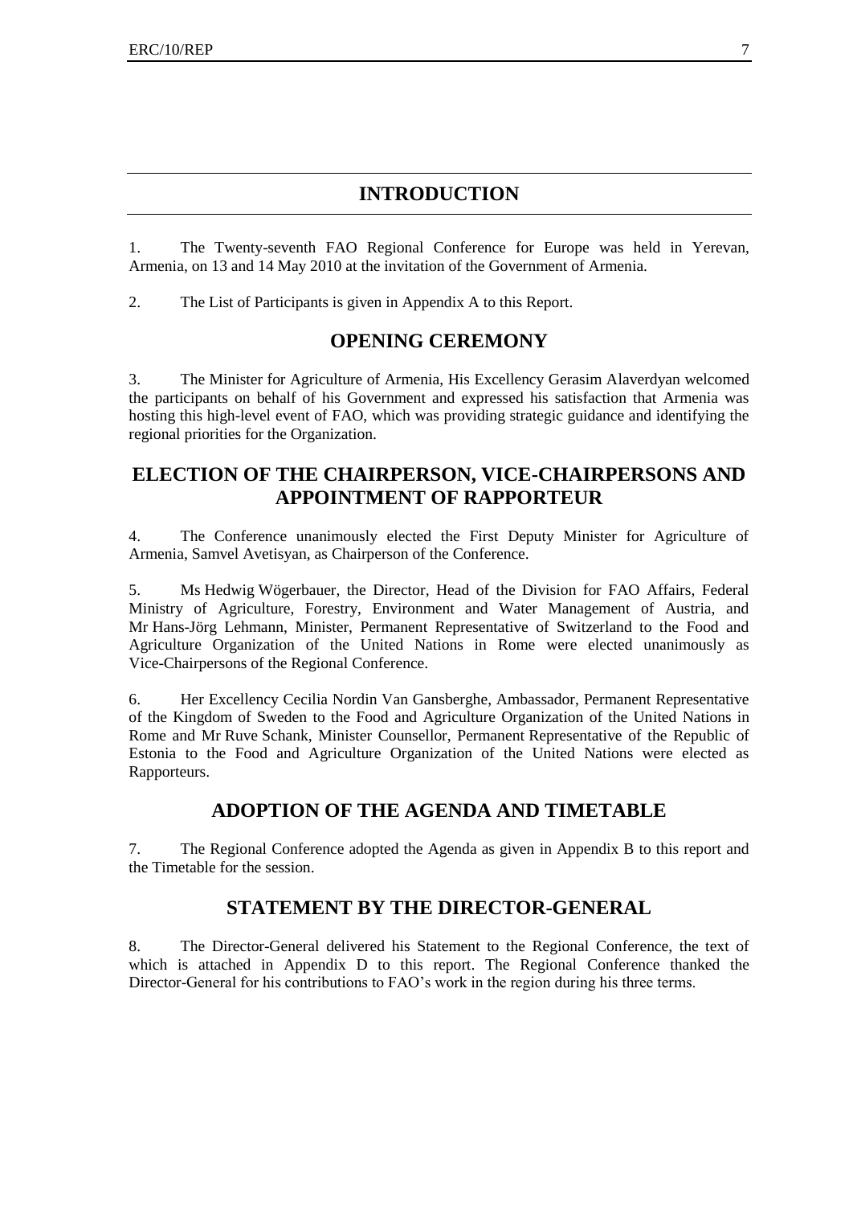# INTRODUCTION

1. The Twenty-seventh FAO Regional Conference for Europe was held in Yerevan, Armenia, on 13 and 14 May 2010 at the invitation of the Government of Armenia.

2. The List of Participants is given in Appendix A to this Report.

## OPENING CEREMONY

3. The Minister for Agriculture of Armenia, His Excellency Gerasim Alaverdyan welcomed the participants on behalf of his Government and expressed his satisfaction that Armenia was hosting this high-level event of FAO, which was providing strategic guidance and identifying the regional priorities for the Organization.

## ELECTION OF THE CHAIRPERSON, VICE-CHAIRPERSONS AND APPOINTMENT OF RAPPORTEUR

4. The Conference unanimously elected the First Deputy Minister for Agriculture of Armenia, Samvel Avetisyan, as Chairperson of the Conference.

5. Ms Hedwig Wögerbauer, the Director, Head of the Division for FAO Affairs, Federal Ministry of Agriculture, Forestry, Environment and Water Management of Austria, and Mr Hans-Jörg Lehmann, Minister, Permanent Representative of Switzerland to the Food and Agriculture Organization of the United Nations in Rome were elected unanimously as Vice-Chairpersons of the Regional Conference.

6. Her Excellency Cecilia Nordin Van Gansberghe, Ambassador, Permanent Representative of the Kingdom of Sweden to the Food and Agriculture Organization of the United Nations in Rome and Mr Ruve Schank, Minister Counsellor, Permanent Representative of the Republic of Estonia to the Food and Agriculture Organization of the United Nations were elected as Rapporteurs.

## ADOPTION OF THE AGENDA AND TIMETABLE

7. The Regional Conference adopted the Agenda as given in Appendix B to this report and the Timetable for the session.

## STATEMENT BY THE DIRECTOR-GENERAL

8. The Director-General delivered his Statement to the Regional Conference, the text of which is attached in Appendix D to this report. The Regional Conference thanked the Director-General for his contributions to FAO's work in the region during his three terms.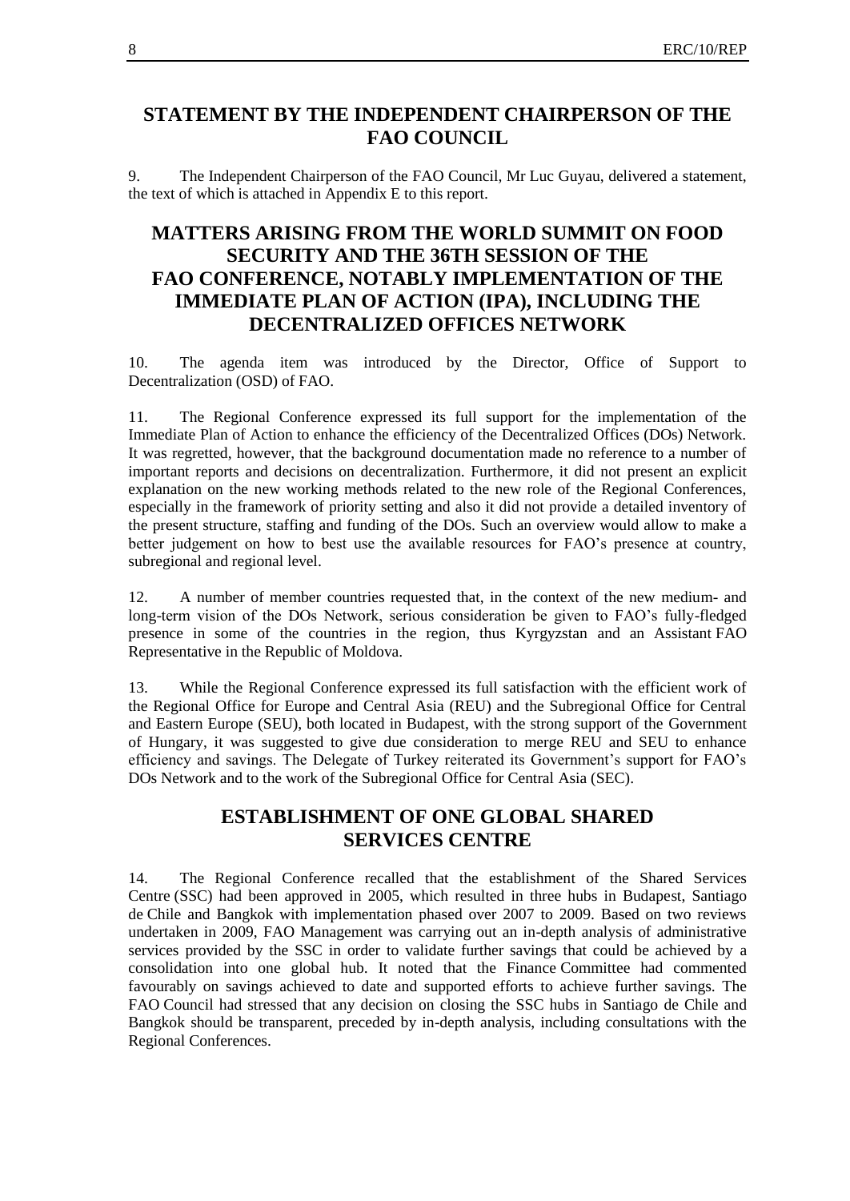## STATEMENT BY THE INDEPENDENT CHAIRPERSON OF THE FAO COUNCIL

9. The Independent Chairperson of the FAO Council, Mr Luc Guyau, delivered a statement, the text of which is attached in Appendix E to this report.

## MATTERS ARISING FROM THE WORLD SUMMIT ON FOOD SECURITY AND THE 36TH SESSION OF THE FAO CONFERENCE, NOTABLY IMPLEMENTATION OF THE IMMEDIATE PLAN OF ACTION (IPA), INCLUDING THE DECENTRALIZED OFFICES NETWORK

10. The agenda item was introduced by the Director, Office of Support to Decentralization (OSD) of FAO.

11. The Regional Conference expressed its full support for the implementation of the Immediate Plan of Action to enhance the efficiency of the Decentralized Offices (DOs) Network. It was regretted, however, that the background documentation made no reference to a number of important reports and decisions on decentralization. Furthermore, it did not present an explicit explanation on the new working methods related to the new role of the Regional Conferences, especially in the framework of priority setting and also it did not provide a detailed inventory of the present structure, staffing and funding of the DOs. Such an overview would allow to make a better judgement on how to best use the available resources for FAO's presence at country, subregional and regional level.

12. A number of member countries requested that, in the context of the new medium- and long-term vision of the DOs Network, serious consideration be given to FAO's fully-fledged presence in some of the countries in the region, thus Kyrgyzstan and an Assistant FAO Representative in the Republic of Moldova.

13. While the Regional Conference expressed its full satisfaction with the efficient work of the Regional Office for Europe and Central Asia (REU) and the Subregional Office for Central and Eastern Europe (SEU), both located in Budapest, with the strong support of the Government of Hungary, it was suggested to give due consideration to merge REU and SEU to enhance efficiency and savings. The Delegate of Turkey reiterated its Government's support for FAO's DOs Network and to the work of the Subregional Office for Central Asia (SEC).

## ESTABLISHMENT OF ONE GLOBAL SHARED SERVICES CENTRE

14. The Regional Conference recalled that the establishment of the Shared Services Centre (SSC) had been approved in 2005, which resulted in three hubs in Budapest, Santiago de Chile and Bangkok with implementation phased over 2007 to 2009. Based on two reviews undertaken in 2009, FAO Management was carrying out an in-depth analysis of administrative services provided by the SSC in order to validate further savings that could be achieved by a consolidation into one global hub. It noted that the Finance Committee had commented favourably on savings achieved to date and supported efforts to achieve further savings. The FAO Council had stressed that any decision on closing the SSC hubs in Santiago de Chile and Bangkok should be transparent, preceded by in-depth analysis, including consultations with the Regional Conferences.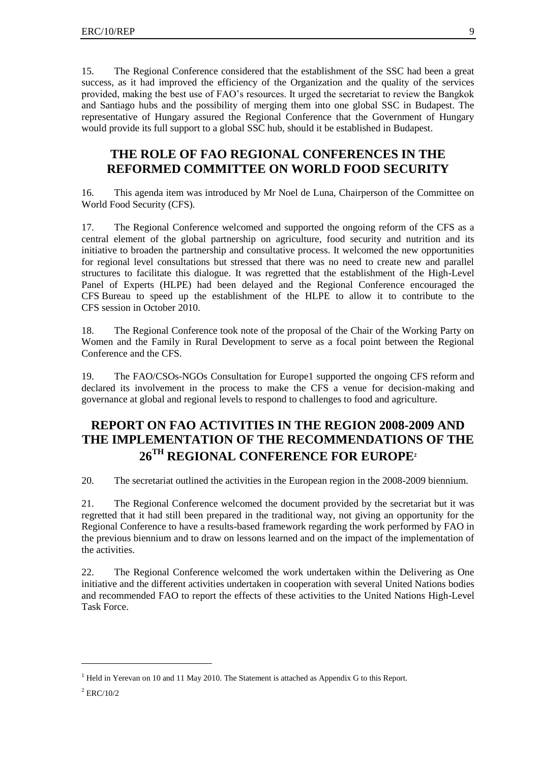15. The Regional Conference considered that the establishment of the SSC had been a great success, as it had improved the efficiency of the Organization and the quality of the services provided, making the best use of FAO's resources. It urged the secretariat to review the Bangkok and Santiago hubs and the possibility of merging them into one global SSC in Budapest. The representative of Hungary assured the Regional Conference that the Government of Hungary would provide its full support to a global SSC hub, should it be established in Budapest.

## THE ROLE OF FAO REGIONAL CONFERENCES IN THE REFORMED COMMITTEE ON WORLD FOOD SECURITY

16. This agenda item was introduced by Mr Noel de Luna, Chairperson of the Committee on World Food Security (CFS).

17. The Regional Conference welcomed and supported the ongoing reform of the CFS as a central element of the global partnership on agriculture, food security and nutrition and its initiative to broaden the partnership and consultative process. It welcomed the new opportunities for regional level consultations but stressed that there was no need to create new and parallel structures to facilitate this dialogue. It was regretted that the establishment of the High-Level Panel of Experts (HLPE) had been delayed and the Regional Conference encouraged the CFS Bureau to speed up the establishment of the HLPE to allow it to contribute to the CFS session in October 2010.

18. The Regional Conference took note of the proposal of the Chair of the Working Party on Women and the Family in Rural Development to serve as a focal point between the Regional Conference and the CFS.

19. The FAO/CSOs-NGOs Consultation for Europe[1] supported the ongoing CFS reform and declared its involvement in the process to make the CFS a venue for decision-making and governance at global and regional levels to respond to challenges to food and agriculture.

## REPORT ON FAO ACTIVITIES IN THE REGION 2008-2009 AND THE IMPLEMENTATION OF THE RECOMMENDATIONS OF THE 26TH REGIONAL CONFERENCE FOR EUROPE[2]

20. The secretariat outlined the activities in the European region in the 2008-2009 biennium.

21. The Regional Conference welcomed the document provided by the secretariat but it was regretted that it had still been prepared in the traditional way, not giving an opportunity for the Regional Conference to have a results-based framework regarding the work performed by FAO in the previous biennium and to draw on lessons learned and on the impact of the implementation of the activities.

22. The Regional Conference welcomed the work undertaken within the Delivering as One initiative and the different activities undertaken in cooperation with several United Nations bodies and recommended FAO to report the effects of these activities to the United Nations High-Level Task Force.

---

[1] Held in Yerevan on 10 and 11 May 2010. The Statement is attached as Appendix G to this Report.

[2] ERC/10/2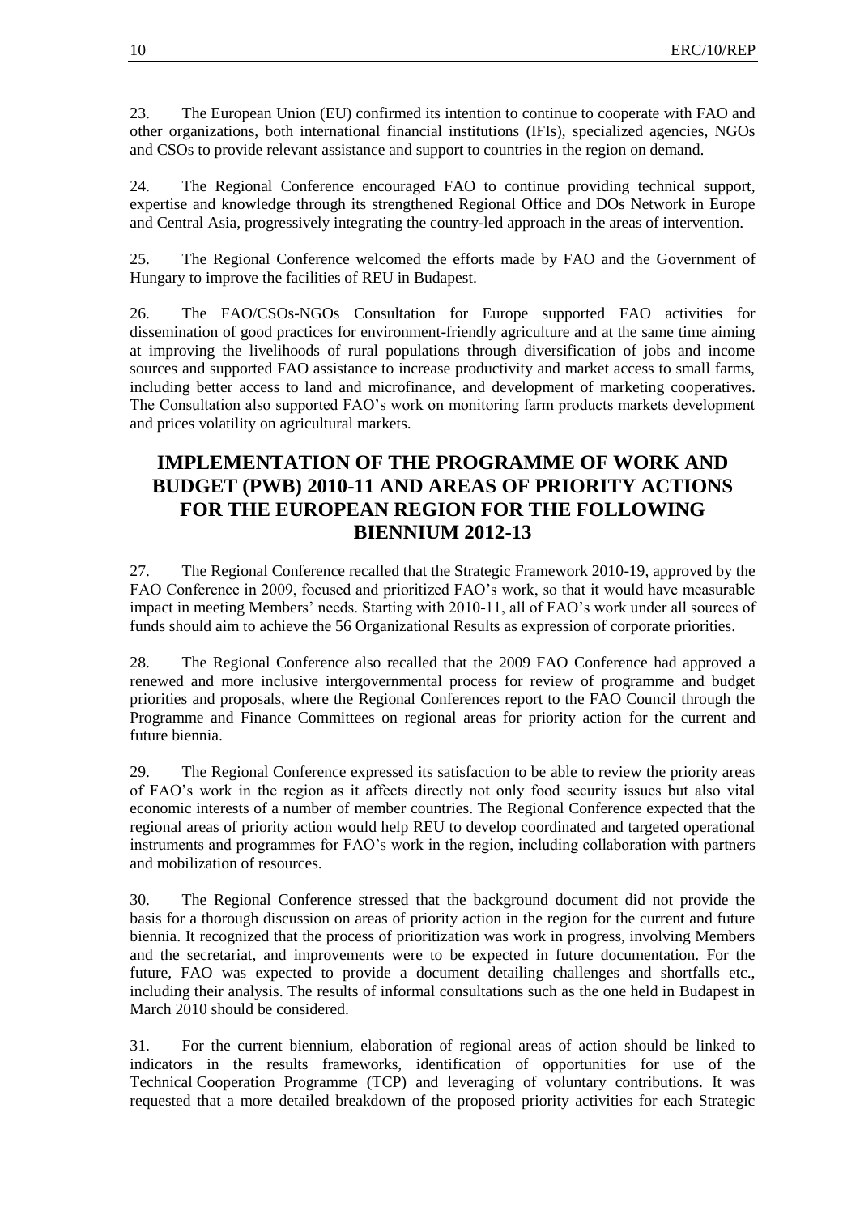23. The European Union (EU) confirmed its intention to continue to cooperate with FAO and other organizations, both international financial institutions (IFIs), specialized agencies, NGOs and CSOs to provide relevant assistance and support to countries in the region on demand.

24. The Regional Conference encouraged FAO to continue providing technical support, expertise and knowledge through its strengthened Regional Office and DOs Network in Europe and Central Asia, progressively integrating the country-led approach in the areas of intervention.

25. The Regional Conference welcomed the efforts made by FAO and the Government of Hungary to improve the facilities of REU in Budapest.

26. The FAO/CSOs-NGOs Consultation for Europe supported FAO activities for dissemination of good practices for environment-friendly agriculture and at the same time aiming at improving the livelihoods of rural populations through diversification of jobs and income sources and supported FAO assistance to increase productivity and market access to small farms, including better access to land and microfinance, and development of marketing cooperatives. The Consultation also supported FAO's work on monitoring farm products markets development and prices volatility on agricultural markets.

# IMPLEMENTATION OF THE PROGRAMME OF WORK AND BUDGET (PWB) 2010-11 AND AREAS OF PRIORITY ACTIONS FOR THE EUROPEAN REGION FOR THE FOLLOWING BIENNIUM 2012-13

27. The Regional Conference recalled that the Strategic Framework 2010-19, approved by the FAO Conference in 2009, focused and prioritized FAO's work, so that it would have measurable impact in meeting Members' needs. Starting with 2010-11, all of FAO's work under all sources of funds should aim to achieve the 56 Organizational Results as expression of corporate priorities.

28. The Regional Conference also recalled that the 2009 FAO Conference had approved a renewed and more inclusive intergovernmental process for review of programme and budget priorities and proposals, where the Regional Conferences report to the FAO Council through the Programme and Finance Committees on regional areas for priority action for the current and future biennia.

29. The Regional Conference expressed its satisfaction to be able to review the priority areas of FAO's work in the region as it affects directly not only food security issues but also vital economic interests of a number of member countries. The Regional Conference expected that the regional areas of priority action would help REU to develop coordinated and targeted operational instruments and programmes for FAO's work in the region, including collaboration with partners and mobilization of resources.

30. The Regional Conference stressed that the background document did not provide the basis for a thorough discussion on areas of priority action in the region for the current and future biennia. It recognized that the process of prioritization was work in progress, involving Members and the secretariat, and improvements were to be expected in future documentation. For the future, FAO was expected to provide a document detailing challenges and shortfalls etc., including their analysis. The results of informal consultations such as the one held in Budapest in March 2010 should be considered.

31. For the current biennium, elaboration of regional areas of action should be linked to indicators in the results frameworks, identification of opportunities for use of the Technical Cooperation Programme (TCP) and leveraging of voluntary contributions. It was requested that a more detailed breakdown of the proposed priority activities for each Strategic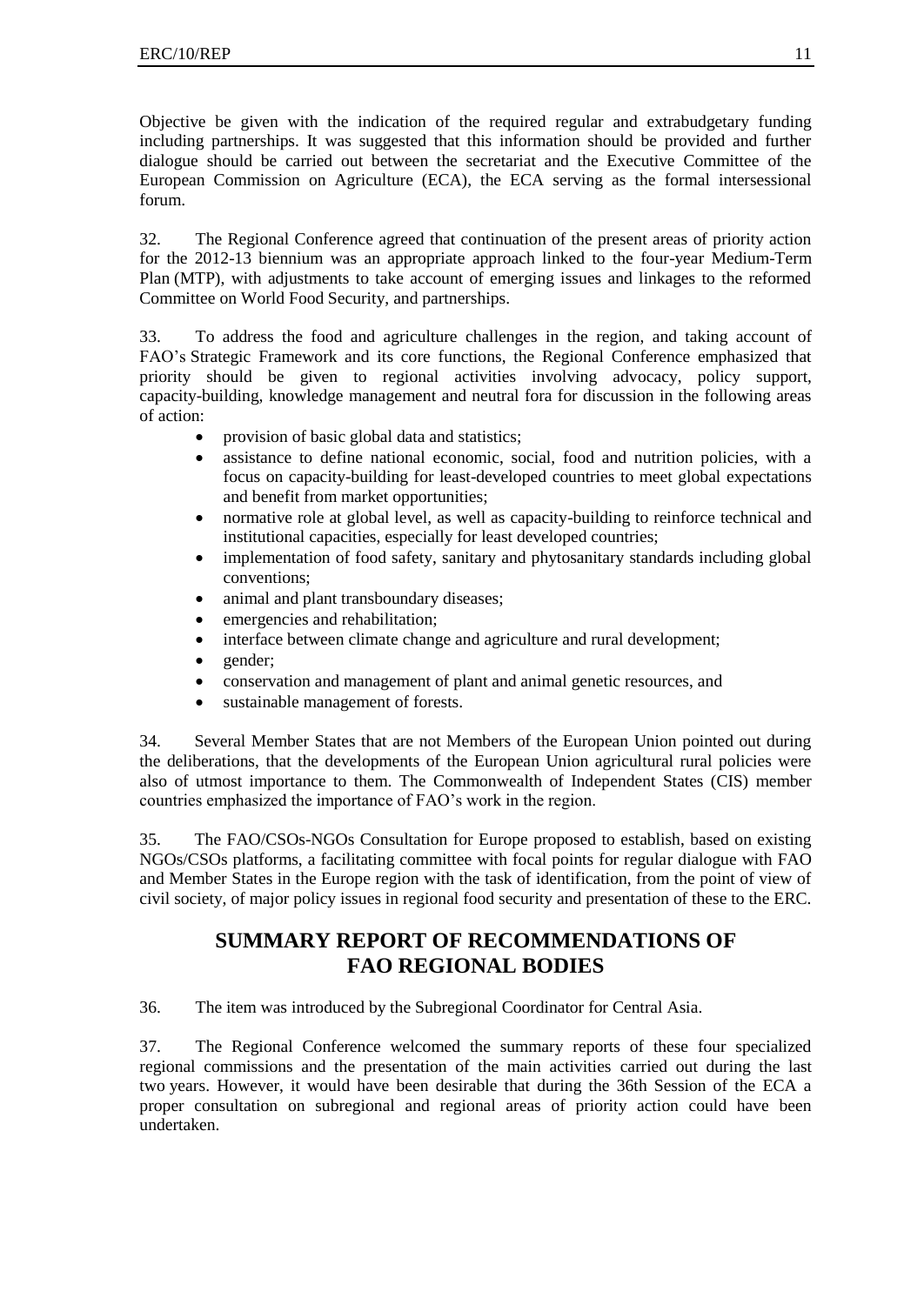Objective be given with the indication of the required regular and extrabudgetary funding including partnerships. It was suggested that this information should be provided and further dialogue should be carried out between the secretariat and the Executive Committee of the European Commission on Agriculture (ECA), the ECA serving as the formal intersessional forum.

32. The Regional Conference agreed that continuation of the present areas of priority action for the 2012-13 biennium was an appropriate approach linked to the four-year Medium-Term Plan (MTP), with adjustments to take account of emerging issues and linkages to the reformed Committee on World Food Security, and partnerships.

33. To address the food and agriculture challenges in the region, and taking account of FAO's Strategic Framework and its core functions, the Regional Conference emphasized that priority should be given to regional activities involving advocacy, policy support, capacity-building, knowledge management and neutral fora for discussion in the following areas of action:

- provision of basic global data and statistics;
- assistance to define national economic, social, food and nutrition policies, with a focus on capacity-building for least-developed countries to meet global expectations and benefit from market opportunities;
- normative role at global level, as well as capacity-building to reinforce technical and institutional capacities, especially for least developed countries;
- implementation of food safety, sanitary and phytosanitary standards including global conventions;
- animal and plant transboundary diseases;
- emergencies and rehabilitation;
- interface between climate change and agriculture and rural development;
- gender;
- conservation and management of plant and animal genetic resources, and
- sustainable management of forests.

34. Several Member States that are not Members of the European Union pointed out during the deliberations, that the developments of the European Union agricultural rural policies were also of utmost importance to them. The Commonwealth of Independent States (CIS) member countries emphasized the importance of FAO's work in the region.

35. The FAO/CSOs-NGOs Consultation for Europe proposed to establish, based on existing NGOs/CSOs platforms, a facilitating committee with focal points for regular dialogue with FAO and Member States in the Europe region with the task of identification, from the point of view of civil society, of major policy issues in regional food security and presentation of these to the ERC.

## SUMMARY REPORT OF RECOMMENDATIONS OF FAO REGIONAL BODIES

36. The item was introduced by the Subregional Coordinator for Central Asia.

37. The Regional Conference welcomed the summary reports of these four specialized regional commissions and the presentation of the main activities carried out during the last two years. However, it would have been desirable that during the 36th Session of the ECA a proper consultation on subregional and regional areas of priority action could have been undertaken.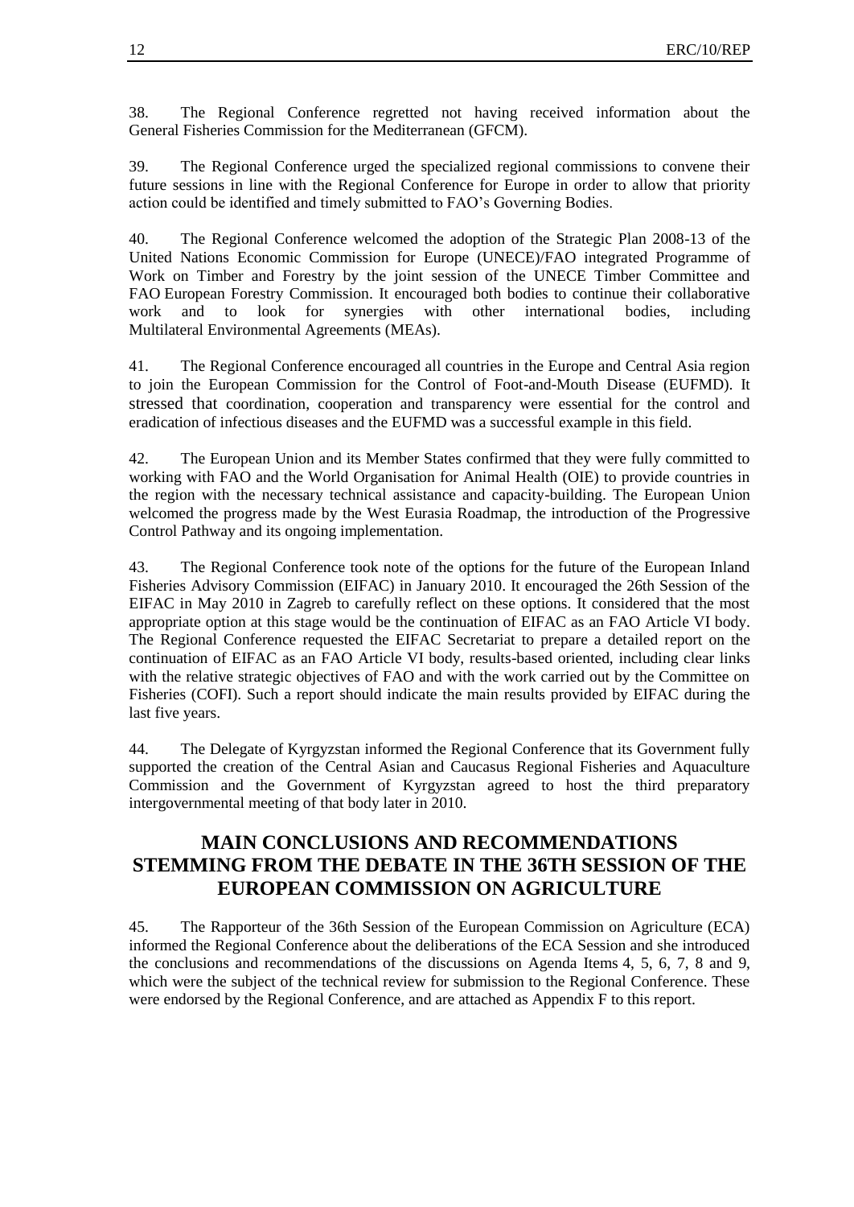38. The Regional Conference regretted not having received information about the General Fisheries Commission for the Mediterranean (GFCM).

39. The Regional Conference urged the specialized regional commissions to convene their future sessions in line with the Regional Conference for Europe in order to allow that priority action could be identified and timely submitted to FAO's Governing Bodies.

40. The Regional Conference welcomed the adoption of the Strategic Plan 2008-13 of the United Nations Economic Commission for Europe (UNECE)/FAO integrated Programme of Work on Timber and Forestry by the joint session of the UNECE Timber Committee and FAO European Forestry Commission. It encouraged both bodies to continue their collaborative work and to look for synergies with other international bodies, including Multilateral Environmental Agreements (MEAs).

41. The Regional Conference encouraged all countries in the Europe and Central Asia region to join the European Commission for the Control of Foot-and-Mouth Disease (EUFMD). It stressed that coordination, cooperation and transparency were essential for the control and eradication of infectious diseases and the EUFMD was a successful example in this field.

42. The European Union and its Member States confirmed that they were fully committed to working with FAO and the World Organisation for Animal Health (OIE) to provide countries in the region with the necessary technical assistance and capacity-building. The European Union welcomed the progress made by the West Eurasia Roadmap, the introduction of the Progressive Control Pathway and its ongoing implementation.

43. The Regional Conference took note of the options for the future of the European Inland Fisheries Advisory Commission (EIFAC) in January 2010. It encouraged the 26th Session of the EIFAC in May 2010 in Zagreb to carefully reflect on these options. It considered that the most appropriate option at this stage would be the continuation of EIFAC as an FAO Article VI body. The Regional Conference requested the EIFAC Secretariat to prepare a detailed report on the continuation of EIFAC as an FAO Article VI body, results-based oriented, including clear links with the relative strategic objectives of FAO and with the work carried out by the Committee on Fisheries (COFI). Such a report should indicate the main results provided by EIFAC during the last five years.

44. The Delegate of Kyrgyzstan informed the Regional Conference that its Government fully supported the creation of the Central Asian and Caucasus Regional Fisheries and Aquaculture Commission and the Government of Kyrgyzstan agreed to host the third preparatory intergovernmental meeting of that body later in 2010.

## MAIN CONCLUSIONS AND RECOMMENDATIONS STEMMING FROM THE DEBATE IN THE 36TH SESSION OF THE EUROPEAN COMMISSION ON AGRICULTURE

45. The Rapporteur of the 36th Session of the European Commission on Agriculture (ECA) informed the Regional Conference about the deliberations of the ECA Session and she introduced the conclusions and recommendations of the discussions on Agenda Items 4, 5, 6, 7, 8 and 9, which were the subject of the technical review for submission to the Regional Conference. These were endorsed by the Regional Conference, and are attached as Appendix F to this report.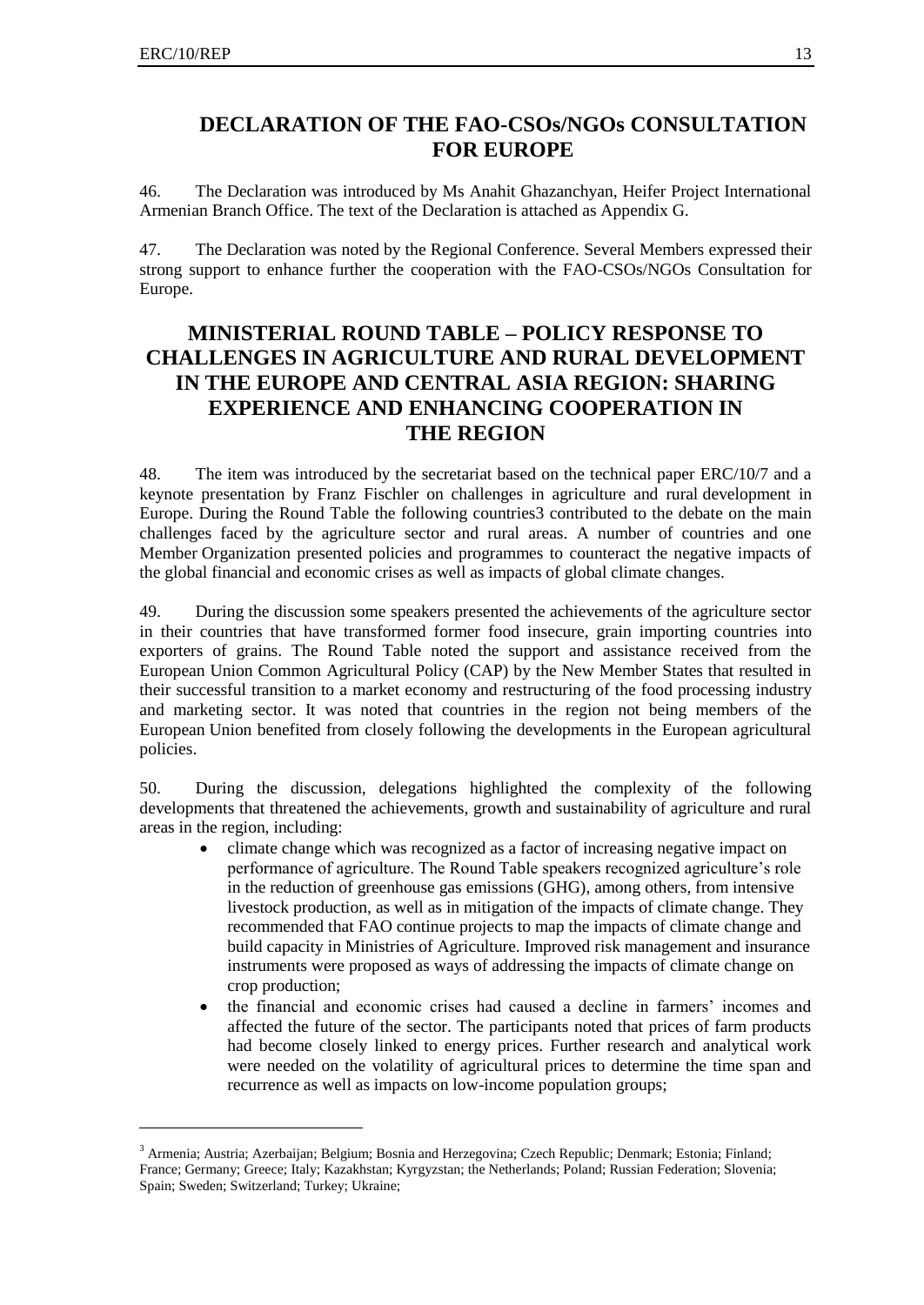## DECLARATION OF THE FAO-CSOs/NGOs CONSULTATION FOR EUROPE

46. The Declaration was introduced by Ms Anahit Ghazanchyan, Heifer Project International Armenian Branch Office. The text of the Declaration is attached as Appendix G.

47. The Declaration was noted by the Regional Conference. Several Members expressed their strong support to enhance further the cooperation with the FAO-CSOs/NGOs Consultation for Europe.

## MINISTERIAL ROUND TABLE – POLICY RESPONSE TO CHALLENGES IN AGRICULTURE AND RURAL DEVELOPMENT IN THE EUROPE AND CENTRAL ASIA REGION: SHARING EXPERIENCE AND ENHANCING COOPERATION IN THE REGION

48. The item was introduced by the secretariat based on the technical paper ERC/10/7 and a keynote presentation by Franz Fischler on challenges in agriculture and rural development in Europe. During the Round Table the following countries[3] contributed to the debate on the main challenges faced by the agriculture sector and rural areas. A number of countries and one Member Organization presented policies and programmes to counteract the negative impacts of the global financial and economic crises as well as impacts of global climate changes.

49. During the discussion some speakers presented the achievements of the agriculture sector in their countries that have transformed former food insecure, grain importing countries into exporters of grains. The Round Table noted the support and assistance received from the European Union Common Agricultural Policy (CAP) by the New Member States that resulted in their successful transition to a market economy and restructuring of the food processing industry and marketing sector. It was noted that countries in the region not being members of the European Union benefited from closely following the developments in the European agricultural policies.

50. During the discussion, delegations highlighted the complexity of the following developments that threatened the achievements, growth and sustainability of agriculture and rural areas in the region, including:

- climate change which was recognized as a factor of increasing negative impact on performance of agriculture. The Round Table speakers recognized agriculture's role in the reduction of greenhouse gas emissions (GHG), among others, from intensive livestock production, as well as in mitigation of the impacts of climate change. They recommended that FAO continue projects to map the impacts of climate change and build capacity in Ministries of Agriculture. Improved risk management and insurance instruments were proposed as ways of addressing the impacts of climate change on crop production;
- the financial and economic crises had caused a decline in farmers' incomes and affected the future of the sector. The participants noted that prices of farm products had become closely linked to energy prices. Further research and analytical work were needed on the volatility of agricultural prices to determine the time span and recurrence as well as impacts on low-income population groups;

[3] Armenia; Austria; Azerbaijan; Belgium; Bosnia and Herzegovina; Czech Republic; Denmark; Estonia; Finland; France; Germany; Greece; Italy; Kazakhstan; Kyrgyzstan; the Netherlands; Poland; Russian Federation; Slovenia; Spain; Sweden; Switzerland; Turkey; Ukraine;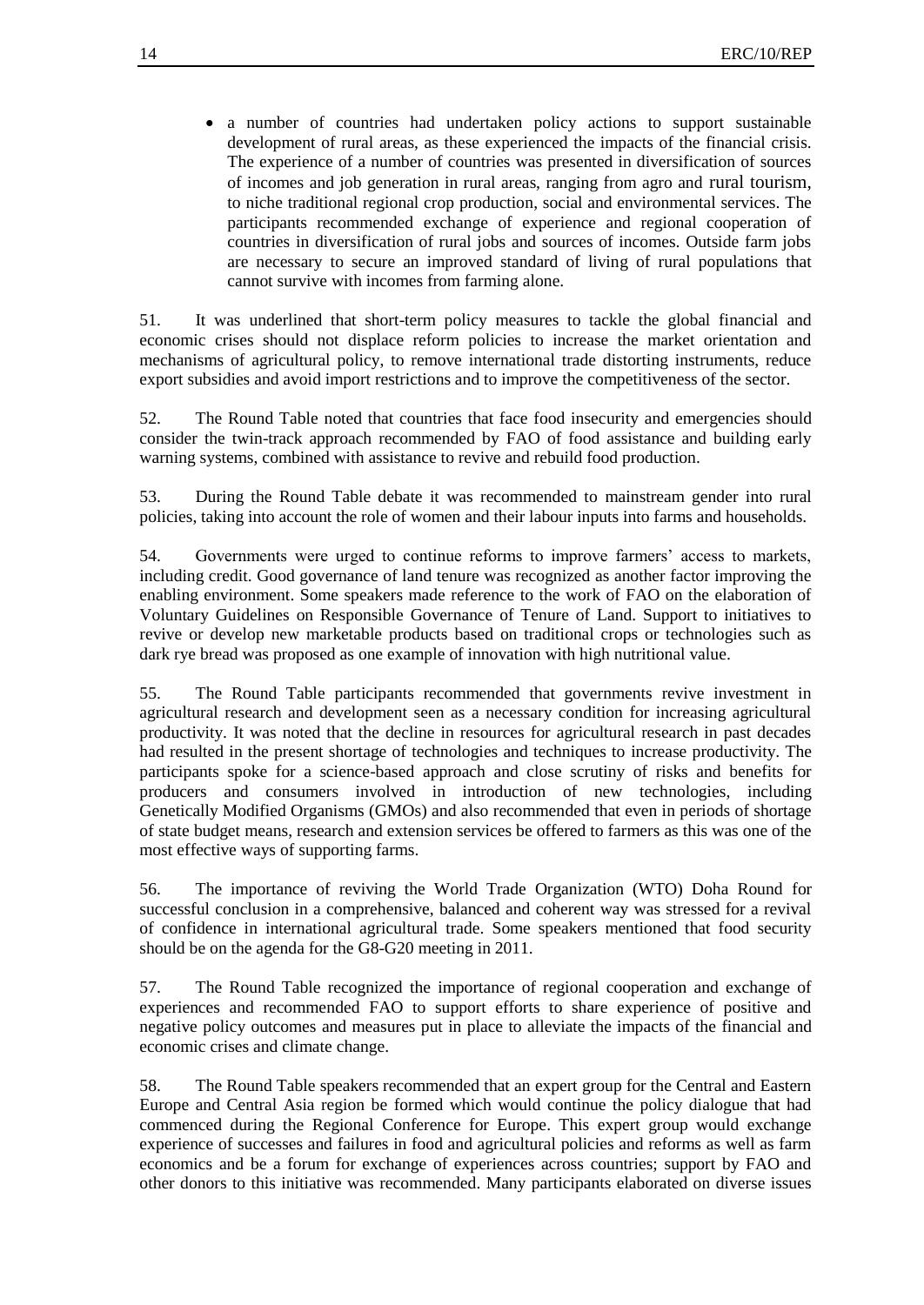- a number of countries had undertaken policy actions to support sustainable development of rural areas, as these experienced the impacts of the financial crisis. The experience of a number of countries was presented in diversification of sources of incomes and job generation in rural areas, ranging from agro and rural tourism, to niche traditional regional crop production, social and environmental services. The participants recommended exchange of experience and regional cooperation of countries in diversification of rural jobs and sources of incomes. Outside farm jobs are necessary to secure an improved standard of living of rural populations that cannot survive with incomes from farming alone.

51. It was underlined that short-term policy measures to tackle the global financial and economic crises should not displace reform policies to increase the market orientation and mechanisms of agricultural policy, to remove international trade distorting instruments, reduce export subsidies and avoid import restrictions and to improve the competitiveness of the sector.

52. The Round Table noted that countries that face food insecurity and emergencies should consider the twin-track approach recommended by FAO of food assistance and building early warning systems, combined with assistance to revive and rebuild food production.

53. During the Round Table debate it was recommended to mainstream gender into rural policies, taking into account the role of women and their labour inputs into farms and households.

54. Governments were urged to continue reforms to improve farmers' access to markets, including credit. Good governance of land tenure was recognized as another factor improving the enabling environment. Some speakers made reference to the work of FAO on the elaboration of Voluntary Guidelines on Responsible Governance of Tenure of Land. Support to initiatives to revive or develop new marketable products based on traditional crops or technologies such as dark rye bread was proposed as one example of innovation with high nutritional value.

55. The Round Table participants recommended that governments revive investment in agricultural research and development seen as a necessary condition for increasing agricultural productivity. It was noted that the decline in resources for agricultural research in past decades had resulted in the present shortage of technologies and techniques to increase productivity. The participants spoke for a science-based approach and close scrutiny of risks and benefits for producers and consumers involved in introduction of new technologies, including Genetically Modified Organisms (GMOs) and also recommended that even in periods of shortage of state budget means, research and extension services be offered to farmers as this was one of the most effective ways of supporting farms.

56. The importance of reviving the World Trade Organization (WTO) Doha Round for successful conclusion in a comprehensive, balanced and coherent way was stressed for a revival of confidence in international agricultural trade. Some speakers mentioned that food security should be on the agenda for the G8-G20 meeting in 2011.

57. The Round Table recognized the importance of regional cooperation and exchange of experiences and recommended FAO to support efforts to share experience of positive and negative policy outcomes and measures put in place to alleviate the impacts of the financial and economic crises and climate change.

58. The Round Table speakers recommended that an expert group for the Central and Eastern Europe and Central Asia region be formed which would continue the policy dialogue that had commenced during the Regional Conference for Europe. This expert group would exchange experience of successes and failures in food and agricultural policies and reforms as well as farm economics and be a forum for exchange of experiences across countries; support by FAO and other donors to this initiative was recommended. Many participants elaborated on diverse issues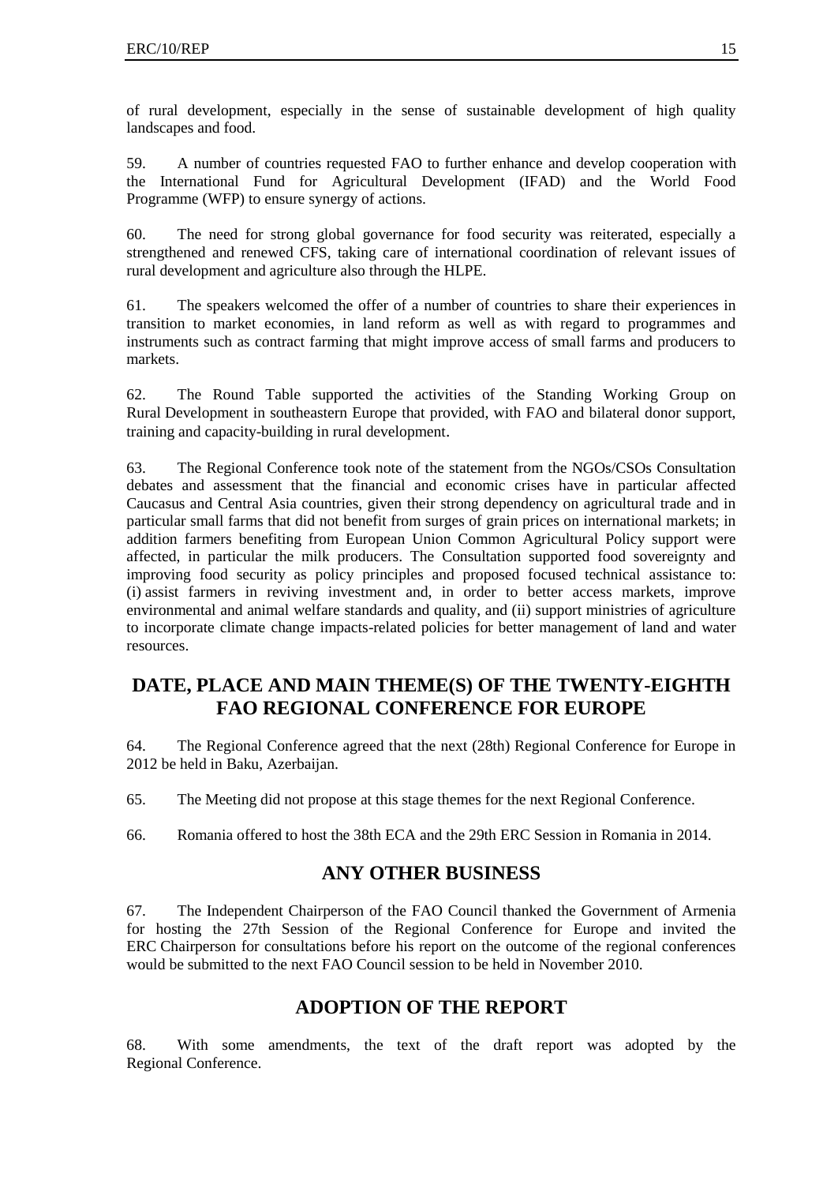of rural development, especially in the sense of sustainable development of high quality landscapes and food.

59. A number of countries requested FAO to further enhance and develop cooperation with the International Fund for Agricultural Development (IFAD) and the World Food Programme (WFP) to ensure synergy of actions.

60. The need for strong global governance for food security was reiterated, especially a strengthened and renewed CFS, taking care of international coordination of relevant issues of rural development and agriculture also through the HLPE.

61. The speakers welcomed the offer of a number of countries to share their experiences in transition to market economies, in land reform as well as with regard to programmes and instruments such as contract farming that might improve access of small farms and producers to markets.

62. The Round Table supported the activities of the Standing Working Group on Rural Development in southeastern Europe that provided, with FAO and bilateral donor support, training and capacity-building in rural development.

63. The Regional Conference took note of the statement from the NGOs/CSOs Consultation debates and assessment that the financial and economic crises have in particular affected Caucasus and Central Asia countries, given their strong dependency on agricultural trade and in particular small farms that did not benefit from surges of grain prices on international markets; in addition farmers benefiting from European Union Common Agricultural Policy support were affected, in particular the milk producers. The Consultation supported food sovereignty and improving food security as policy principles and proposed focused technical assistance to: (i) assist farmers in reviving investment and, in order to better access markets, improve environmental and animal welfare standards and quality, and (ii) support ministries of agriculture to incorporate climate change impacts-related policies for better management of land and water resources.

## DATE, PLACE AND MAIN THEME(S) OF THE TWENTY-EIGHTH FAO REGIONAL CONFERENCE FOR EUROPE

64. The Regional Conference agreed that the next (28th) Regional Conference for Europe in 2012 be held in Baku, Azerbaijan.

65. The Meeting did not propose at this stage themes for the next Regional Conference.

66. Romania offered to host the 38th ECA and the 29th ERC Session in Romania in 2014.

## ANY OTHER BUSINESS

67. The Independent Chairperson of the FAO Council thanked the Government of Armenia for hosting the 27th Session of the Regional Conference for Europe and invited the ERC Chairperson for consultations before his report on the outcome of the regional conferences would be submitted to the next FAO Council session to be held in November 2010.

## ADOPTION OF THE REPORT

68. With some amendments, the text of the draft report was adopted by the Regional Conference.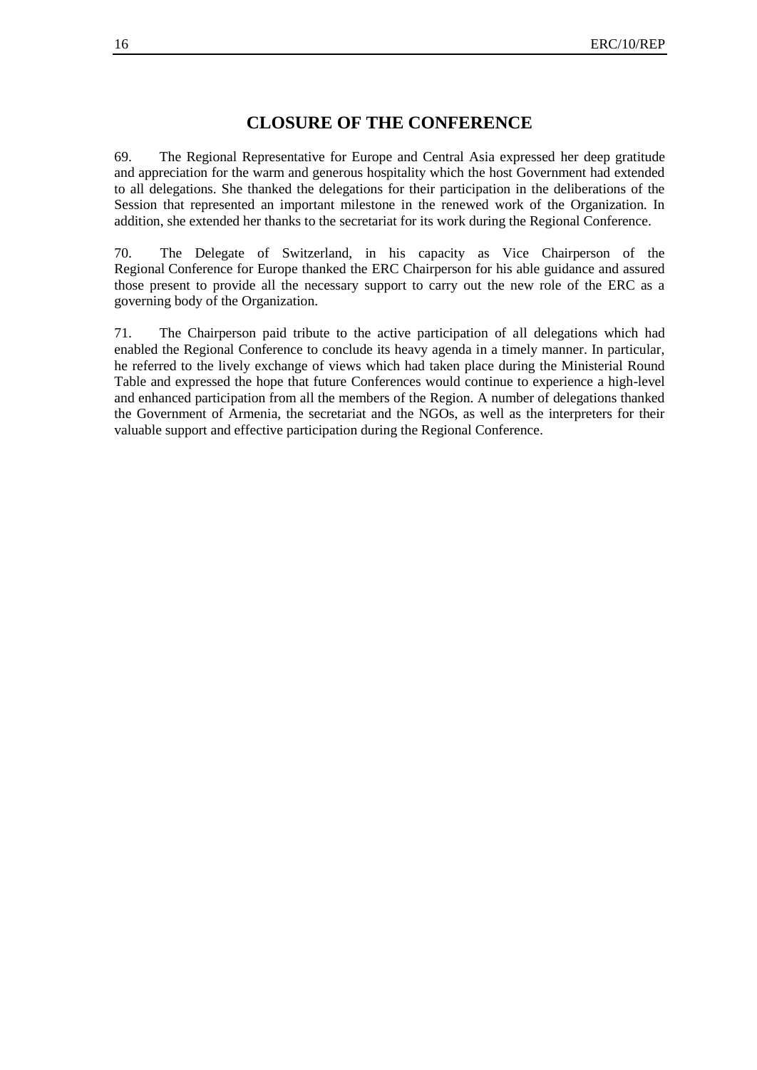# CLOSURE OF THE CONFERENCE

69. The Regional Representative for Europe and Central Asia expressed her deep gratitude and appreciation for the warm and generous hospitality which the host Government had extended to all delegations. She thanked the delegations for their participation in the deliberations of the Session that represented an important milestone in the renewed work of the Organization. In addition, she extended her thanks to the secretariat for its work during the Regional Conference.

70. The Delegate of Switzerland, in his capacity as Vice Chairperson of the Regional Conference for Europe thanked the ERC Chairperson for his able guidance and assured those present to provide all the necessary support to carry out the new role of the ERC as a governing body of the Organization.

71. The Chairperson paid tribute to the active participation of all delegations which had enabled the Regional Conference to conclude its heavy agenda in a timely manner. In particular, he referred to the lively exchange of views which had taken place during the Ministerial Round Table and expressed the hope that future Conferences would continue to experience a high-level and enhanced participation from all the members of the Region. A number of delegations thanked the Government of Armenia, the secretariat and the NGOs, as well as the interpreters for their valuable support and effective participation during the Regional Conference.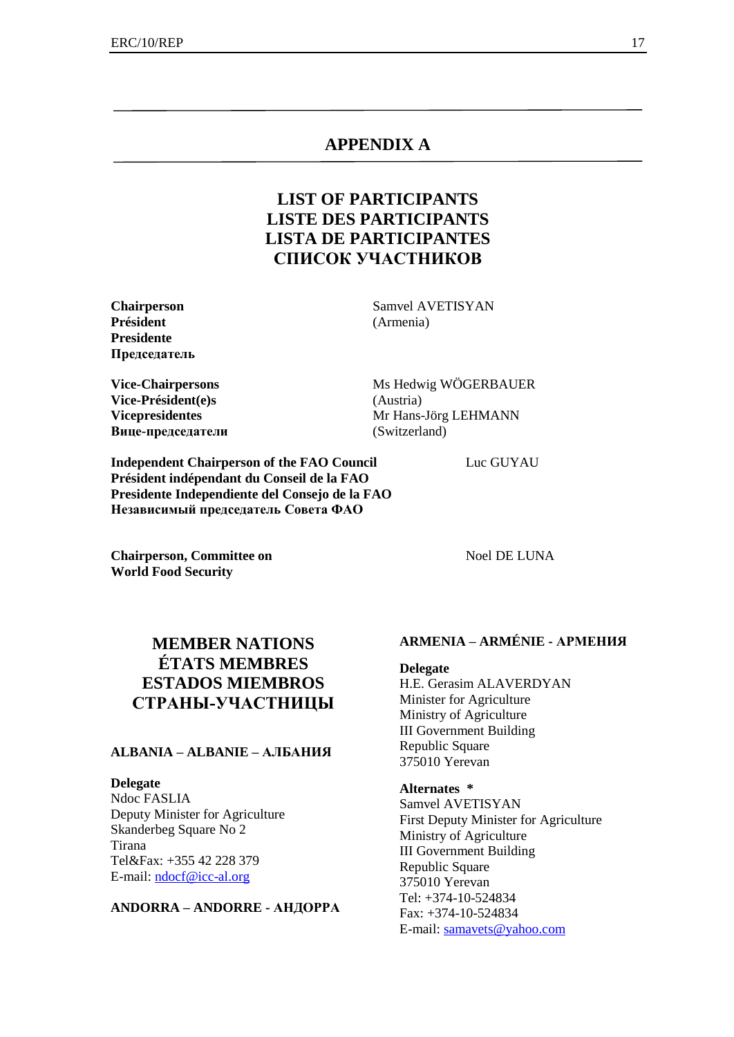## APPENDIX A

## LIST OF PARTICIPANTS
## LISTE DES PARTICIPANTS
## LISTA DE PARTICIPANTES
## СПИСОК УЧАСТНИКОВ

**Chairperson**
**Président**
**Presidente**
**Председатель**

Samvel AVETISYAN
(Armenia)

**Vice-Chairpersons**
**Vice-Président(e)s**
**Vicepresidentes**
**Вице-председатели**

Ms Hedwig WÖGERBAUER
(Austria)
Mr Hans-Jörg LEHMANN
(Switzerland)

**Independent Chairperson of the FAO Council**
**Président indépendant du Conseil de la FAO**
**Presidente Independiente del Consejo de la FAO**
**Независимый председатель Совета ФАО**

Luc GUYAU

**Chairperson, Committee on World Food Security**

Noel DE LUNA

## MEMBER NATIONS
## ÉTATS MEMBRES
## ESTADOS MIEMBROS
## СТРАНЫ-УЧАСТНИЦЫ

### ALBANIA – ALBANIE – АЛБАНИЯ

**Delegate**
Ndoc FASLIA
Deputy Minister for Agriculture
Skanderbeg Square No 2
Tirana
Tel&Fax: +355 42 228 379
E-mail: ndocf@icc-al.org

### ANDORRA – ANDORRE - АНДОРРА

### ARMENIA – ARMÉNIE - АРМЕНИЯ

**Delegate**
H.E. Gerasim ALAVERDYAN
Minister for Agriculture
Ministry of Agriculture
III Government Building
Republic Square
375010 Yerevan

**Alternates \***
Samvel AVETISYAN
First Deputy Minister for Agriculture
Ministry of Agriculture
III Government Building
Republic Square
375010 Yerevan
Tel: +374-10-524834
Fax: +374-10-524834
E-mail: samavets@yahoo.com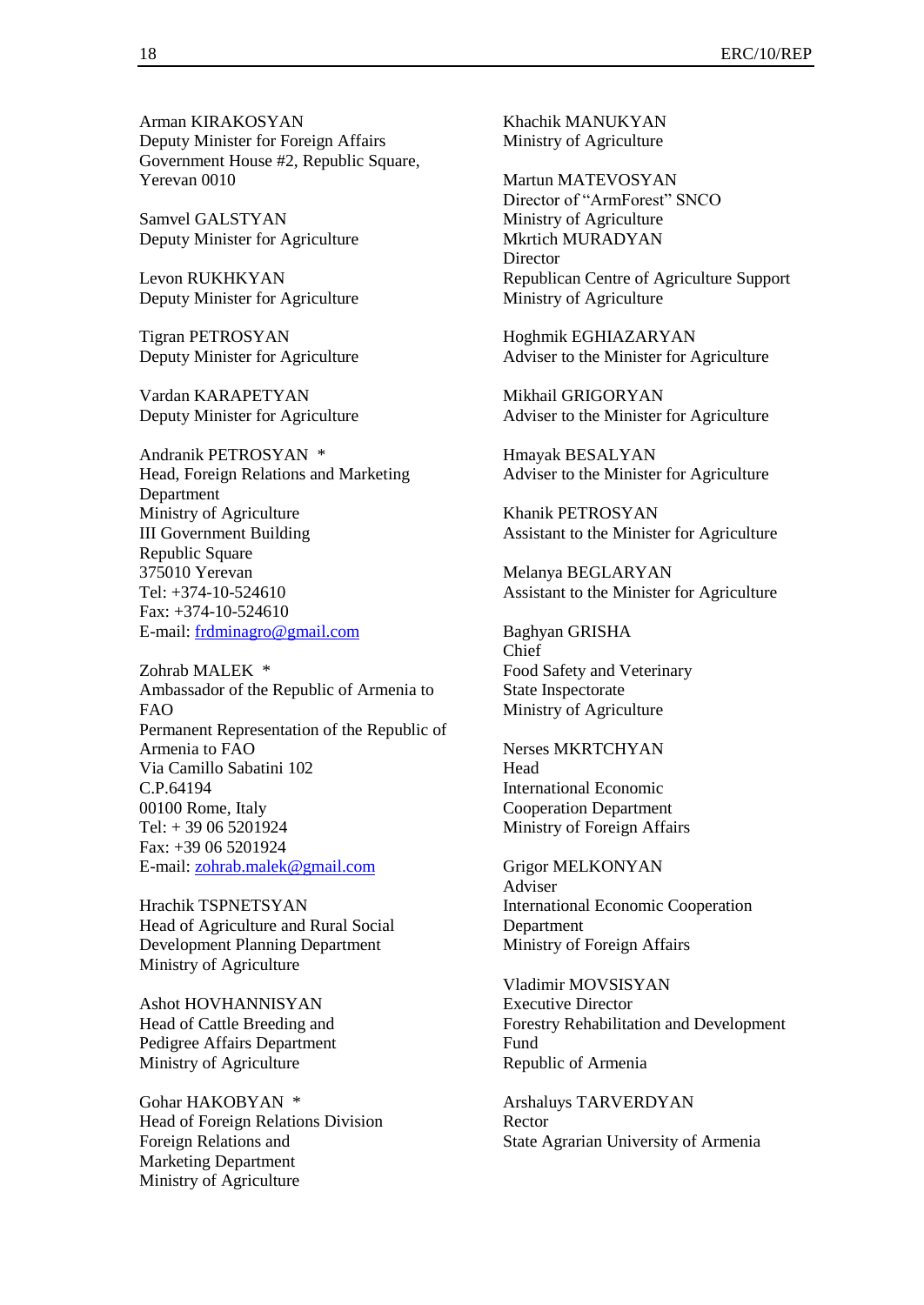Arman KIRAKOSYAN
Deputy Minister for Foreign Affairs
Government House #2, Republic Square,
Yerevan 0010

Samvel GALSTYAN
Deputy Minister for Agriculture

Levon RUKHKYAN
Deputy Minister for Agriculture

Tigran PETROSYAN
Deputy Minister for Agriculture

Vardan KARAPETYAN
Deputy Minister for Agriculture

Andranik PETROSYAN *
Head, Foreign Relations and Marketing
Department
Ministry of Agriculture
III Government Building
Republic Square
375010 Yerevan
Tel: +374-10-524610
Fax: +374-10-524610
E-mail: frdminagro@gmail.com

Zohrab MALEK *
Ambassador of the Republic of Armenia to
FAO
Permanent Representation of the Republic of
Armenia to FAO
Via Camillo Sabatini 102
C.P.64194
00100 Rome, Italy
Tel: + 39 06 5201924
Fax: +39 06 5201924
E-mail: zohrab.malek@gmail.com

Hrachik TSPNETSYAN
Head of Agriculture and Rural Social
Development Planning Department
Ministry of Agriculture

Ashot HOVHANNISYAN
Head of Cattle Breeding and
Pedigree Affairs Department
Ministry of Agriculture

Gohar HAKOBYAN *
Head of Foreign Relations Division
Foreign Relations and
Marketing Department
Ministry of Agriculture

Khachik MANUKYAN
Ministry of Agriculture

Martun MATEVOSYAN
Director of "ArmForest" SNCO
Ministry of Agriculture
Mkrtich MURADYAN
Director
Republican Centre of Agriculture Support
Ministry of Agriculture

Hoghmik EGHIAZARYAN
Adviser to the Minister for Agriculture

Mikhail GRIGORYAN
Adviser to the Minister for Agriculture

Hmayak BESALYAN
Adviser to the Minister for Agriculture

Khanik PETROSYAN
Assistant to the Minister for Agriculture

Melanya BEGLARYAN
Assistant to the Minister for Agriculture

Baghyan GRISHA
Chief
Food Safety and Veterinary
State Inspectorate
Ministry of Agriculture

Nerses MKRTCHYAN
Head
International Economic
Cooperation Department
Ministry of Foreign Affairs

Grigor MELKONYAN
Adviser
International Economic Cooperation
Department
Ministry of Foreign Affairs

Vladimir MOVSISYAN
Executive Director
Forestry Rehabilitation and Development
Fund
Republic of Armenia

Arshaluys TARVERDYAN
Rector
State Agrarian University of Armenia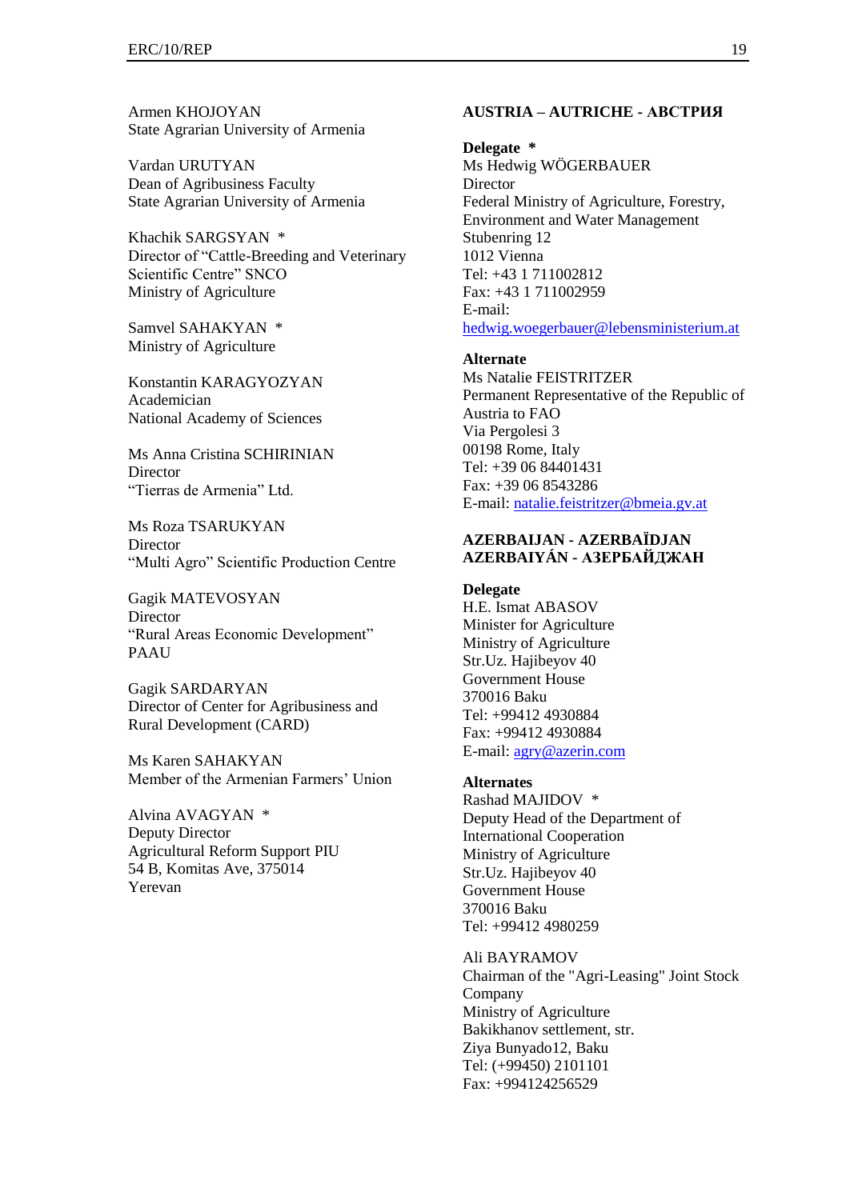Armen KHOJOYAN
State Agrarian University of Armenia

Vardan URUTYAN
Dean of Agribusiness Faculty
State Agrarian University of Armenia

Khachik SARGSYAN *
Director of "Cattle-Breeding and Veterinary Scientific Centre" SNCO
Ministry of Agriculture

Samvel SAHAKYAN *
Ministry of Agriculture

Konstantin KARAGYOZYAN
Academician
National Academy of Sciences

Ms Anna Cristina SCHIRINIAN
Director
"Tierras de Armenia" Ltd.

Ms Roza TSARUKYAN
Director
"Multi Agro" Scientific Production Centre

Gagik MATEVOSYAN
Director
"Rural Areas Economic Development"
PAAU

Gagik SARDARYAN
Director of Center for Agribusiness and Rural Development (CARD)

Ms Karen SAHAKYAN
Member of the Armenian Farmers' Union

Alvina AVAGYAN *
Deputy Director
Agricultural Reform Support PIU
54 B, Komitas Ave, 375014
Yerevan

**AUSTRIA – AUTRICHE - АВСТРИЯ**

**Delegate** *
Ms Hedwig WÖGERBAUER
Director
Federal Ministry of Agriculture, Forestry, Environment and Water Management
Stubenring 12
1012 Vienna
Tel: +43 1 711002812
Fax: +43 1 711002959
E-mail:
hedwig.woegerbauer@lebensministerium.at

**Alternate**
Ms Natalie FEISTRITZER
Permanent Representative of the Republic of Austria to FAO
Via Pergolesi 3
00198 Rome, Italy
Tel: +39 06 84401431
Fax: +39 06 8543286
E-mail: natalie.feistritzer@bmeia.gv.at

**AZERBAIJAN - AZERBAÏDJAN AZERBAIYÁN - АЗЕРБАЙДЖАН**

**Delegate**
H.E. Ismat ABASOV
Minister for Agriculture
Ministry of Agriculture
Str.Uz. Hajibeyov 40
Government House
370016 Baku
Tel: +99412 4930884
Fax: +99412 4930884
E-mail: agry@azerin.com

**Alternates**
Rashad MAJIDOV *
Deputy Head of the Department of International Cooperation
Ministry of Agriculture
Str.Uz. Hajibeyov 40
Government House
370016 Baku
Tel: +99412 4980259

Ali BAYRAMOV
Chairman of the "Agri-Leasing" Joint Stock Company
Ministry of Agriculture
Bakikhanov settlement, str.
Ziya Bunyado12, Baku
Tel: (+99450) 2101101
Fax: +994124256529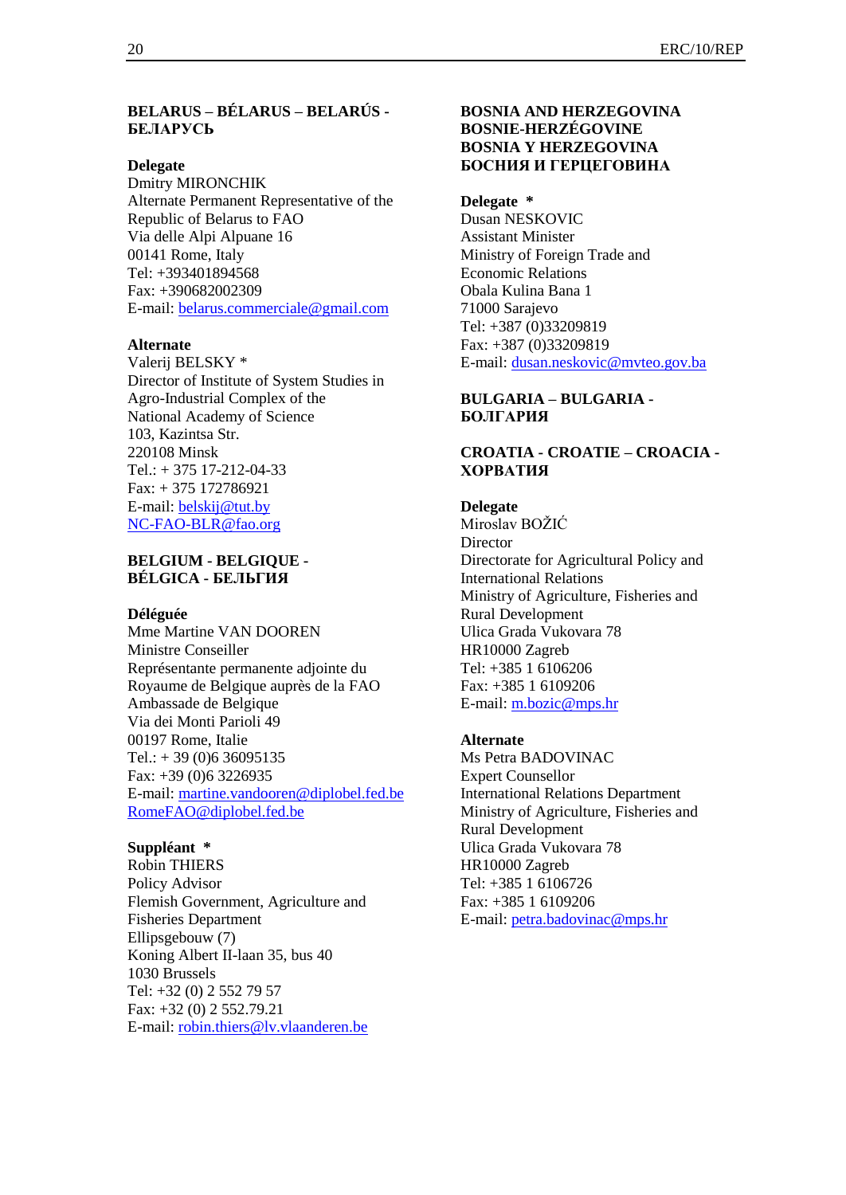**BELARUS – BÉLARUS – BELARÚS - БЕЛАРУСЬ**

**Delegate**
Dmitry MIRONCHIK
Alternate Permanent Representative of the Republic of Belarus to FAO
Via delle Alpi Alpuane 16
00141 Rome, Italy
Tel: +393401894568
Fax: +390682002309
E-mail: belarus.commerciale@gmail.com

**Alternate**
Valerij BELSKY *
Director of Institute of System Studies in Agro-Industrial Complex of the National Academy of Science
103, Kazintsa Str.
220108 Minsk
Tel.: + 375 17-212-04-33
Fax: + 375 172786921
E-mail: belskij@tut.by
NC-FAO-BLR@fao.org

**BELGIUM - BELGIQUE - BÉLGICA - БЕЛЬГИЯ**

**Déléguée**
Mme Martine VAN DOOREN
Ministre Conseiller
Représentante permanente adjointe du Royaume de Belgique auprès de la FAO
Ambassade de Belgique
Via dei Monti Parioli 49
00197 Rome, Italie
Tel.: + 39 (0)6 36095135
Fax: +39 (0)6 3226935
E-mail: martine.vandooren@diplobel.fed.be
RomeFAO@diplobel.fed.be

**Suppléant** *
Robin THIERS
Policy Advisor
Flemish Government, Agriculture and Fisheries Department
Ellipsgebouw (7)
Koning Albert II-laan 35, bus 40
1030 Brussels
Tel: +32 (0) 2 552 79 57
Fax: +32 (0) 2 552.79.21
E-mail: robin.thiers@lv.vlaanderen.be

**BOSNIA AND HERZEGOVINA
BOSNIE-HERZÉGOVINE
BOSNIA Y HERZEGOVINA
БОСНИЯ И ГЕРЦЕГОВИНА**

**Delegate** *
Dusan NESKOVIC
Assistant Minister
Ministry of Foreign Trade and Economic Relations
Obala Kulina Bana 1
71000 Sarajevo
Tel: +387 (0)33209819
Fax: +387 (0)33209819
E-mail: dusan.neskovic@mvteo.gov.ba

**BULGARIA – BULGARIA - БОЛГАРИЯ**

**CROATIA - CROATIE – CROACIA - ХОРВАТИЯ**

**Delegate**
Miroslav BOŽIĆ
Director
Directorate for Agricultural Policy and International Relations
Ministry of Agriculture, Fisheries and Rural Development
Ulica Grada Vukovara 78
HR10000 Zagreb
Tel: +385 1 6106206
Fax: +385 1 6109206
E-mail: m.bozic@mps.hr

**Alternate**
Ms Petra BADOVINAC
Expert Counsellor
International Relations Department
Ministry of Agriculture, Fisheries and Rural Development
Ulica Grada Vukovara 78
HR10000 Zagreb
Tel: +385 1 6106726
Fax: +385 1 6109206
E-mail: petra.badovinac@mps.hr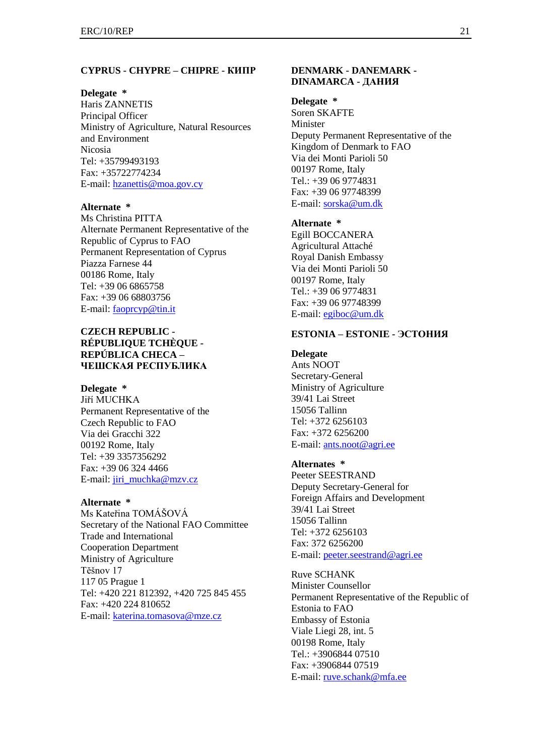**CYPRUS - CHYPRE – CHIPRE - КИПР**

**Delegate** *
Haris ZANNETIS
Principal Officer
Ministry of Agriculture, Natural Resources and Environment
Nicosia
Tel: +35799493193
Fax: +35722774234
E-mail: hzanettis@moa.gov.cy

**Alternate** *
Ms Christina PITTA
Alternate Permanent Representative of the Republic of Cyprus to FAO
Permanent Representation of Cyprus
Piazza Farnese 44
00186 Rome, Italy
Tel: +39 06 6865758
Fax: +39 06 68803756
E-mail: faoprcyp@tin.it

**CZECH REPUBLIC - RÉPUBLIQUE TCHÈQUE - REPÚBLICA CHECA – ЧЕШСКАЯ РЕСПУБЛИКА**

**Delegate** *
Jiří MUCHKA
Permanent Representative of the Czech Republic to FAO
Via dei Gracchi 322
00192 Rome, Italy
Tel: +39 3357356292
Fax: +39 06 324 4466
E-mail: jiri_muchka@mzv.cz

**Alternate** *
Ms Kateřina TOMÁŠOVÁ
Secretary of the National FAO Committee
Trade and International Cooperation Department
Ministry of Agriculture
Těšnov 17
117 05 Prague 1
Tel: +420 221 812392, +420 725 845 455
Fax: +420 224 810652
E-mail: katerina.tomasova@mze.cz

**DENMARK - DANEMARK - DINAMARCA - ДАНИЯ**

**Delegate** *
Soren SKAFTE
Minister
Deputy Permanent Representative of the Kingdom of Denmark to FAO
Via dei Monti Parioli 50
00197 Rome, Italy
Tel.: +39 06 9774831
Fax: +39 06 97748399
E-mail: sorska@um.dk

**Alternate** *
Egill BOCCANERA
Agricultural Attaché
Royal Danish Embassy
Via dei Monti Parioli 50
00197 Rome, Italy
Tel.: +39 06 9774831
Fax: +39 06 97748399
E-mail: egiboc@um.dk

**ESTONIA – ESTONIE - ЭСТОНИЯ**

**Delegate**
Ants NOOT
Secretary-General
Ministry of Agriculture
39/41 Lai Street
15056 Tallinn
Tel: +372 6256103
Fax: +372 6256200
E-mail: ants.noot@agri.ee

**Alternates** *
Peeter SEESTRAND
Deputy Secretary-General for Foreign Affairs and Development
39/41 Lai Street
15056 Tallinn
Tel: +372 6256103
Fax: 372 6256200
E-mail: peeter.seestrand@agri.ee

Ruve SCHANK
Minister Counsellor
Permanent Representative of the Republic of Estonia to FAO
Embassy of Estonia
Viale Liegi 28, int. 5
00198 Rome, Italy
Tel.: +3906844 07510
Fax: +3906844 07519
E-mail: ruve.schank@mfa.ee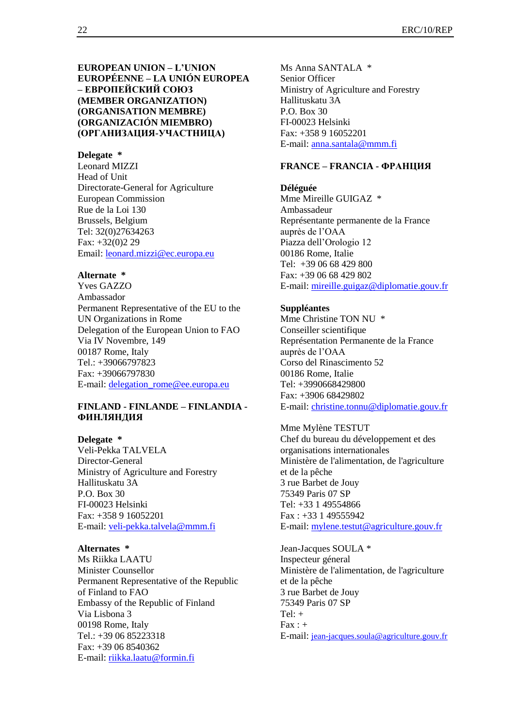**EUROPEAN UNION – L'UNION EUROPÉENNE – LA UNIÓN EUROPEA – ЕВРОПЕЙСКИЙ СОЮЗ (MEMBER ORGANIZATION) (ORGANISATION MEMBRE) (ORGANIZACIÓN MIEMBRO) (ОРГАНИЗАЦИЯ-УЧАСТНИЦА)**

**Delegate ***
Leonard MIZZI
Head of Unit
Directorate-General for Agriculture
European Commission
Rue de la Loi 130
Brussels, Belgium
Tel: 32(0)27634263
Fax: +32(0)2 29
Email: leonard.mizzi@ec.europa.eu

**Alternate ***
Yves GAZZO
Ambassador
Permanent Representative of the EU to the UN Organizations in Rome
Delegation of the European Union to FAO
Via IV Novembre, 149
00187 Rome, Italy
Tel.: +39066797823
Fax: +39066797830
E-mail: delegation_rome@ee.europa.eu

**FINLAND - FINLANDE – FINLANDIA - ФИНЛЯНДИЯ**

**Delegate ***
Veli-Pekka TALVELA
Director-General
Ministry of Agriculture and Forestry
Hallituskatu 3A
P.O. Box 30
FI-00023 Helsinki
Fax: +358 9 16052201
E-mail: veli-pekka.talvela@mmm.fi

**Alternates ***
Ms Riikka LAATU
Minister Counsellor
Permanent Representative of the Republic of Finland to FAO
Embassy of the Republic of Finland
Via Lisbona 3
00198 Rome, Italy
Tel.: +39 06 85223318
Fax: +39 06 8540362
E-mail: riikka.laatu@formin.fi

Ms Anna SANTALA *
Senior Officer
Ministry of Agriculture and Forestry
Hallituskatu 3A
P.O. Box 30
FI-00023 Helsinki
Fax: +358 9 16052201
E-mail: anna.santala@mmm.fi

**FRANCE – FRANCIA - ФРАНЦИЯ**

**Déléguée**
Mme Mireille GUIGAZ *
Ambassadeur
Représentante permanente de la France auprès de l'OAA
Piazza dell'Orologio 12
00186 Rome, Italie
Tel: +39 06 68 429 800
Fax: +39 06 68 429 802
E-mail: mireille.guigaz@diplomatie.gouv.fr

**Suppléantes**
Mme Christine TON NU *
Conseiller scientifique
Représentation Permanente de la France auprès de l'OAA
Corso del Rinascimento 52
00186 Rome, Italie
Tel: +3990668429800
Fax: +3906 68429802
E-mail: christine.tonnu@diplomatie.gouv.fr

Mme Mylène TESTUT
Chef du bureau du développement et des organisations internationales
Ministère de l'alimentation, de l'agriculture et de la pêche
3 rue Barbet de Jouy
75349 Paris 07 SP
Tel: +33 1 49554866
Fax : +33 1 49555942
E-mail: mylene.testut@agriculture.gouv.fr

Jean-Jacques SOULA *
Inspecteur géneral
Ministère de l'alimentation, de l'agriculture et de la pêche
3 rue Barbet de Jouy
75349 Paris 07 SP
Tel: +
Fax : +
E-mail: jean-jacques.soula@agriculture.gouv.fr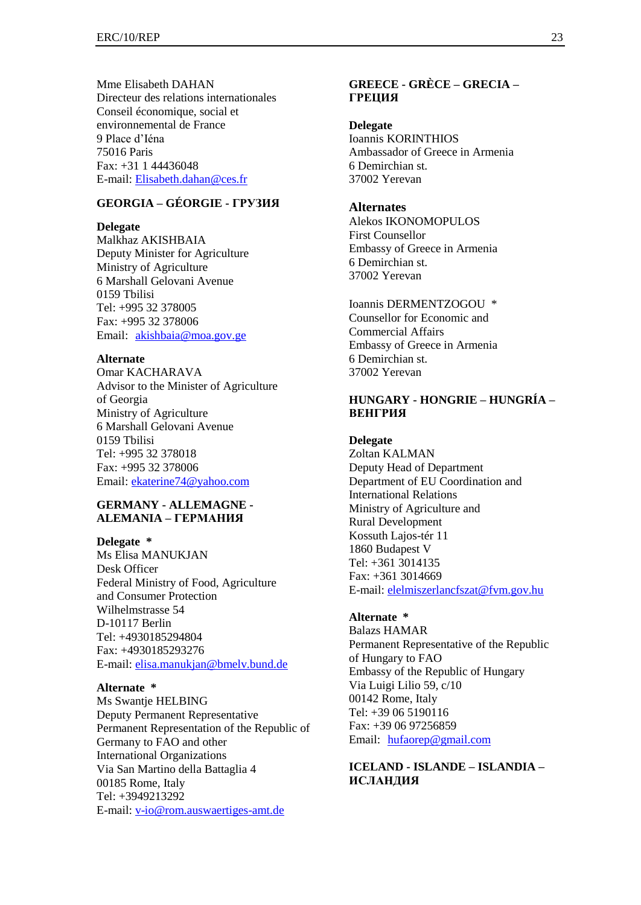Mme Elisabeth DAHAN
Directeur des relations internationales
Conseil économique, social et environnemental de France
9 Place d'Iéna
75016 Paris
Fax: +31 1 44436048
E-mail: Elisabeth.dahan@ces.fr

**GEORGIA – GÉORGIE - ГРУЗИЯ**

**Delegate**
Malkhaz AKISHBAIA
Deputy Minister for Agriculture
Ministry of Agriculture
6 Marshall Gelovani Avenue
0159 Tbilisi
Tel: +995 32 378005
Fax: +995 32 378006
Email: akishbaia@moa.gov.ge

**Alternate**
Omar KACHARAVA
Advisor to the Minister of Agriculture of Georgia
Ministry of Agriculture
6 Marshall Gelovani Avenue
0159 Tbilisi
Tel: +995 32 378018
Fax: +995 32 378006
Email: ekaterine74@yahoo.com

**GERMANY - ALLEMAGNE - ALEMANIA – ГЕРМАНИЯ**

**Delegate \***
Ms Elisa MANUKJAN
Desk Officer
Federal Ministry of Food, Agriculture and Consumer Protection
Wilhelmstrasse 54
D-10117 Berlin
Tel: +4930185294804
Fax: +4930185293276
E-mail: elisa.manukjan@bmelv.bund.de

**Alternate \***
Ms Swantje HELBING
Deputy Permanent Representative
Permanent Representation of the Republic of Germany to FAO and other International Organizations
Via San Martino della Battaglia 4
00185 Rome, Italy
Tel: +3949213292
E-mail: v-io@rom.auswaertiges-amt.de

**GREECE - GRÈCE – GRECIA – ГРЕЦИЯ**

**Delegate**
Ioannis KORINTHIOS
Ambassador of Greece in Armenia
6 Demirchian st.
37002 Yerevan

**Alternates**
Alekos IKONOMOPULOS
First Counsellor
Embassy of Greece in Armenia
6 Demirchian st.
37002 Yerevan

Ioannis DERMENTZOGOU \*
Counsellor for Economic and Commercial Affairs
Embassy of Greece in Armenia
6 Demirchian st.
37002 Yerevan

**HUNGARY - HONGRIE – HUNGRÍA – ВЕНГРИЯ**

**Delegate**
Zoltan KALMAN
Deputy Head of Department
Department of EU Coordination and International Relations
Ministry of Agriculture and Rural Development
Kossuth Lajos-tér 11
1860 Budapest V
Tel: +361 3014135
Fax: +361 3014669
E-mail: elelmiszerlancfszat@fvm.gov.hu

**Alternate \***
Balazs HAMAR
Permanent Representative of the Republic of Hungary to FAO
Embassy of the Republic of Hungary
Via Luigi Lilio 59, c/10
00142 Rome, Italy
Tel: +39 06 5190116
Fax: +39 06 97256859
Email: hufaorep@gmail.com

**ICELAND - ISLANDE – ISLANDIA – ИСЛАНДИЯ**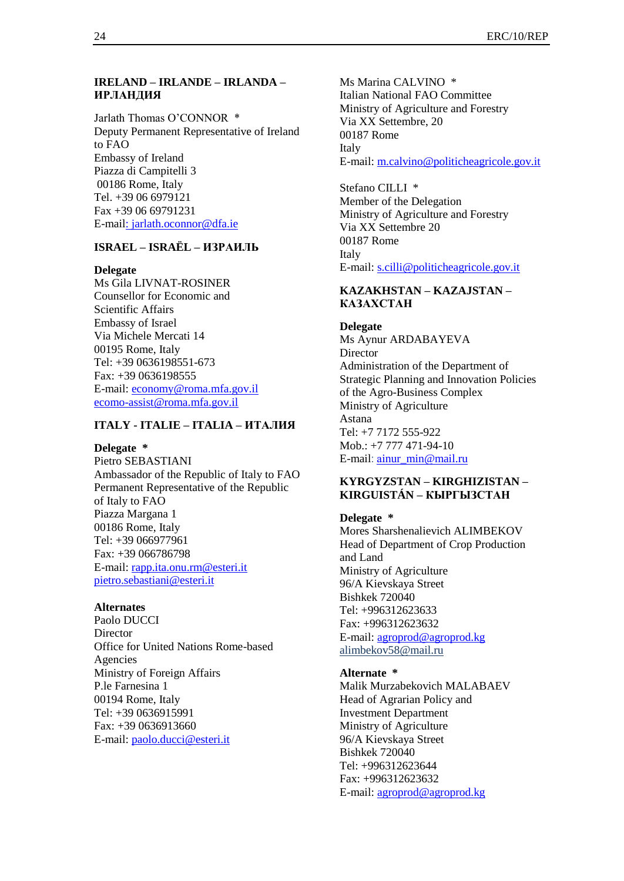**IRELAND – IRLANDE – IRLANDA – ИРЛАНДИЯ**

Jarlath Thomas O'CONNOR *
Deputy Permanent Representative of Ireland to FAO
Embassy of Ireland
Piazza di Campitelli 3
00186 Rome, Italy
Tel. +39 06 6979121
Fax +39 06 69791231
E-mail: jarlath.oconnor@dfa.ie

**ISRAEL – ISRAËL – ИЗРАИЛЬ**

**Delegate**
Ms Gila LIVNAT-ROSINER
Counsellor for Economic and Scientific Affairs
Embassy of Israel
Via Michele Mercati 14
00195 Rome, Italy
Tel: +39 0636198551-673
Fax: +39 0636198555
E-mail: economy@roma.mfa.gov.il
ecomo-assist@roma.mfa.gov.il

**ITALY - ITALIE – ITALIA – ИТАЛИЯ**

**Delegate** *
Pietro SEBASTIANI
Ambassador of the Republic of Italy to FAO
Permanent Representative of the Republic of Italy to FAO
Piazza Margana 1
00186 Rome, Italy
Tel: +39 066977961
Fax: +39 066786798
E-mail: rapp.ita.onu.rm@esteri.it
pietro.sebastiani@esteri.it

**Alternates**
Paolo DUCCI
Director
Office for United Nations Rome-based Agencies
Ministry of Foreign Affairs
P.le Farnesina 1
00194 Rome, Italy
Tel: +39 0636915991
Fax: +39 0636913660
E-mail: paolo.ducci@esteri.it

Ms Marina CALVINO *
Italian National FAO Committee
Ministry of Agriculture and Forestry
Via XX Settembre, 20
00187 Rome
Italy
E-mail: m.calvino@politicheagricole.gov.it

Stefano CILLI *
Member of the Delegation
Ministry of Agriculture and Forestry
Via XX Settembre 20
00187 Rome
Italy
E-mail: s.cilli@politicheagricole.gov.it

**KAZAKHSTAN – KAZAJSTAN – КАЗАХСТАН**

**Delegate**
Ms Aynur ARDABAYEVA
Director
Administration of the Department of Strategic Planning and Innovation Policies of the Agro-Business Complex
Ministry of Agriculture
Astana
Tel: +7 7172 555-922
Mob.: +7 777 471-94-10
E-mail: ainur_min@mail.ru

**KYRGYZSTAN – KIRGHIZISTAN – KIRGUISTÁN – КЫРГЫЗСТАН**

**Delegate** *
Mores Sharshenalievich ALIMBEKOV
Head of Department of Crop Production and Land
Ministry of Agriculture
96/A Kievskaya Street
Bishkek 720040
Tel: +996312623633
Fax: +996312623632
E-mail: agroprod@agroprod.kg
alimbekov58@mail.ru

**Alternate** *
Malik Murzabekovich MALABAEV
Head of Agrarian Policy and Investment Department
Ministry of Agriculture
96/A Kievskaya Street
Bishkek 720040
Tel: +996312623644
Fax: +996312623632
E-mail: agroprod@agroprod.kg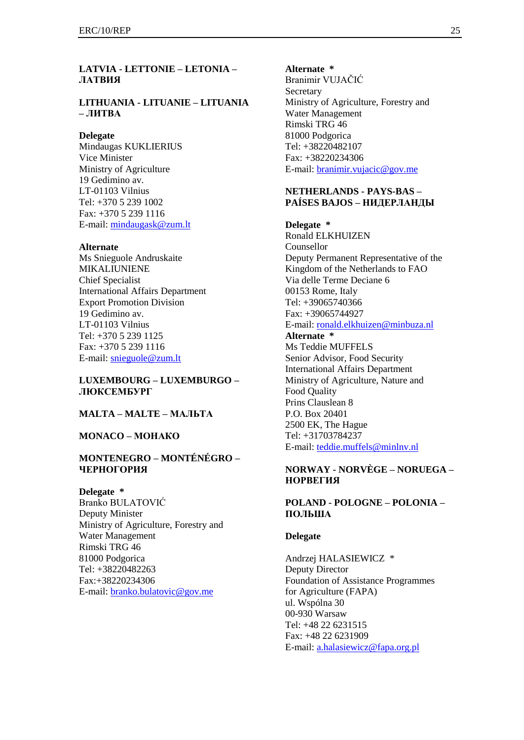**LATVIA - LETTONIE – LETONIA – ЛАТВИЯ**

**LITHUANIA - LITUANIE – LITUANIA – ЛИТВА**

**Delegate**
Mindaugas KUKLIERIUS
Vice Minister
Ministry of Agriculture
19 Gedimino av.
LT-01103 Vilnius
Tel: +370 5 239 1002
Fax: +370 5 239 1116
E-mail: mindaugask@zum.lt

**Alternate**
Ms Snieguole Andruskaite MIKALIUNIENE
Chief Specialist
International Affairs Department
Export Promotion Division
19 Gedimino av.
LT-01103 Vilnius
Tel: +370 5 239 1125
Fax: +370 5 239 1116
E-mail: snieguole@zum.lt

**LUXEMBOURG – LUXEMBURGO – ЛЮКСЕМБУРГ**

**MALTA – MALTE – МАЛЬТА**

**MONACO – МОНАКО**

**MONTENEGRO – MONTÉNÉGRO – ЧЕРНОГОРИЯ**

**Delegate ***
Branko BULATOVIĆ
Deputy Minister
Ministry of Agriculture, Forestry and Water Management
Rimski TRG 46
81000 Podgorica
Tel: +38220482263
Fax:+38220234306
E-mail: branko.bulatovic@gov.me

**Alternate ***
Branimir VUJAČIĆ
Secretary
Ministry of Agriculture, Forestry and Water Management
Rimski TRG 46
81000 Podgorica
Tel: +38220482107
Fax: +38220234306
E-mail: branimir.vujacic@gov.me

**NETHERLANDS - PAYS-BAS – PAÍSES BAJOS – НИДЕРЛАНДЫ**

**Delegate ***
Ronald ELKHUIZEN
Counsellor
Deputy Permanent Representative of the Kingdom of the Netherlands to FAO
Via delle Terme Deciane 6
00153 Rome, Italy
Tel: +39065740366
Fax: +39065744927
E-mail: ronald.elkhuizen@minbuza.nl

**Alternate ***
Ms Teddie MUFFELS
Senior Advisor, Food Security
International Affairs Department
Ministry of Agriculture, Nature and Food Quality
Prins Clauslean 8
P.O. Box 20401
2500 EK, The Hague
Tel: +31703784237
E-mail: teddie.muffels@minlnv.nl

**NORWAY - NORVÈGE – NORUEGA – НОРВЕГИЯ**

**POLAND - POLOGNE – POLONIA – ПОЛЬША**

**Delegate**

Andrzej HALASIEWICZ *
Deputy Director
Foundation of Assistance Programmes for Agriculture (FAPA)
ul. Wspólna 30
00-930 Warsaw
Tel: +48 22 6231515
Fax: +48 22 6231909
E-mail: a.halasiewicz@fapa.org.pl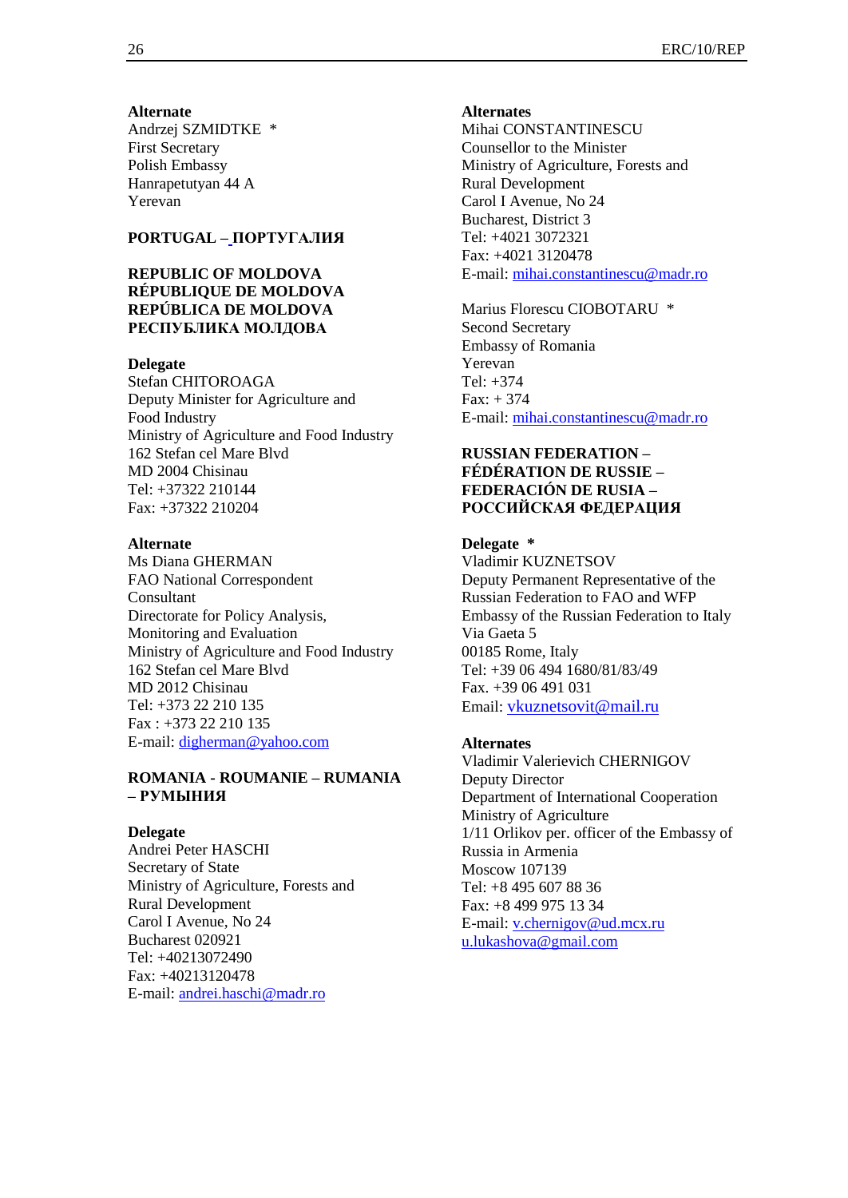**Alternate**
Andrzej SZMIDTKE *
First Secretary
Polish Embassy
Hanrapetutyan 44 A
Yerevan

**PORTUGAL – ПОРТУГАЛИЯ**

**REPUBLIC OF MOLDOVA**
**RÉPUBLIQUE DE MOLDOVA**
**REPÚBLICA DE MOLDOVA**
**РЕСПУБЛИКА МОЛДОВА**

**Delegate**
Stefan CHITOROAGA
Deputy Minister for Agriculture and Food Industry
Ministry of Agriculture and Food Industry
162 Stefan cel Mare Blvd
MD 2004 Chisinau
Tel: +37322 210144
Fax: +37322 210204

**Alternate**
Ms Diana GHERMAN
FAO National Correspondent
Consultant
Directorate for Policy Analysis, Monitoring and Evaluation
Ministry of Agriculture and Food Industry
162 Stefan cel Mare Blvd
MD 2012 Chisinau
Tel: +373 22 210 135
Fax : +373 22 210 135
E-mail: digherman@yahoo.com

**ROMANIA - ROUMANIE – RUMANIA – РУМЫНИЯ**

**Delegate**
Andrei Peter HASCHI
Secretary of State
Ministry of Agriculture, Forests and Rural Development
Carol I Avenue, No 24
Bucharest 020921
Tel: +40213072490
Fax: +40213120478
E-mail: andrei.haschi@madr.ro

**Alternates**
Mihai CONSTANTINESCU
Counsellor to the Minister
Ministry of Agriculture, Forests and Rural Development
Carol I Avenue, No 24
Bucharest, District 3
Tel: +4021 3072321
Fax: +4021 3120478
E-mail: mihai.constantinescu@madr.ro

Marius Florescu CIOBOTARU *
Second Secretary
Embassy of Romania
Yerevan
Tel: +374
Fax: + 374
E-mail: mihai.constantinescu@madr.ro

**RUSSIAN FEDERATION – FÉDÉRATION DE RUSSIE – FEDERACIÓN DE RUSIA – РОССИЙСКАЯ ФЕДЕРАЦИЯ**

**Delegate** *
Vladimir KUZNETSOV
Deputy Permanent Representative of the Russian Federation to FAO and WFP
Embassy of the Russian Federation to Italy
Via Gaeta 5
00185 Rome, Italy
Tel: +39 06 494 1680/81/83/49
Fax. +39 06 491 031
Email: vkuznetsovit@mail.ru

**Alternates**
Vladimir Valerievich CHERNIGOV
Deputy Director
Department of International Cooperation
Ministry of Agriculture
1/11 Orlikov per. officer of the Embassy of Russia in Armenia
Moscow 107139
Tel: +8 495 607 88 36
Fax: +8 499 975 13 34
E-mail: v.chernigov@ud.mcx.ru
u.lukashova@gmail.com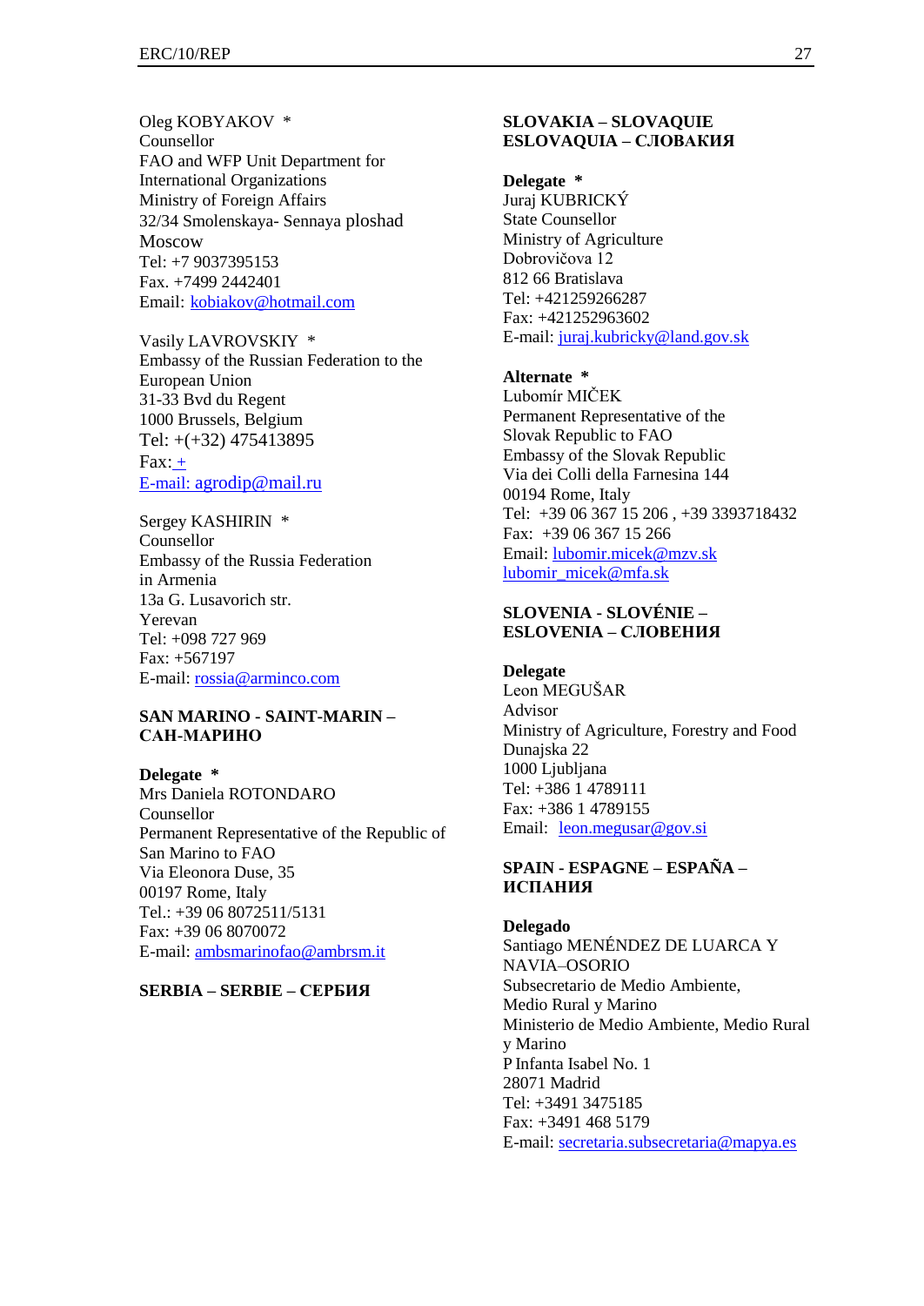Oleg KOBYAKOV *
Counsellor
FAO and WFP Unit Department for International Organizations
Ministry of Foreign Affairs
32/34 Smolenskaya- Sennaya ploshad
Moscow
Tel: +7 9037395153
Fax. +7499 2442401
Email: kobiakov@hotmail.com

Vasily LAVROVSKIY *
Embassy of the Russian Federation to the European Union
31-33 Bvd du Regent
1000 Brussels, Belgium
Tel: +(+32) 475413895
Fax: +
E-mail: agrodip@mail.ru

Sergey KASHIRIN *
Counsellor
Embassy of the Russia Federation in Armenia
13a G. Lusavorich str.
Yerevan
Tel: +098 727 969
Fax: +567197
E-mail: rossia@arminco.com

**SAN MARINO - SAINT-MARIN – САН-МАРИНО**

**Delegate** *
Mrs Daniela ROTONDARO
Counsellor
Permanent Representative of the Republic of San Marino to FAO
Via Eleonora Duse, 35
00197 Rome, Italy
Tel.: +39 06 8072511/5131
Fax: +39 06 8070072
E-mail: ambsmarinofao@ambrsm.it

**SERBIA – SERBIE – СЕРБИЯ**

**SLOVAKIA – SLOVAQUIE ESLOVAQUIA – СЛОВАКИЯ**

**Delegate** *
Juraj KUBRICKÝ
State Counsellor
Ministry of Agriculture
Dobrovičova 12
812 66 Bratislava
Tel: +421259266287
Fax: +421252963602
E-mail: juraj.kubricky@land.gov.sk

**Alternate** *
Lubomír MIČEK
Permanent Representative of the Slovak Republic to FAO
Embassy of the Slovak Republic
Via dei Colli della Farnesina 144
00194 Rome, Italy
Tel: +39 06 367 15 206 , +39 3393718432
Fax: +39 06 367 15 266
Email: lubomir.micek@mzv.sk
lubomir_micek@mfa.sk

**SLOVENIA - SLOVÉNIE – ESLOVENIA – СЛОВЕНИЯ**

**Delegate**
Leon MEGUŠAR
Advisor
Ministry of Agriculture, Forestry and Food
Dunajska 22
1000 Ljubljana
Tel: +386 1 4789111
Fax: +386 1 4789155
Email: leon.megusar@gov.si

**SPAIN - ESPAGNE – ESPAÑA – ИСПАНИЯ**

**Delegado**
Santiago MENÉNDEZ DE LUARCA Y NAVIA–OSORIO
Subsecretario de Medio Ambiente, Medio Rural y Marino
Ministerio de Medio Ambiente, Medio Rural y Marino
P Infanta Isabel No. 1
28071 Madrid
Tel: +3491 3475185
Fax: +3491 468 5179
E-mail: secretaria.subsecretaria@mapya.es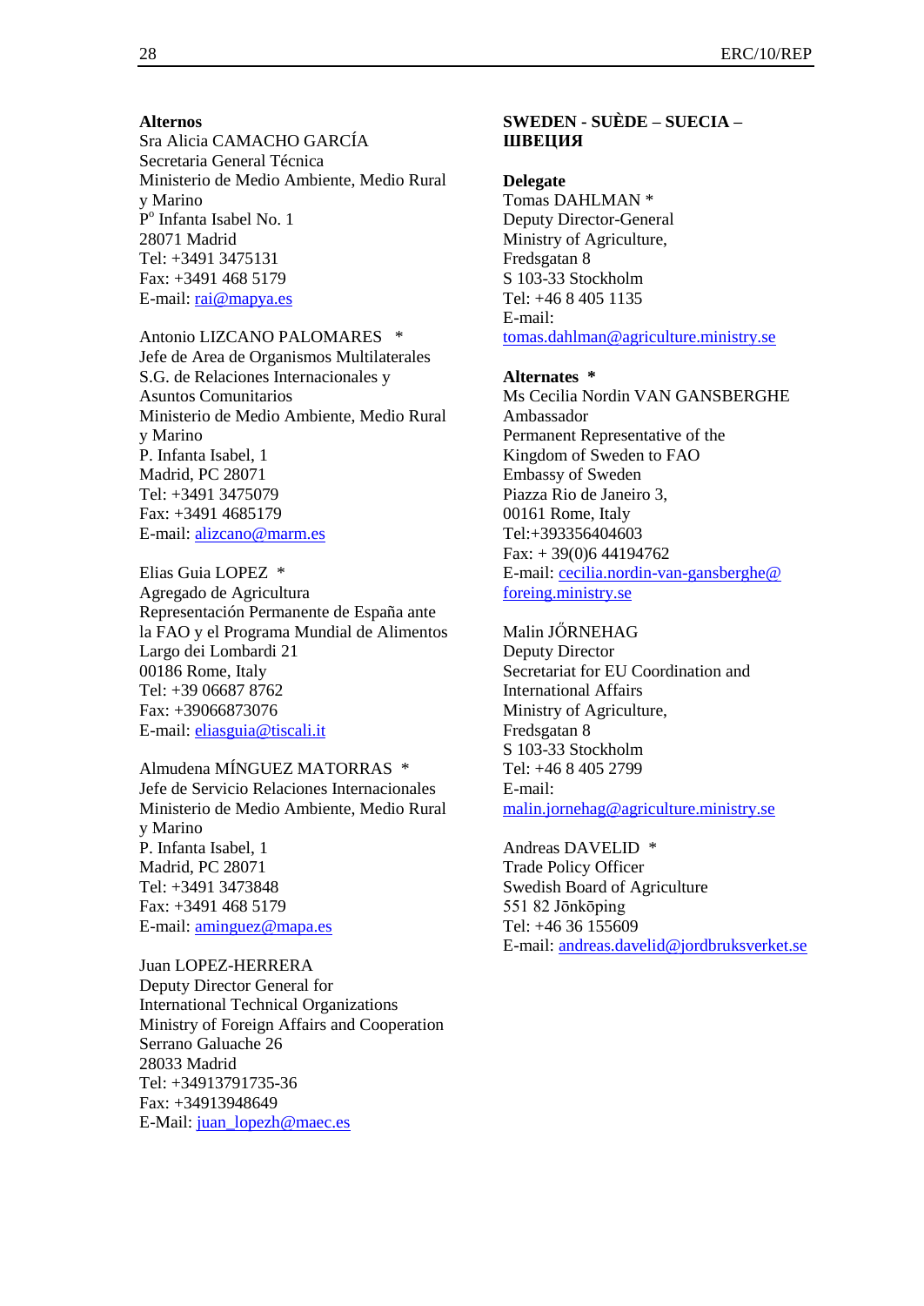**Alternos**
Sra Alicia CAMACHO GARCÍA
Secretaria General Técnica
Ministerio de Medio Ambiente, Medio Rural y Marino
P[o] Infanta Isabel No. 1
28071 Madrid
Tel: +3491 3475131
Fax: +3491 468 5179
E-mail: rai@mapya.es

Antonio LIZCANO PALOMARES *
Jefe de Area de Organismos Multilaterales
S.G. de Relaciones Internacionales y Asuntos Comunitarios
Ministerio de Medio Ambiente, Medio Rural y Marino
P. Infanta Isabel, 1
Madrid, PC 28071
Tel: +3491 3475079
Fax: +3491 4685179
E-mail: alizcano@marm.es

Elias Guia LOPEZ *
Agregado de Agricultura
Representación Permanente de España ante la FAO y el Programa Mundial de Alimentos
Largo dei Lombardi 21
00186 Rome, Italy
Tel: +39 06687 8762
Fax: +39066873076
E-mail: eliasguia@tiscali.it

Almudena MÍNGUEZ MATORRAS *
Jefe de Servicio Relaciones Internacionales
Ministerio de Medio Ambiente, Medio Rural y Marino
P. Infanta Isabel, 1
Madrid, PC 28071
Tel: +3491 3473848
Fax: +3491 468 5179
E-mail: aminguez@mapa.es

Juan LOPEZ-HERRERA
Deputy Director General for International Technical Organizations
Ministry of Foreign Affairs and Cooperation
Serrano Galuache 26
28033 Madrid
Tel: +34913791735-36
Fax: +34913948649
E-Mail: juan_lopezh@maec.es

**SWEDEN - SUÈDE – SUECIA – ШВЕЦИЯ**

**Delegate**
Tomas DAHLMAN *
Deputy Director-General
Ministry of Agriculture,
Fredsgatan 8
S 103-33 Stockholm
Tel: +46 8 405 1135
E-mail:
tomas.dahlman@agriculture.ministry.se

**Alternates** *
Ms Cecilia Nordin VAN GANSBERGHE
Ambassador
Permanent Representative of the Kingdom of Sweden to FAO
Embassy of Sweden
Piazza Rio de Janeiro 3,
00161 Rome, Italy
Tel:+393356404603
Fax: + 39(0)6 44194762
E-mail: cecilia.nordin-van-gansberghe@foreing.ministry.se

Malin JŐRNEHAG
Deputy Director
Secretariat for EU Coordination and International Affairs
Ministry of Agriculture,
Fredsgatan 8
S 103-33 Stockholm
Tel: +46 8 405 2799
E-mail:
malin.jornehag@agriculture.ministry.se

Andreas DAVELID *
Trade Policy Officer
Swedish Board of Agriculture
551 82 Jōnkōping
Tel: +46 36 155609
E-mail: andreas.davelid@jordbruksverket.se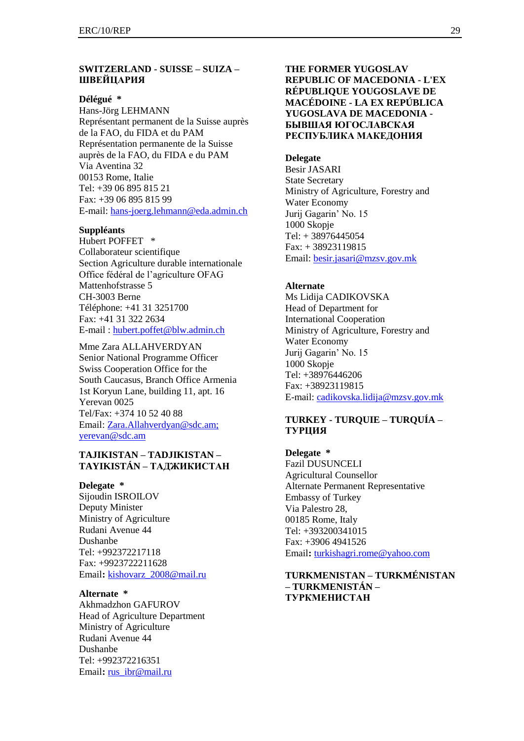## SWITZERLAND - SUISSE – SUIZA – ШВЕЙЦАРИЯ

**Délégué ***
Hans-Jörg LEHMANN
Représentant permanent de la Suisse auprès de la FAO, du FIDA et du PAM
Représentation permanente de la Suisse auprès de la FAO, du FIDA e du PAM
Via Aventina 32
00153 Rome, Italie
Tel: +39 06 895 815 21
Fax: +39 06 895 815 99
E-mail: hans-joerg.lehmann@eda.admin.ch

**Suppléants**
Hubert POFFET *
Collaborateur scientifique
Section Agriculture durable internationale
Office fédéral de l'agriculture OFAG
Mattenhofstrasse 5
CH-3003 Berne
Téléphone: +41 31 3251700
Fax: +41 31 322 2634
E-mail : hubert.poffet@blw.admin.ch

Mme Zara ALLAHVERDYAN
Senior National Programme Officer
Swiss Cooperation Office for the South Caucasus, Branch Office Armenia
1st Koryun Lane, building 11, apt. 16
Yerevan 0025
Tel/Fax: +374 10 52 40 88
Email: Zara.Allahverdyan@sdc.am; yerevan@sdc.am

## TAJIKISTAN – TADJIKISTAN – TAYIKISTÁN – ТАДЖИКИСТАН

**Delegate ***
Sijoudin ISROILOV
Deputy Minister
Ministry of Agriculture
Rudani Avenue 44
Dushanbe
Tel: +992372217118
Fax: +9923722211628
Email**:** kishovarz_2008@mail.ru

**Alternate ***
Akhmadzhon GAFUROV
Head of Agriculture Department
Ministry of Agriculture
Rudani Avenue 44
Dushanbe
Tel: +992372216351
Email**:** rus_ibr@mail.ru

## THE FORMER YUGOSLAV REPUBLIC OF MACEDONIA - L'EX RÉPUBLIQUE YOUGOSLAVE DE MACÉDOINE - LA EX REPÚBLICA YUGOSLAVA DE MACEDONIA - БЫВШАЯ ЮГОСЛАВСКАЯ РЕСПУБЛИКА МАКЕДОНИЯ

**Delegate**
Besir JASARI
State Secretary
Ministry of Agriculture, Forestry and Water Economy
Jurij Gagarin' No. 15
1000 Skopje
Tel: + 38976445054
Fax: + 38923119815
Email: besir.jasari@mzsv.gov.mk

**Alternate**
Ms Lidija CADIKOVSKA
Head of Department for International Cooperation
Ministry of Agriculture, Forestry and Water Economy
Jurij Gagarin' No. 15
1000 Skopje
Tel: +38976446206
Fax: +38923119815
E-mail: cadikovska.lidija@mzsv.gov.mk

## TURKEY - TURQUIE – TURQUÍA – ТУРЦИЯ

**Delegate ***
Fazil DUSUNCELI
Agricultural Counsellor
Alternate Permanent Representative
Embassy of Turkey
Via Palestro 28,
00185 Rome, Italy
Tel: +393200341015
Fax: +3906 4941526
Email**:** turkishagri.rome@yahoo.com

## TURKMENISTAN – TURKMÉNISTAN – TURKMENISTÁN – ТУРКМЕНИСТАН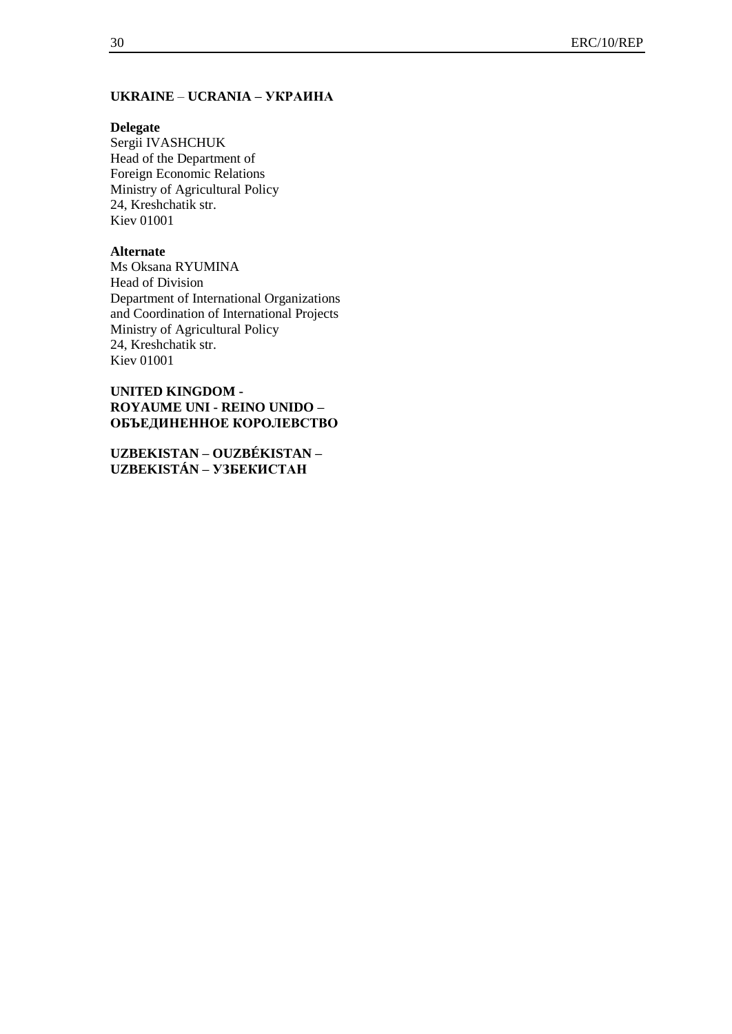**UKRAINE – UCRANIA – УКРАИНА**

**Delegate**
Sergii IVASHCHUK
Head of the Department of
Foreign Economic Relations
Ministry of Agricultural Policy
24, Kreshchatik str.
Kiev 01001

**Alternate**
Ms Oksana RYUMINA
Head of Division
Department of International Organizations
and Coordination of International Projects
Ministry of Agricultural Policy
24, Kreshchatik str.
Kiev 01001

**UNITED KINGDOM -
ROYAUME UNI - REINO UNIDO –
ОБЪЕДИНЕННОЕ КОРОЛЕВСТВО**

**UZBEKISTAN – OUZBÉKISTAN –
UZBEKISTÁN – УЗБЕКИСТАН**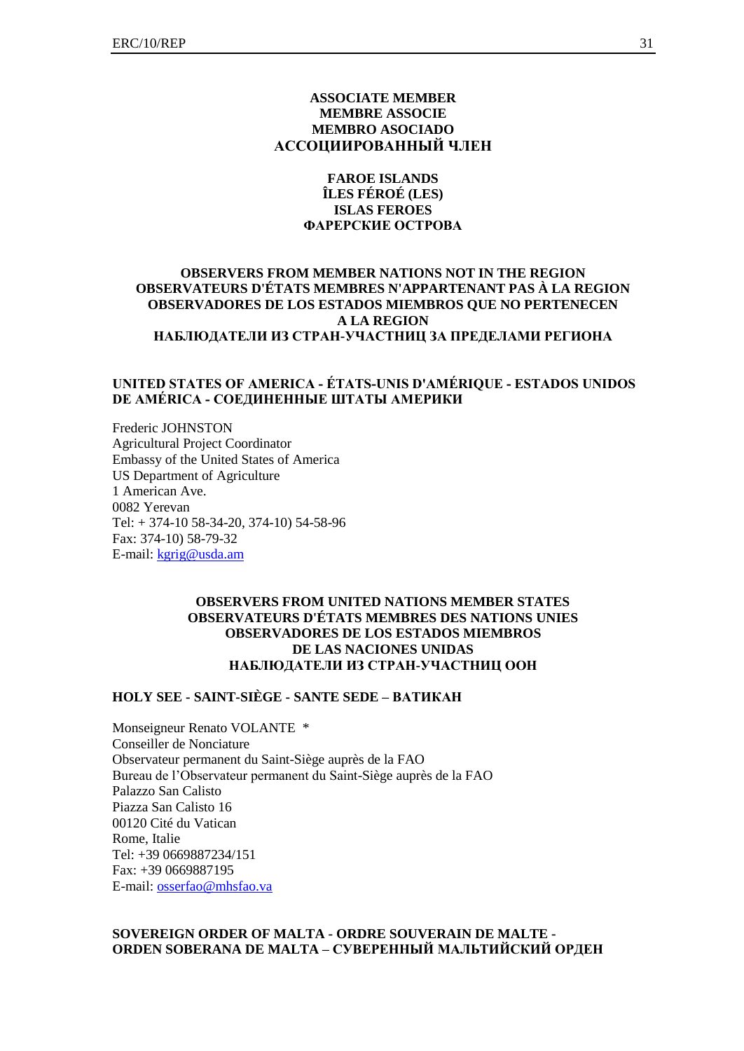**ASSOCIATE MEMBER**
**MEMBRE ASSOCIE**
**MEMBRO ASOCIADO**
**АССОЦИИРОВАННЫЙ ЧЛЕН**

**FAROE ISLANDS**
**ÎLES FÉROÉ (LES)**
**ISLAS FEROES**
**ФАРЕРСКИЕ ОСТРОВА**

**OBSERVERS FROM MEMBER NATIONS NOT IN THE REGION**
**OBSERVATEURS D'ÉTATS MEMBRES N'APPARTENANT PAS À LA REGION**
**OBSERVADORES DE LOS ESTADOS MIEMBROS QUE NO PERTENECEN A LA REGION**
**НАБЛЮДАТЕЛИ ИЗ СТРАН-УЧАСТНИЦ ЗА ПРЕДЕЛАМИ РЕГИОНА**

**UNITED STATES OF AMERICA - ÉTATS-UNIS D'AMÉRIQUE - ESTADOS UNIDOS DE AMÉRICA - СОЕДИНЕННЫЕ ШТАТЫ АМЕРИКИ**

Frederic JOHNSTON
Agricultural Project Coordinator
Embassy of the United States of America
US Department of Agriculture
1 American Ave.
0082 Yerevan
Tel: + 374-10 58-34-20, 374-10) 54-58-96
Fax: 374-10) 58-79-32
E-mail: kgrig@usda.am

**OBSERVERS FROM UNITED NATIONS MEMBER STATES**
**OBSERVATEURS D'ÉTATS MEMBRES DES NATIONS UNIES**
**OBSERVADORES DE LOS ESTADOS MIEMBROS DE LAS NACIONES UNIDAS**
**НАБЛЮДАТЕЛИ ИЗ СТРАН-УЧАСТНИЦ ООН**

**HOLY SEE - SAINT-SIÈGE - SANTE SEDE – ВАТИКАН**

Monseigneur Renato VOLANTE *
Conseiller de Nonciature
Observateur permanent du Saint-Siège auprès de la FAO
Bureau de l'Observateur permanent du Saint-Siège auprès de la FAO
Palazzo San Calisto
Piazza San Calisto 16
00120 Cité du Vatican
Rome, Italie
Tel: +39 0669887234/151
Fax: +39 0669887195
E-mail: osserfao@mhsfao.va

**SOVEREIGN ORDER OF MALTA - ORDRE SOUVERAIN DE MALTE - ORDEN SOBERANA DE MALTA – СУВЕРЕННЫЙ МАЛЬТИЙСКИЙ ОРДЕН**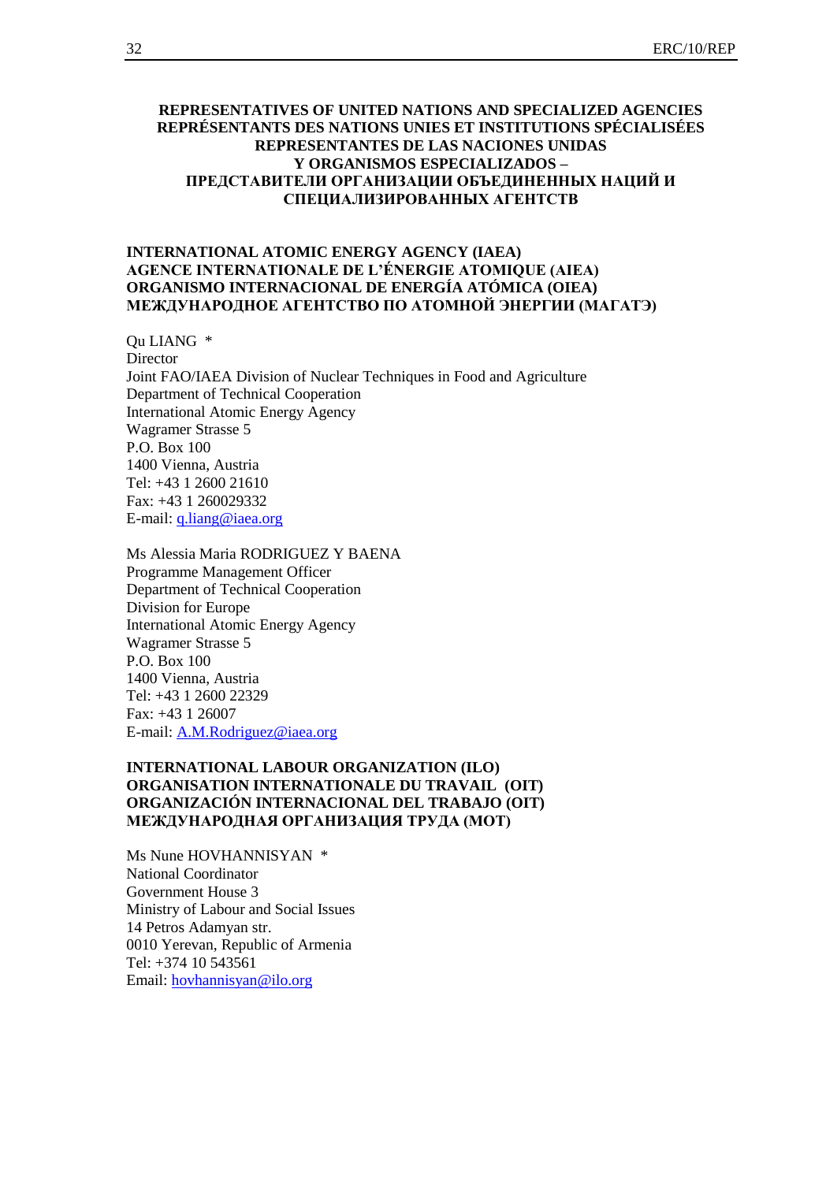**REPRESENTATIVES OF UNITED NATIONS AND SPECIALIZED AGENCIES**
**REPRÉSENTANTS DES NATIONS UNIES ET INSTITUTIONS SPÉCIALISÉES**
**REPRESENTANTES DE LAS NACIONES UNIDAS**
**Y ORGANISMOS ESPECIALIZADOS –**
**ПРЕДСТАВИТЕЛИ ОРГАНИЗАЦИИ ОБЪЕДИНЕННЫХ НАЦИЙ И**
**СПЕЦИАЛИЗИРОВАННЫХ АГЕНТСТВ**

**INTERNATIONAL ATOMIC ENERGY AGENCY (IAEA)**
**AGENCE INTERNATIONALE DE L'ÉNERGIE ATOMIQUE (AIEA)**
**ORGANISMO INTERNACIONAL DE ENERGÍA ATÓMICA (OIEA)**
**МЕЖДУНАРОДНОЕ АГЕНТСТВО ПО АТОМНОЙ ЭНЕРГИИ (МАГАТЭ)**

Qu LIANG *
Director
Joint FAO/IAEA Division of Nuclear Techniques in Food and Agriculture
Department of Technical Cooperation
International Atomic Energy Agency
Wagramer Strasse 5
P.O. Box 100
1400 Vienna, Austria
Tel: +43 1 2600 21610
Fax: +43 1 260029332
E-mail: q.liang@iaea.org

Ms Alessia Maria RODRIGUEZ Y BAENA
Programme Management Officer
Department of Technical Cooperation
Division for Europe
International Atomic Energy Agency
Wagramer Strasse 5
P.O. Box 100
1400 Vienna, Austria
Tel: +43 1 2600 22329
Fax: +43 1 26007
E-mail: A.M.Rodriguez@iaea.org

**INTERNATIONAL LABOUR ORGANIZATION (ILO)**
**ORGANISATION INTERNATIONALE DU TRAVAIL (OIT)**
**ORGANIZACIÓN INTERNACIONAL DEL TRABAJO (OIT)**
**МЕЖДУНАРОДНАЯ ОРГАНИЗАЦИЯ ТРУДА (МОТ)**

Ms Nune HOVHANNISYAN *
National Coordinator
Government House 3
Ministry of Labour and Social Issues
14 Petros Adamyan str.
0010 Yerevan, Republic of Armenia
Tel: +374 10 543561
Email: hovhannisyan@ilo.org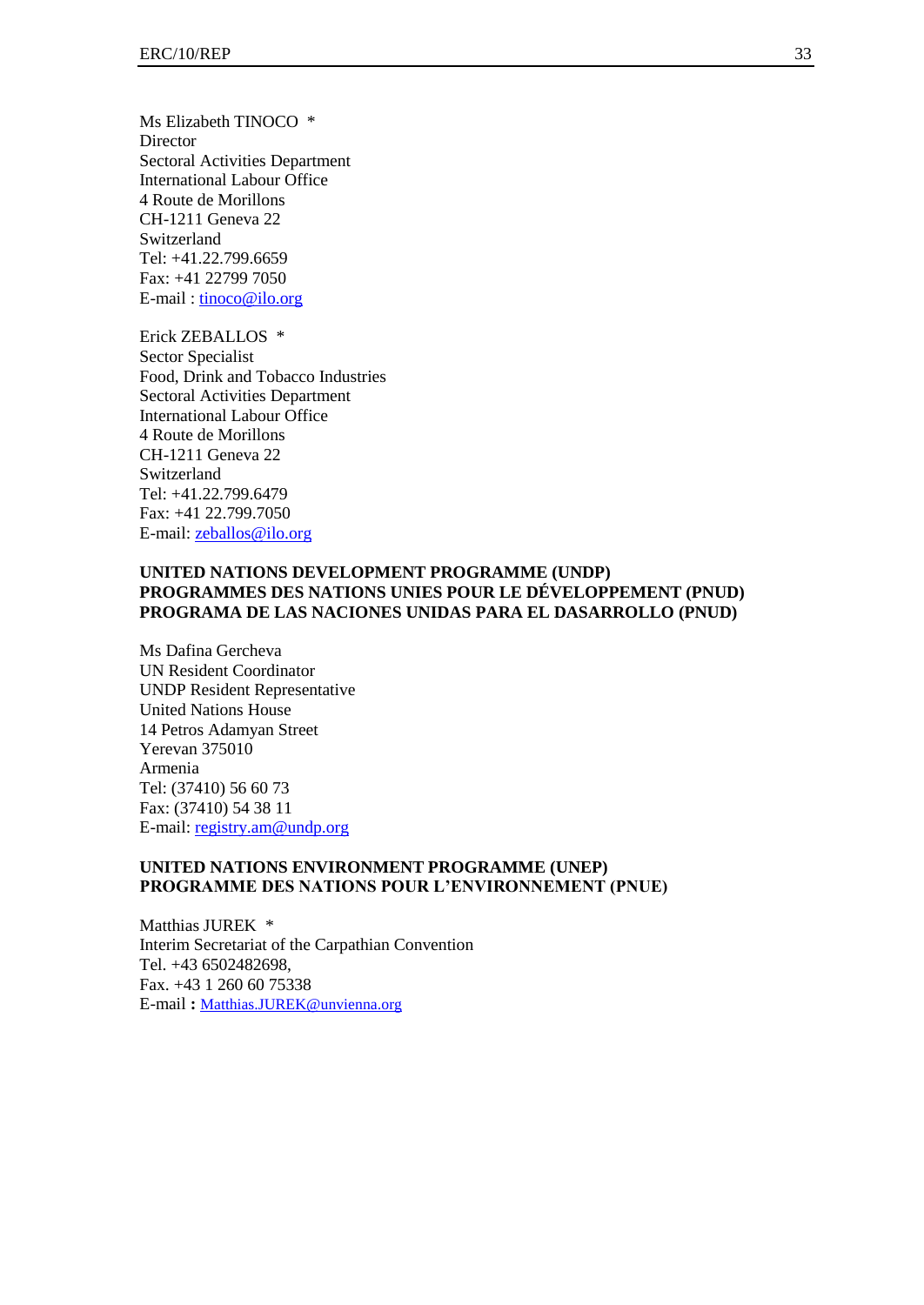Ms Elizabeth TINOCO *
Director
Sectoral Activities Department
International Labour Office
4 Route de Morillons
CH-1211 Geneva 22
Switzerland
Tel: +41.22.799.6659
Fax: +41 22799 7050
E-mail : tinoco@ilo.org

Erick ZEBALLOS *
Sector Specialist
Food, Drink and Tobacco Industries
Sectoral Activities Department
International Labour Office
4 Route de Morillons
CH-1211 Geneva 22
Switzerland
Tel: +41.22.799.6479
Fax: +41 22.799.7050
E-mail: zeballos@ilo.org

**UNITED NATIONS DEVELOPMENT PROGRAMME (UNDP)**
**PROGRAMMES DES NATIONS UNIES POUR LE DÉVELOPPEMENT (PNUD)**
**PROGRAMA DE LAS NACIONES UNIDAS PARA EL DASARROLLO (PNUD)**

Ms Dafina Gercheva
UN Resident Coordinator
UNDP Resident Representative
United Nations House
14 Petros Adamyan Street
Yerevan 375010
Armenia
Tel: (37410) 56 60 73
Fax: (37410) 54 38 11
E-mail: registry.am@undp.org

**UNITED NATIONS ENVIRONMENT PROGRAMME (UNEP)**
**PROGRAMME DES NATIONS POUR L'ENVIRONNEMENT (PNUE)**

Matthias JUREK *
Interim Secretariat of the Carpathian Convention
Tel. +43 6502482698,
Fax. +43 1 260 60 75338
E-mail **:** Matthias.JUREK@unvienna.org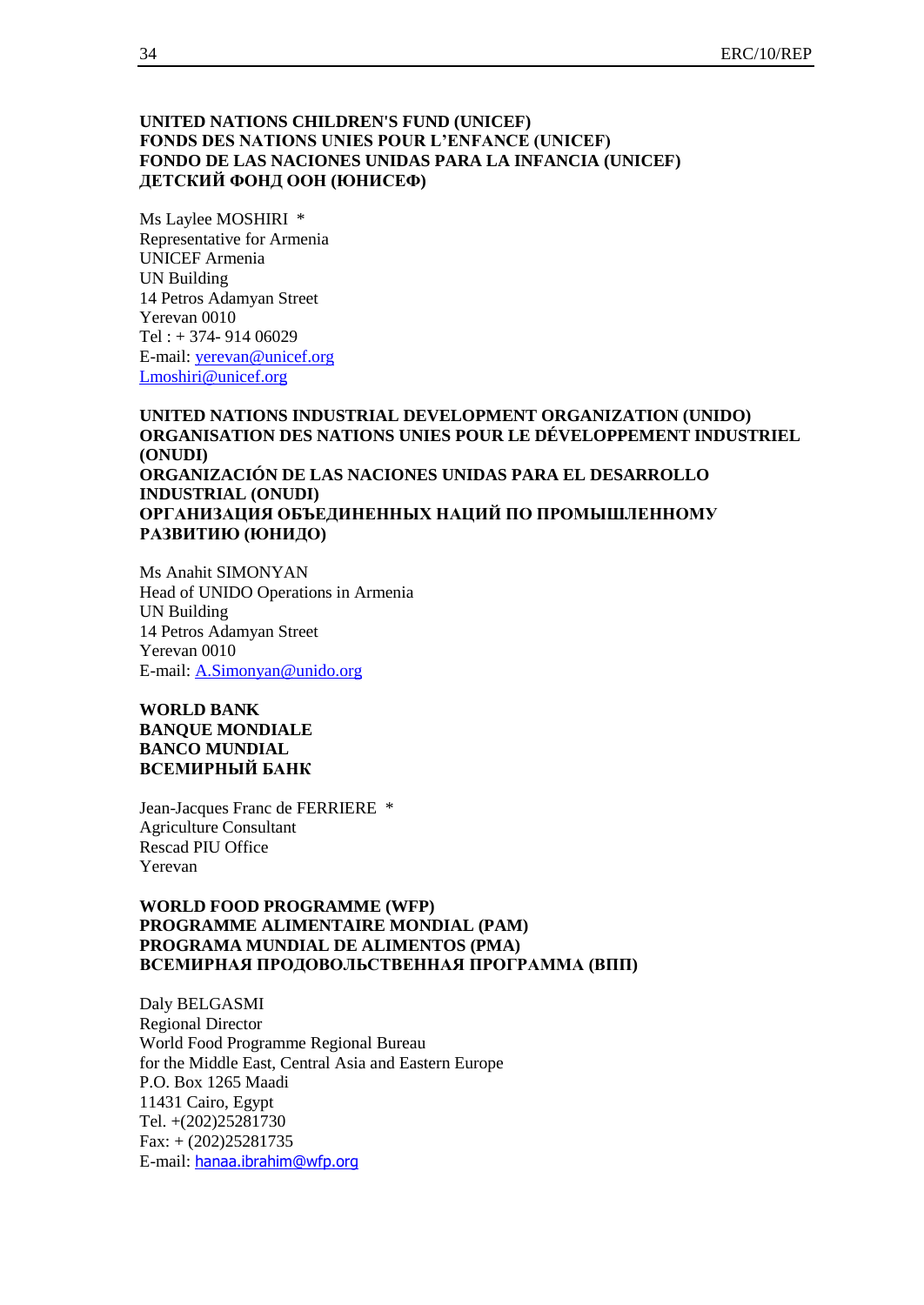**UNITED NATIONS CHILDREN'S FUND (UNICEF)**
**FONDS DES NATIONS UNIES POUR L'ENFANCE (UNICEF)**
**FONDO DE LAS NACIONES UNIDAS PARA LA INFANCIA (UNICEF)**
**ДЕТСКИЙ ФОНД ООН (ЮНИСЕФ)**

Ms Laylee MOSHIRI *
Representative for Armenia
UNICEF Armenia
UN Building
14 Petros Adamyan Street
Yerevan 0010
Tel : + 374- 914 06029
E-mail: yerevan@unicef.org
Lmoshiri@unicef.org

**UNITED NATIONS INDUSTRIAL DEVELOPMENT ORGANIZATION (UNIDO)**
**ORGANISATION DES NATIONS UNIES POUR LE DÉVELOPPEMENT INDUSTRIEL (ONUDI)**
**ORGANIZACIÓN DE LAS NACIONES UNIDAS PARA EL DESARROLLO INDUSTRIAL (ONUDI)**
**ОРГАНИЗАЦИЯ ОБЪЕДИНЕННЫХ НАЦИЙ ПО ПРОМЫШЛЕННОМУ РАЗВИТИЮ (ЮНИДО)**

Ms Anahit SIMONYAN
Head of UNIDO Operations in Armenia
UN Building
14 Petros Adamyan Street
Yerevan 0010
E-mail: A.Simonyan@unido.org

**WORLD BANK**
**BANQUE MONDIALE**
**BANCO MUNDIAL**
**ВСЕМИРНЫЙ БАНК**

Jean-Jacques Franc de FERRIERE *
Agriculture Consultant
Rescad PIU Office
Yerevan

**WORLD FOOD PROGRAMME (WFP)**
**PROGRAMME ALIMENTAIRE MONDIAL (PAM)**
**PROGRAMA MUNDIAL DE ALIMENTOS (PMA)**
**ВСЕМИРНАЯ ПРОДОВОЛЬСТВЕННАЯ ПРОГРАММА (ВПП)**

Daly BELGASMI
Regional Director
World Food Programme Regional Bureau
for the Middle East, Central Asia and Eastern Europe
P.O. Box 1265 Maadi
11431 Cairo, Egypt
Tel. +(202)25281730
Fax: + (202)25281735
E-mail: hanaa.ibrahim@wfp.org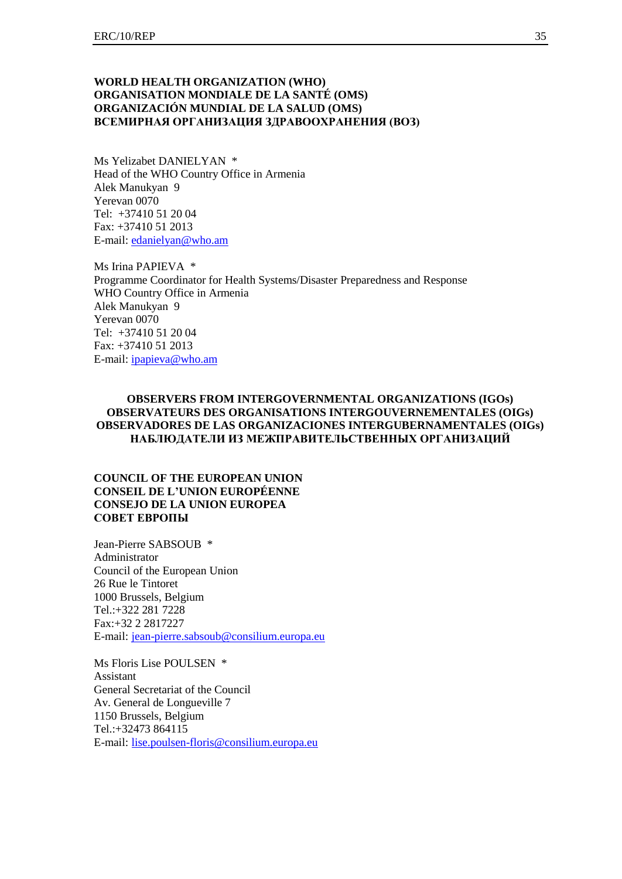**WORLD HEALTH ORGANIZATION (WHO)**
**ORGANISATION MONDIALE DE LA SANTÉ (OMS)**
**ORGANIZACIÓN MUNDIAL DE LA SALUD (OMS)**
**ВСЕМИРНАЯ ОРГАНИЗАЦИЯ ЗДРАВООХРАНЕНИЯ (ВОЗ)**

Ms Yelizabet DANIELYAN *
Head of the WHO Country Office in Armenia
Alek Manukyan 9
Yerevan 0070
Tel: +37410 51 20 04
Fax: +37410 51 2013
E-mail: edanielyan@who.am

Ms Irina PAPIEVA *
Programme Coordinator for Health Systems/Disaster Preparedness and Response
WHO Country Office in Armenia
Alek Manukyan 9
Yerevan 0070
Tel: +37410 51 20 04
Fax: +37410 51 2013
E-mail: ipapieva@who.am

**OBSERVERS FROM INTERGOVERNMENTAL ORGANIZATIONS (IGOs)**
**OBSERVATEURS DES ORGANISATIONS INTERGOUVERNEMENTALES (OIGs)**
**OBSERVADORES DE LAS ORGANIZACIONES INTERGUBERNAMENTALES (OIGs)**
**НАБЛЮДАТЕЛИ ИЗ МЕЖПРАВИТЕЛЬСТВЕННЫХ ОРГАНИЗАЦИЙ**

**COUNCIL OF THE EUROPEAN UNION**
**CONSEIL DE L'UNION EUROPÉENNE**
**CONSEJO DE LA UNION EUROPEA**
**СОВЕТ ЕВРОПЫ**

Jean-Pierre SABSOUB *
Administrator
Council of the European Union
26 Rue le Tintoret
1000 Brussels, Belgium
Tel.:+322 281 7228
Fax:+32 2 2817227
E-mail: jean-pierre.sabsoub@consilium.europa.eu

Ms Floris Lise POULSEN *
Assistant
General Secretariat of the Council
Av. General de Longueville 7
1150 Brussels, Belgium
Tel.:+32473 864115
E-mail: lise.poulsen-floris@consilium.europa.eu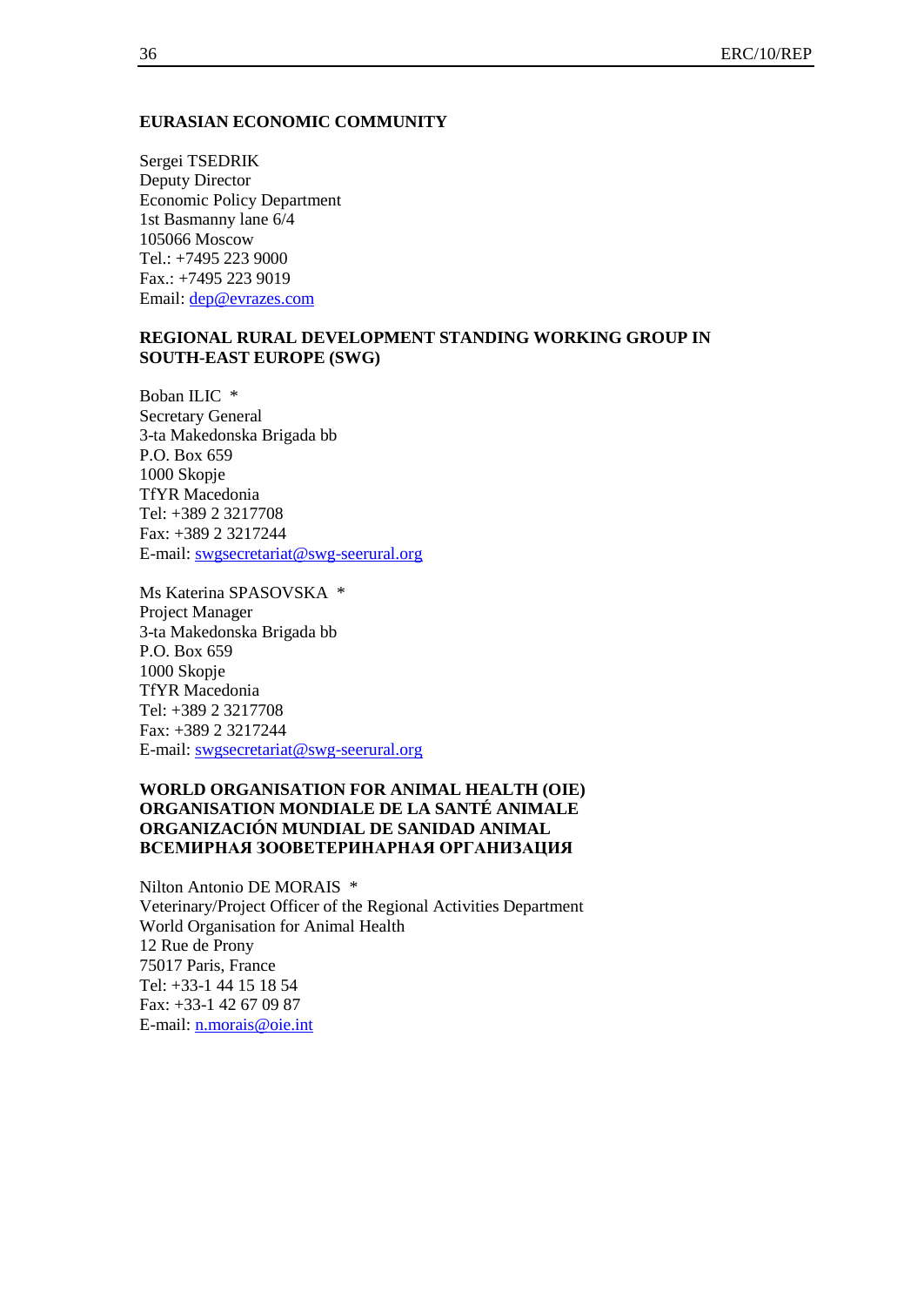**EURASIAN ECONOMIC COMMUNITY**

Sergei TSEDRIK
Deputy Director
Economic Policy Department
1st Basmanny lane 6/4
105066 Moscow
Tel.: +7495 223 9000
Fax.: +7495 223 9019
Email: dep@evrazes.com

**REGIONAL RURAL DEVELOPMENT STANDING WORKING GROUP IN SOUTH-EAST EUROPE (SWG)**

Boban ILIC *
Secretary General
3-ta Makedonska Brigada bb
P.O. Box 659
1000 Skopje
TfYR Macedonia
Tel: +389 2 3217708
Fax: +389 2 3217244
E-mail: swgsecretariat@swg-seerural.org

Ms Katerina SPASOVSKA *
Project Manager
3-ta Makedonska Brigada bb
P.O. Box 659
1000 Skopje
TfYR Macedonia
Tel: +389 2 3217708
Fax: +389 2 3217244
E-mail: swgsecretariat@swg-seerural.org

**WORLD ORGANISATION FOR ANIMAL HEALTH (OIE)**
**ORGANISATION MONDIALE DE LA SANTÉ ANIMALE**
**ORGANIZACIÓN MUNDIAL DE SANIDAD ANIMAL**
**ВСЕМИРНАЯ ЗООВЕТЕРИНАРНАЯ ОРГАНИЗАЦИЯ**

Nilton Antonio DE MORAIS *
Veterinary/Project Officer of the Regional Activities Department
World Organisation for Animal Health
12 Rue de Prony
75017 Paris, France
Tel: +33-1 44 15 18 54
Fax: +33-1 42 67 09 87
E-mail: n.morais@oie.int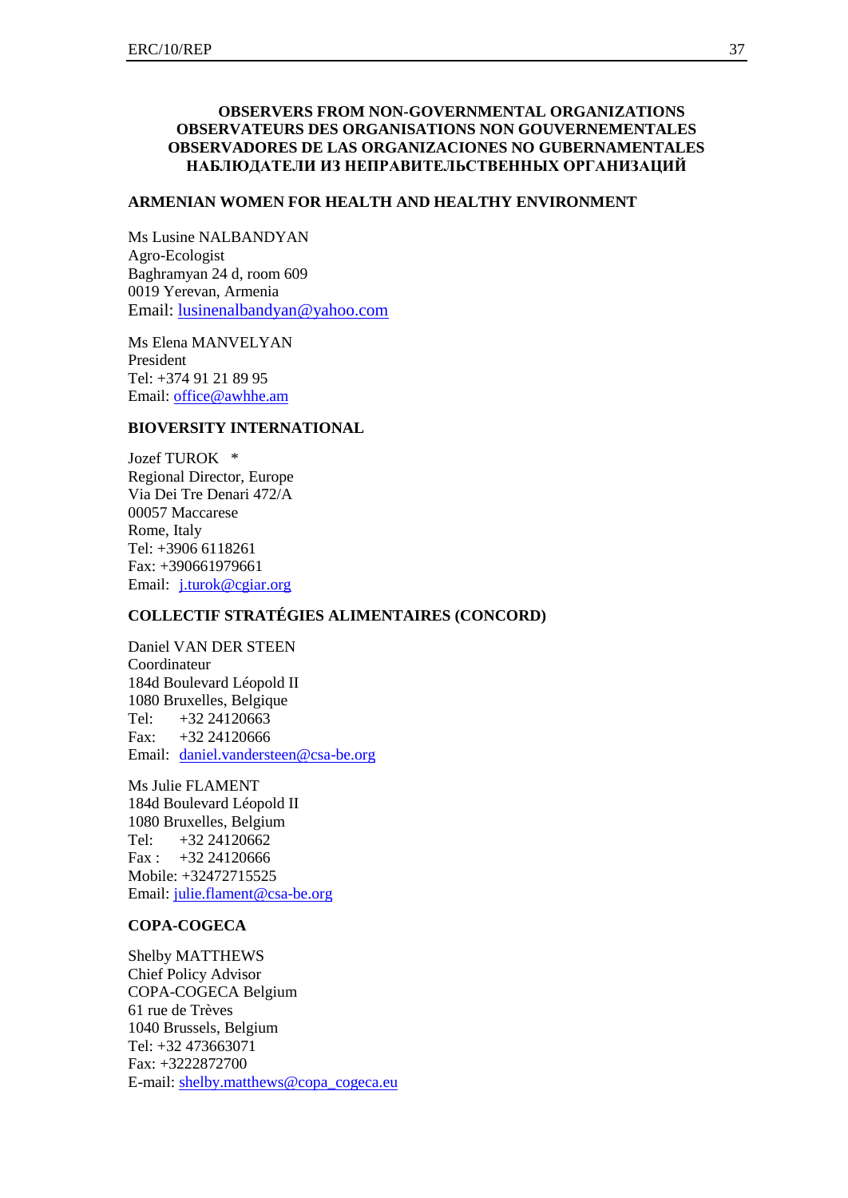## OBSERVERS FROM NON-GOVERNMENTAL ORGANIZATIONS
## OBSERVATEURS DES ORGANISATIONS NON GOUVERNEMENTALES
## OBSERVADORES DE LAS ORGANIZACIONES NO GUBERNAMENTALES
## НАБЛЮДАТЕЛИ ИЗ НЕПРАВИТЕЛЬСТВЕННЫХ ОРГАНИЗАЦИЙ

**ARMENIAN WOMEN FOR HEALTH AND HEALTHY ENVIRONMENT**

Ms Lusine NALBANDYAN
Agro-Ecologist
Baghramyan 24 d, room 609
0019 Yerevan, Armenia
Email: lusinenalbandyan@yahoo.com

Ms Elena MANVELYAN
President
Tel: +374 91 21 89 95
Email: office@awhhe.am

**BIOVERSITY INTERNATIONAL**

Jozef TUROK *
Regional Director, Europe
Via Dei Tre Denari 472/A
00057 Maccarese
Rome, Italy
Tel: +3906 6118261
Fax: +390661979661
Email: j.turok@cgiar.org

**COLLECTIF STRATÉGIES ALIMENTAIRES (CONCORD)**

Daniel VAN DER STEEN
Coordinateur
184d Boulevard Léopold II
1080 Bruxelles, Belgique
Tel: +32 24120663
Fax: +32 24120666
Email: daniel.vandersteen@csa-be.org

Ms Julie FLAMENT
184d Boulevard Léopold II
1080 Bruxelles, Belgium
Tel: +32 24120662
Fax : +32 24120666
Mobile: +32472715525
Email: julie.flament@csa-be.org

**COPA-COGECA**

Shelby MATTHEWS
Chief Policy Advisor
COPA-COGECA Belgium
61 rue de Trèves
1040 Brussels, Belgium
Tel: +32 473663071
Fax: +3222872700
E-mail: shelby.matthews@copa_cogeca.eu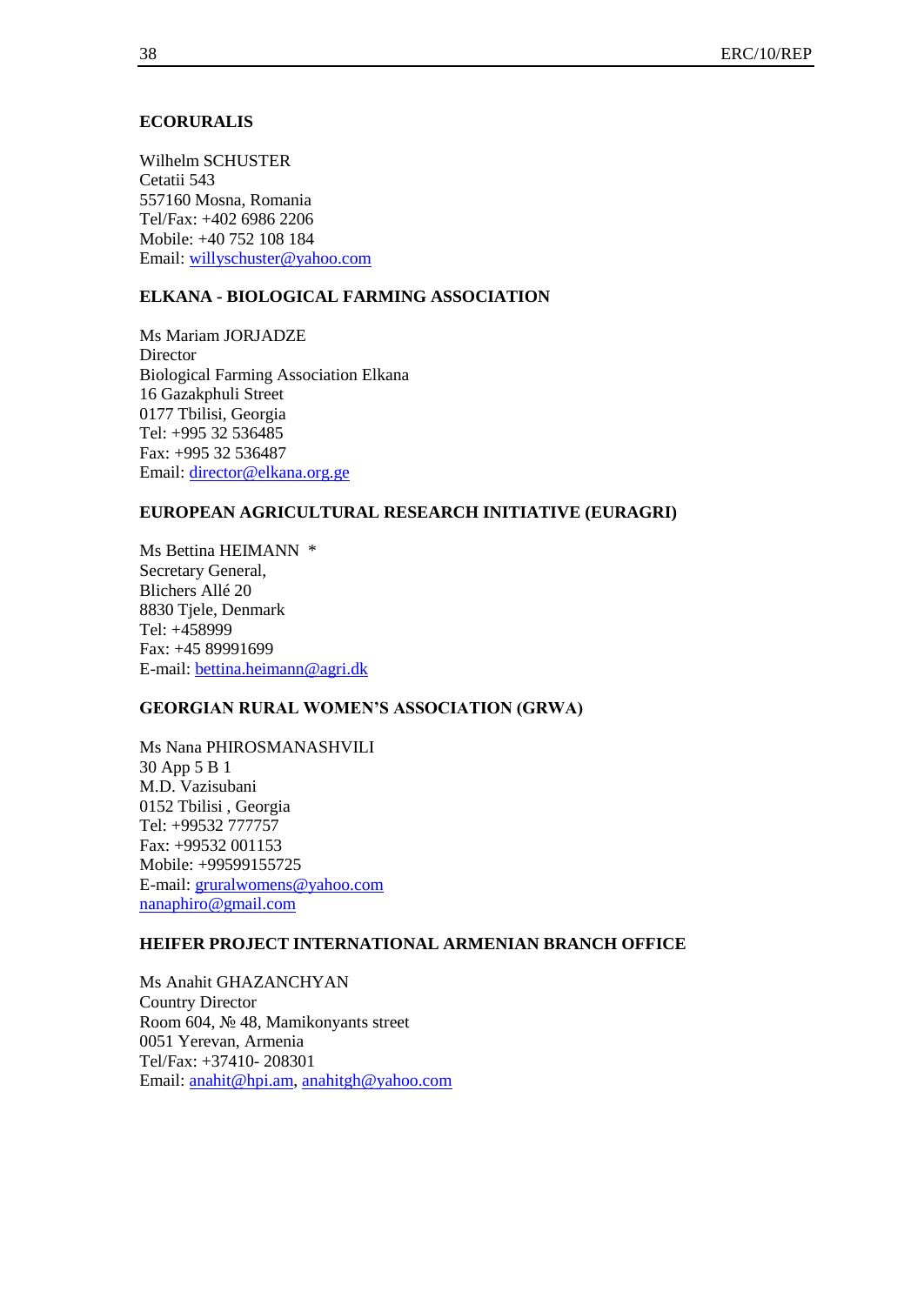**ECORURALIS**

Wilhelm SCHUSTER
Cetatii 543
557160 Mosna, Romania
Tel/Fax: +402 6986 2206
Mobile: +40 752 108 184
Email: willyschuster@yahoo.com

**ELKANA - BIOLOGICAL FARMING ASSOCIATION**

Ms Mariam JORJADZE
Director
Biological Farming Association Elkana
16 Gazakphuli Street
0177 Tbilisi, Georgia
Tel: +995 32 536485
Fax: +995 32 536487
Email: director@elkana.org.ge

**EUROPEAN AGRICULTURAL RESEARCH INITIATIVE (EURAGRI)**

Ms Bettina HEIMANN *
Secretary General,
Blichers Allé 20
8830 Tjele, Denmark
Tel: +458999
Fax: +45 89991699
E-mail: bettina.heimann@agri.dk

**GEORGIAN RURAL WOMEN'S ASSOCIATION (GRWA)**

Ms Nana PHIROSMANASHVILI
30 App 5 B 1
M.D. Vazisubani
0152 Tbilisi , Georgia
Tel: +99532 777757
Fax: +99532 001153
Mobile: +99599155725
E-mail: gruralwomens@yahoo.com
nanaphiro@gmail.com

**HEIFER PROJECT INTERNATIONAL ARMENIAN BRANCH OFFICE**

Ms Anahit GHAZANCHYAN
Country Director
Room 604, № 48, Mamikonyants street
0051 Yerevan, Armenia
Tel/Fax: +37410- 208301
Email: anahit@hpi.am, anahitgh@yahoo.com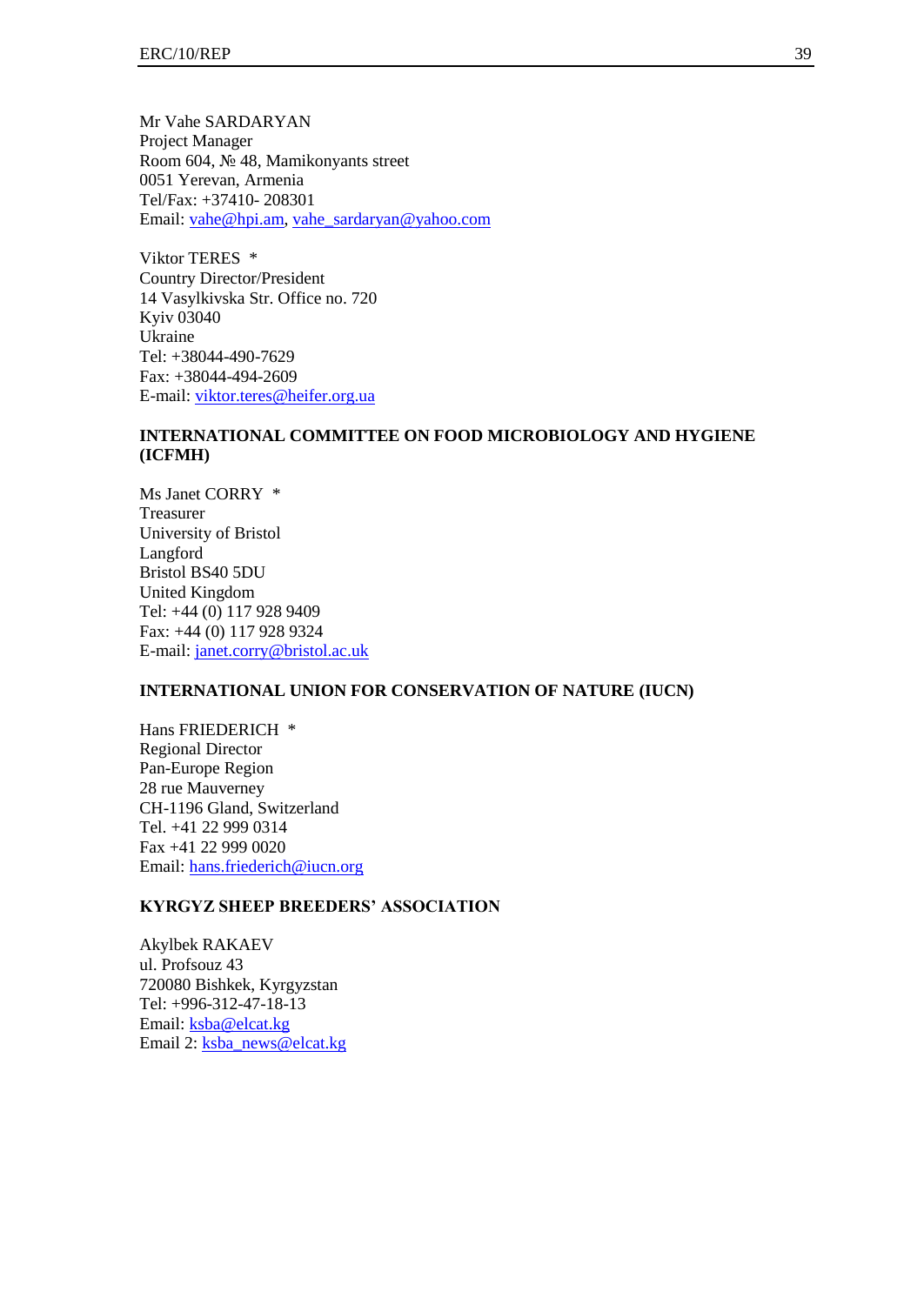Mr Vahe SARDARYAN
Project Manager
Room 604, № 48, Mamikonyants street
0051 Yerevan, Armenia
Tel/Fax: +37410- 208301
Email: vahe@hpi.am, vahe_sardaryan@yahoo.com

Viktor TERES *
Country Director/President
14 Vasylkivska Str. Office no. 720
Kyiv 03040
Ukraine
Tel: +38044-490-7629
Fax: +38044-494-2609
E-mail: viktor.teres@heifer.org.ua

**INTERNATIONAL COMMITTEE ON FOOD MICROBIOLOGY AND HYGIENE (ICFMH)**

Ms Janet CORRY *
Treasurer
University of Bristol
Langford
Bristol BS40 5DU
United Kingdom
Tel: +44 (0) 117 928 9409
Fax: +44 (0) 117 928 9324
E-mail: janet.corry@bristol.ac.uk

**INTERNATIONAL UNION FOR CONSERVATION OF NATURE (IUCN)**

Hans FRIEDERICH *
Regional Director
Pan-Europe Region
28 rue Mauverney
CH-1196 Gland, Switzerland
Tel. +41 22 999 0314
Fax +41 22 999 0020
Email: hans.friederich@iucn.org

**KYRGYZ SHEEP BREEDERS' ASSOCIATION**

Akylbek RAKAEV
ul. Profsouz 43
720080 Bishkek, Kyrgyzstan
Tel: +996-312-47-18-13
Email: ksba@elcat.kg
Email 2: ksba_news@elcat.kg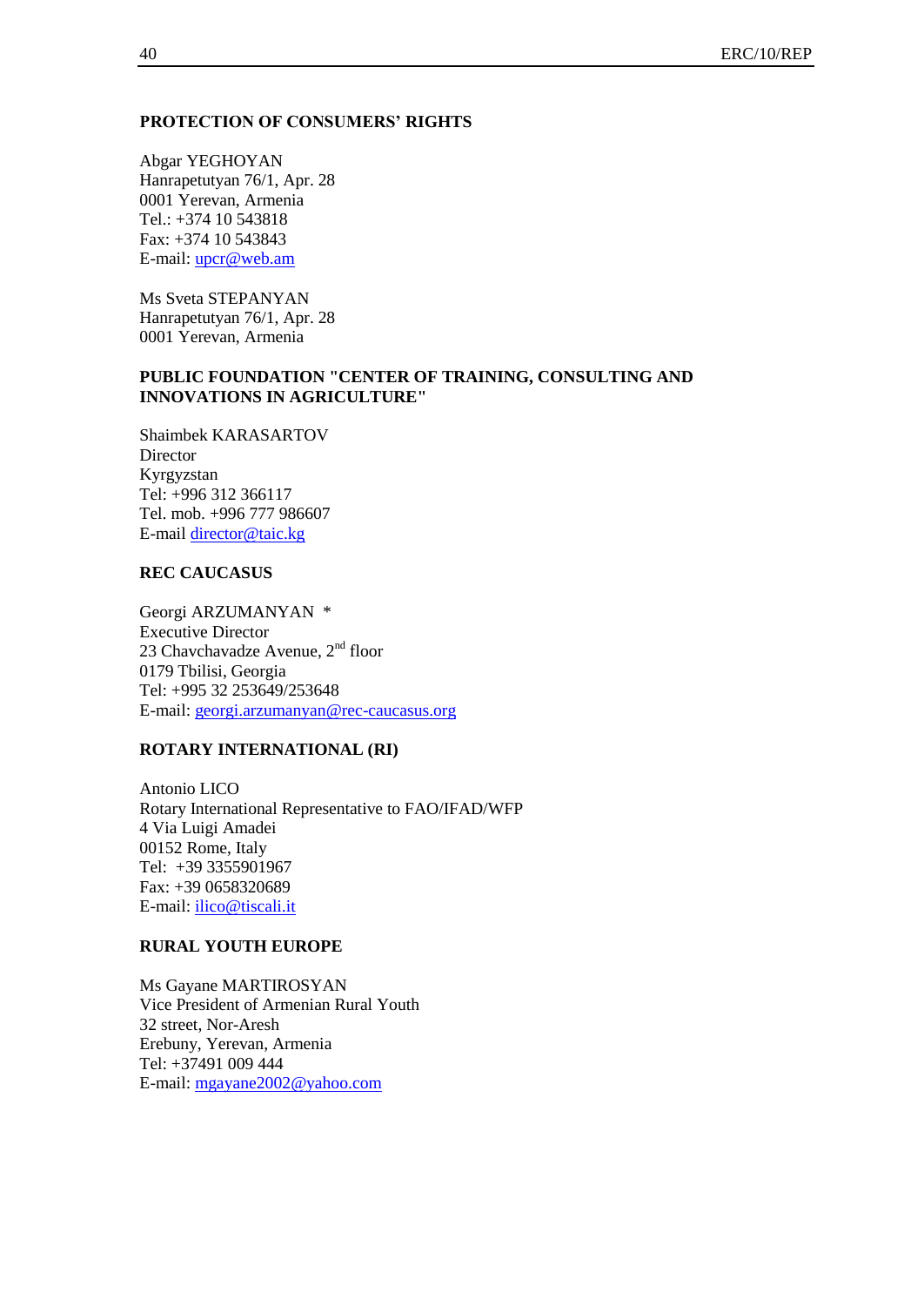**PROTECTION OF CONSUMERS' RIGHTS**

Abgar YEGHOYAN
Hanrapetutyan 76/1, Apr. 28
0001 Yerevan, Armenia
Tel.: +374 10 543818
Fax: +374 10 543843
E-mail: upcr@web.am

Ms Sveta STEPANYAN
Hanrapetutyan 76/1, Apr. 28
0001 Yerevan, Armenia

**PUBLIC FOUNDATION "CENTER OF TRAINING, CONSULTING AND INNOVATIONS IN AGRICULTURE"**

Shaimbek KARASARTOV
Director
Kyrgyzstan
Tel: +996 312 366117
Tel. mob. +996 777 986607
E-mail director@taic.kg

**REC CAUCASUS**

Georgi ARZUMANYAN *
Executive Director
23 Chavchavadze Avenue, 2nd floor
0179 Tbilisi, Georgia
Tel: +995 32 253649/253648
E-mail: georgi.arzumanyan@rec-caucasus.org

**ROTARY INTERNATIONAL (RI)**

Antonio LICO
Rotary International Representative to FAO/IFAD/WFP
4 Via Luigi Amadei
00152 Rome, Italy
Tel: +39 3355901967
Fax: +39 0658320689
E-mail: ilico@tiscali.it

**RURAL YOUTH EUROPE**

Ms Gayane MARTIROSYAN
Vice President of Armenian Rural Youth
32 street, Nor-Aresh
Erebuny, Yerevan, Armenia
Tel: +37491 009 444
E-mail: mgayane2002@yahoo.com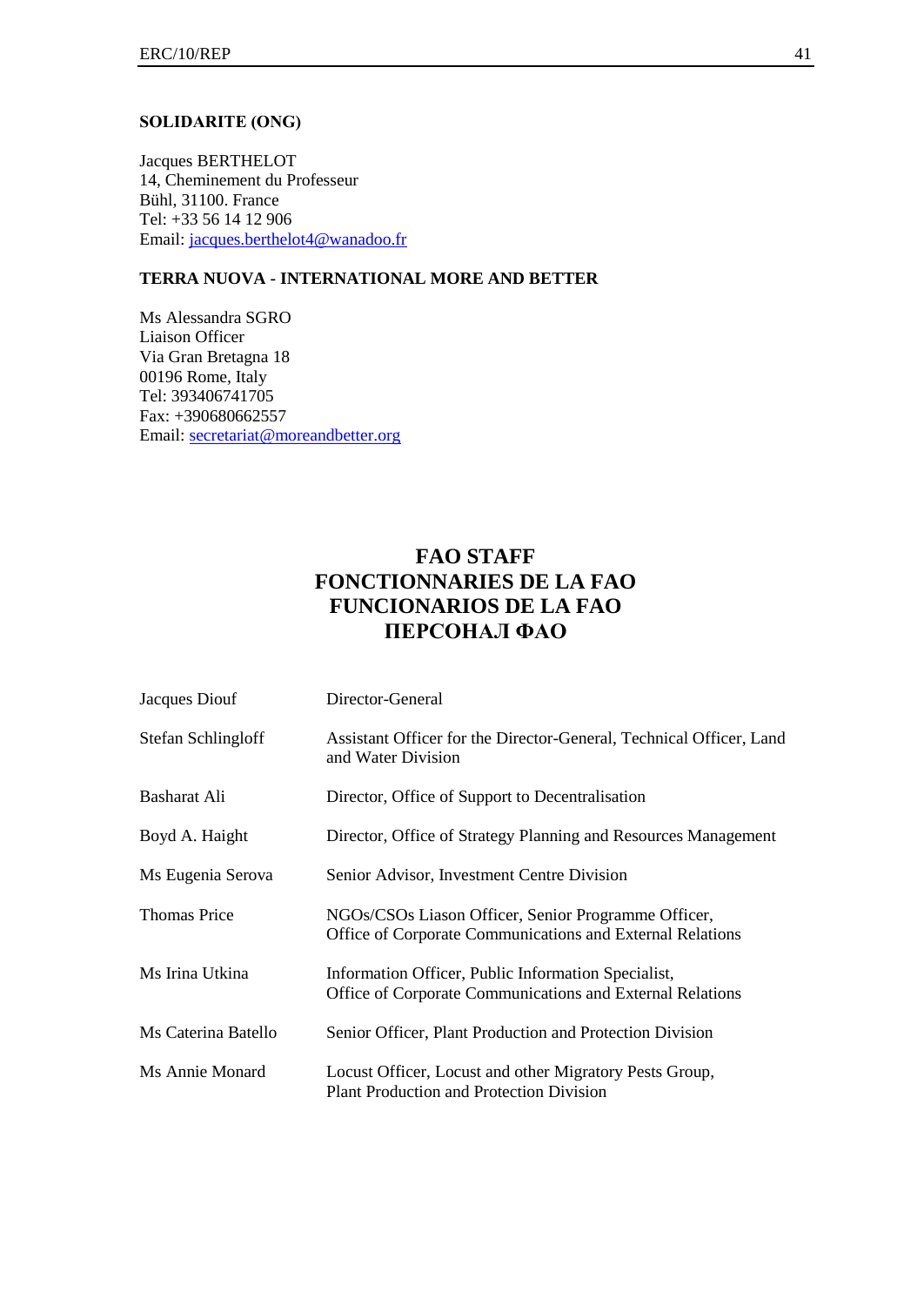**SOLIDARITE (ONG)**

Jacques BERTHELOT
14, Cheminement du Professeur
Bühl, 31100. France
Tel: +33 56 14 12 906
Email: jacques.berthelot4@wanadoo.fr

**TERRA NUOVA - INTERNATIONAL MORE AND BETTER**

Ms Alessandra SGRO
Liaison Officer
Via Gran Bretagna 18
00196 Rome, Italy
Tel: 393406741705
Fax: +390680662557
Email: secretariat@moreandbetter.org

## FAO STAFF
## FONCTIONNARIES DE LA FAO
## FUNCIONARIOS DE LA FAO
## ПЕРСОНАЛ ФАО

| | |
|---|---|
| Jacques Diouf | Director-General |
| Stefan Schlingloff | Assistant Officer for the Director-General, Technical Officer, Land and Water Division |
| Basharat Ali | Director, Office of Support to Decentralisation |
| Boyd A. Haight | Director, Office of Strategy Planning and Resources Management |
| Ms Eugenia Serova | Senior Advisor, Investment Centre Division |
| Thomas Price | NGOs/CSOs Liason Officer, Senior Programme Officer, Office of Corporate Communications and External Relations |
| Ms Irina Utkina | Information Officer, Public Information Specialist, Office of Corporate Communications and External Relations |
| Ms Caterina Batello | Senior Officer, Plant Production and Protection Division |
| Ms Annie Monard | Locust Officer, Locust and other Migratory Pests Group, Plant Production and Protection Division |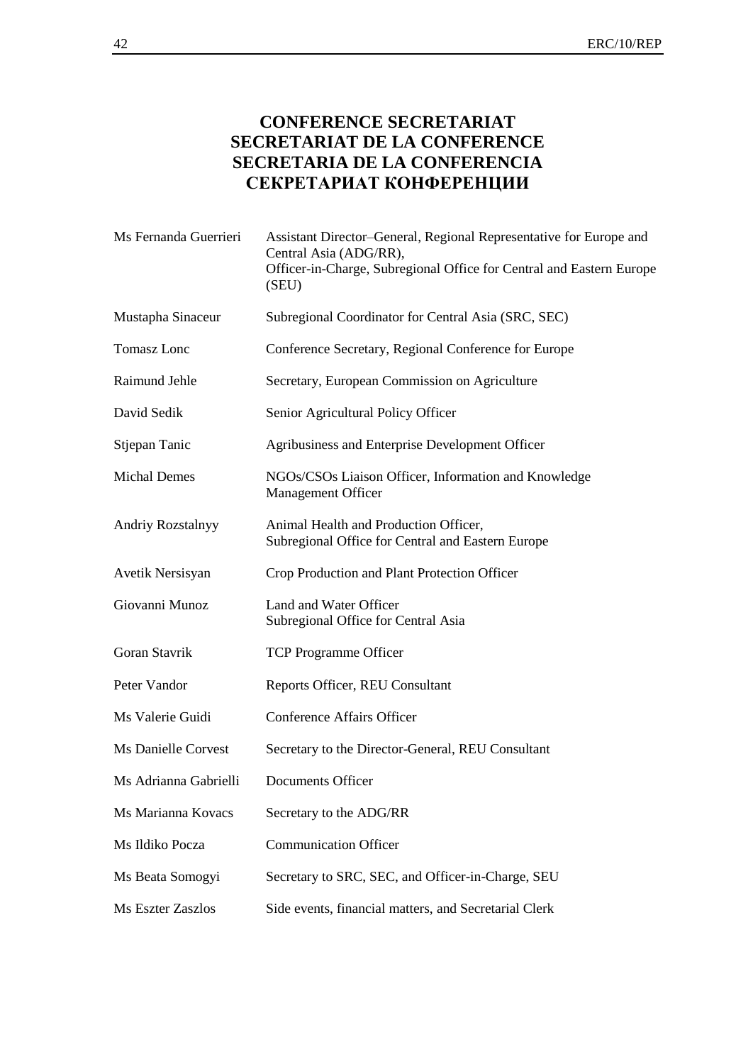# CONFERENCE SECRETARIAT
# SECRETARIAT DE LA CONFERENCE
# SECRETARIA DE LA CONFERENCIA
# СЕКРЕТАРИАТ КОНФЕРЕНЦИИ

| | |
|---|---|
| Ms Fernanda Guerrieri | Assistant Director–General, Regional Representative for Europe and Central Asia (ADG/RR),<br>Officer-in-Charge, Subregional Office for Central and Eastern Europe (SEU) |
| Mustapha Sinaceur | Subregional Coordinator for Central Asia (SRC, SEC) |
| Tomasz Lonc | Conference Secretary, Regional Conference for Europe |
| Raimund Jehle | Secretary, European Commission on Agriculture |
| David Sedik | Senior Agricultural Policy Officer |
| Stjepan Tanic | Agribusiness and Enterprise Development Officer |
| Michal Demes | NGOs/CSOs Liaison Officer, Information and Knowledge Management Officer |
| Andriy Rozstalnyy | Animal Health and Production Officer,<br>Subregional Office for Central and Eastern Europe |
| Avetik Nersisyan | Crop Production and Plant Protection Officer |
| Giovanni Munoz | Land and Water Officer<br>Subregional Office for Central Asia |
| Goran Stavrik | TCP Programme Officer |
| Peter Vandor | Reports Officer, REU Consultant |
| Ms Valerie Guidi | Conference Affairs Officer |
| Ms Danielle Corvest | Secretary to the Director-General, REU Consultant |
| Ms Adrianna Gabrielli | Documents Officer |
| Ms Marianna Kovacs | Secretary to the ADG/RR |
| Ms Ildiko Pocza | Communication Officer |
| Ms Beata Somogyi | Secretary to SRC, SEC, and Officer-in-Charge, SEU |
| Ms Eszter Zaszlos | Side events, financial matters, and Secretarial Clerk |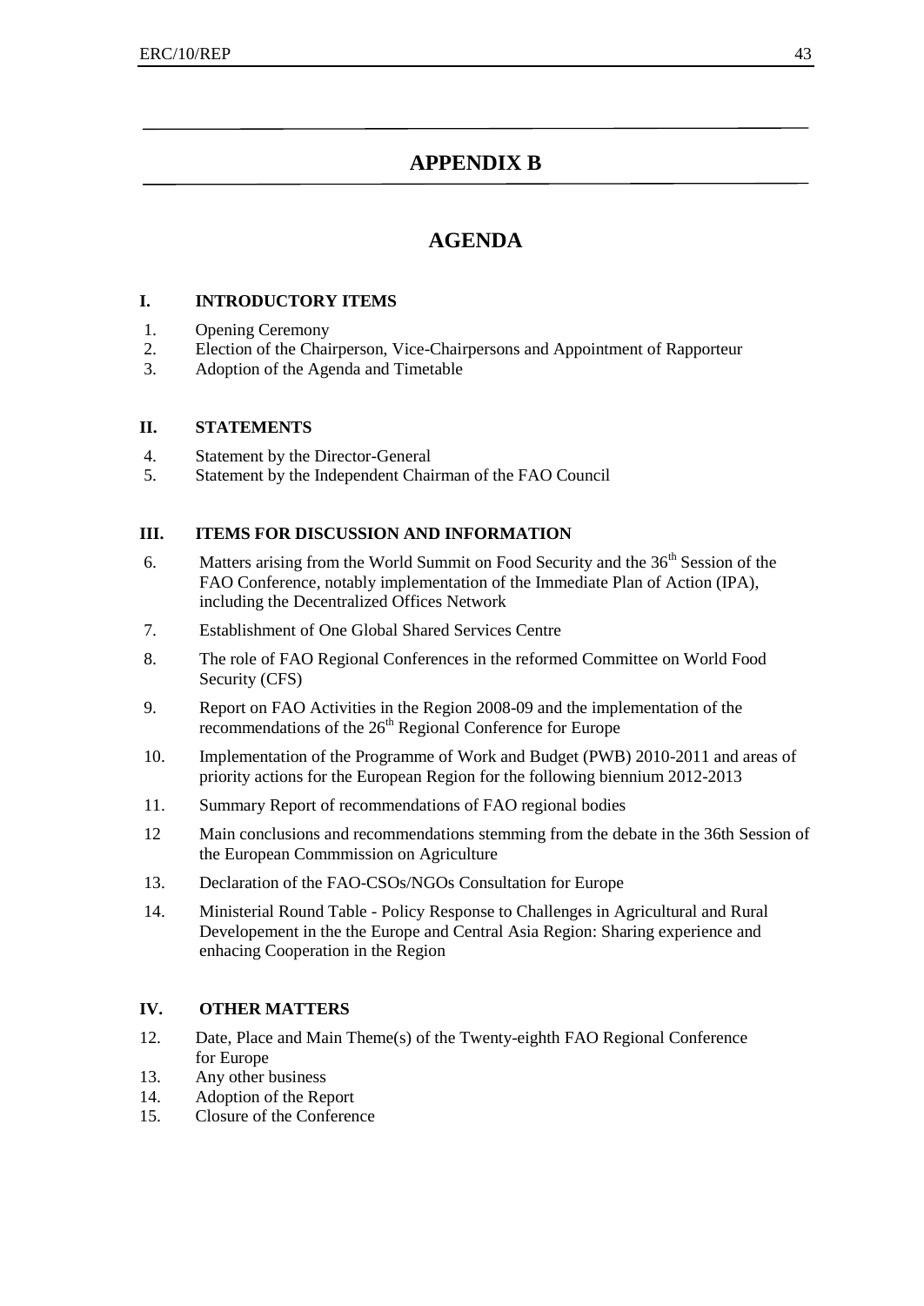# APPENDIX B

# AGENDA

## I. INTRODUCTORY ITEMS

1. Opening Ceremony
2. Election of the Chairperson, Vice-Chairpersons and Appointment of Rapporteur
3. Adoption of the Agenda and Timetable

## II. STATEMENTS

4. Statement by the Director-General
5. Statement by the Independent Chairman of the FAO Council

## III. ITEMS FOR DISCUSSION AND INFORMATION

6. Matters arising from the World Summit on Food Security and the 36th Session of the FAO Conference, notably implementation of the Immediate Plan of Action (IPA), including the Decentralized Offices Network
7. Establishment of One Global Shared Services Centre
8. The role of FAO Regional Conferences in the reformed Committee on World Food Security (CFS)
9. Report on FAO Activities in the Region 2008-09 and the implementation of the recommendations of the 26th Regional Conference for Europe
10. Implementation of the Programme of Work and Budget (PWB) 2010-2011 and areas of priority actions for the European Region for the following biennium 2012-2013
11. Summary Report of recommendations of FAO regional bodies
12 Main conclusions and recommendations stemming from the debate in the 36th Session of the European Commmission on Agriculture
13. Declaration of the FAO-CSOs/NGOs Consultation for Europe
14. Ministerial Round Table - Policy Response to Challenges in Agricultural and Rural Developement in the the Europe and Central Asia Region: Sharing experience and enhacing Cooperation in the Region

## IV. OTHER MATTERS

12. Date, Place and Main Theme(s) of the Twenty-eighth FAO Regional Conference for Europe
13. Any other business
14. Adoption of the Report
15. Closure of the Conference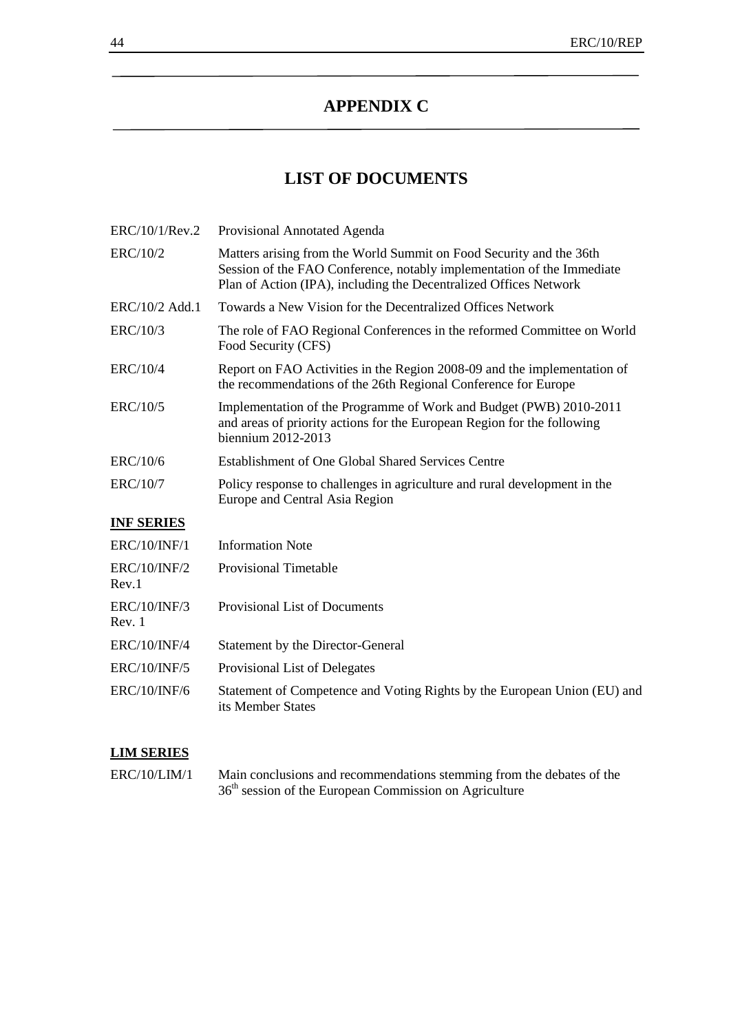# APPENDIX C

## LIST OF DOCUMENTS

| | |
|---|---|
| ERC/10/1/Rev.2 | Provisional Annotated Agenda |
| ERC/10/2 | Matters arising from the World Summit on Food Security and the 36th Session of the FAO Conference, notably implementation of the Immediate Plan of Action (IPA), including the Decentralized Offices Network |
| ERC/10/2 Add.1 | Towards a New Vision for the Decentralized Offices Network |
| ERC/10/3 | The role of FAO Regional Conferences in the reformed Committee on World Food Security (CFS) |
| ERC/10/4 | Report on FAO Activities in the Region 2008-09 and the implementation of the recommendations of the 26th Regional Conference for Europe |
| ERC/10/5 | Implementation of the Programme of Work and Budget (PWB) 2010-2011 and areas of priority actions for the European Region for the following biennium 2012-2013 |
| ERC/10/6 | Establishment of One Global Shared Services Centre |
| ERC/10/7 | Policy response to challenges in agriculture and rural development in the Europe and Central Asia Region |

**INF SERIES**

| | |
|---|---|
| ERC/10/INF/1 | Information Note |
| ERC/10/INF/2 Rev.1 | Provisional Timetable |
| ERC/10/INF/3 Rev. 1 | Provisional List of Documents |
| ERC/10/INF/4 | Statement by the Director-General |
| ERC/10/INF/5 | Provisional List of Delegates |
| ERC/10/INF/6 | Statement of Competence and Voting Rights by the European Union (EU) and its Member States |

**LIM SERIES**

| | |
|---|---|
| ERC/10/LIM/1 | Main conclusions and recommendations stemming from the debates of the 36th session of the European Commission on Agriculture |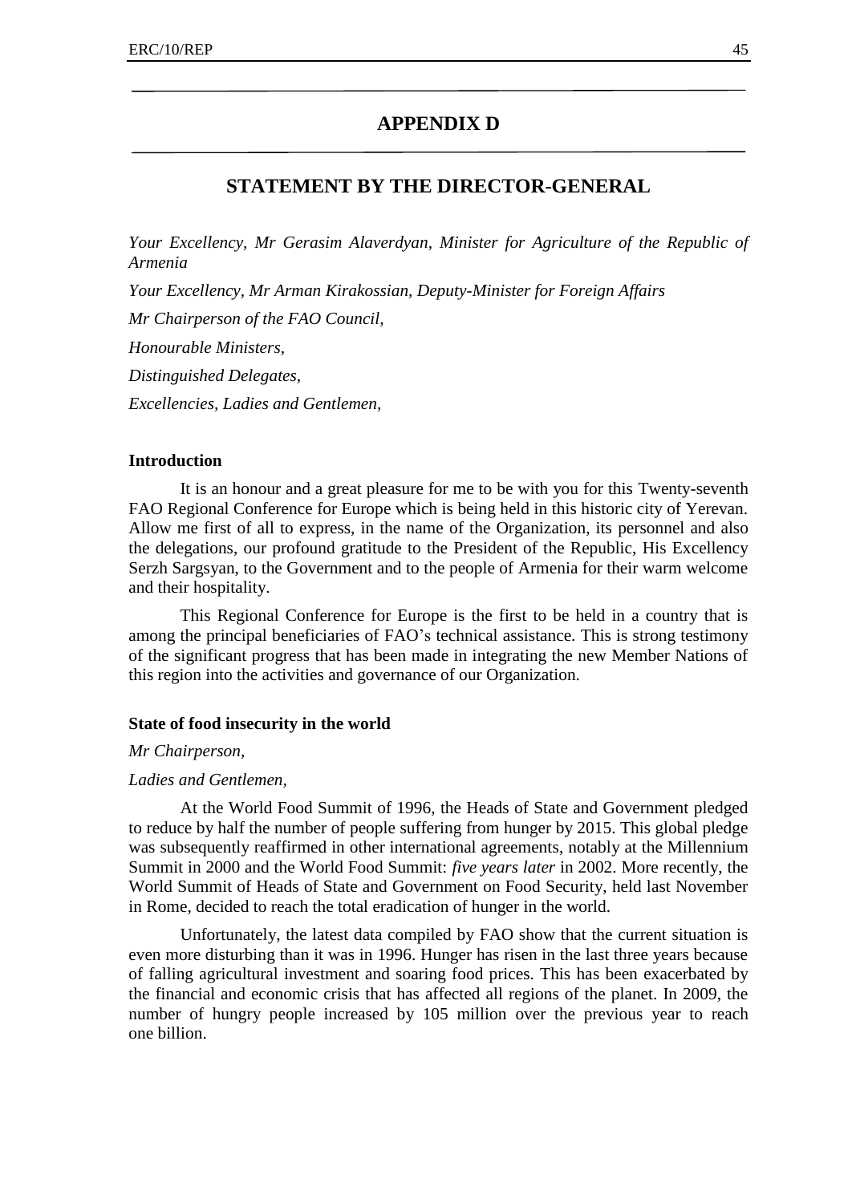# APPENDIX D

## STATEMENT BY THE DIRECTOR-GENERAL

*Your Excellency, Mr Gerasim Alaverdyan, Minister for Agriculture of the Republic of Armenia*

*Your Excellency, Mr Arman Kirakossian, Deputy-Minister for Foreign Affairs*

*Mr Chairperson of the FAO Council,*

*Honourable Ministers,*

*Distinguished Delegates,*

*Excellencies, Ladies and Gentlemen,*

### Introduction

It is an honour and a great pleasure for me to be with you for this Twenty-seventh FAO Regional Conference for Europe which is being held in this historic city of Yerevan. Allow me first of all to express, in the name of the Organization, its personnel and also the delegations, our profound gratitude to the President of the Republic, His Excellency Serzh Sargsyan, to the Government and to the people of Armenia for their warm welcome and their hospitality.

This Regional Conference for Europe is the first to be held in a country that is among the principal beneficiaries of FAO's technical assistance. This is strong testimony of the significant progress that has been made in integrating the new Member Nations of this region into the activities and governance of our Organization.

### State of food insecurity in the world

*Mr Chairperson,*

*Ladies and Gentlemen,*

At the World Food Summit of 1996, the Heads of State and Government pledged to reduce by half the number of people suffering from hunger by 2015. This global pledge was subsequently reaffirmed in other international agreements, notably at the Millennium Summit in 2000 and the World Food Summit: *five years later* in 2002. More recently, the World Summit of Heads of State and Government on Food Security, held last November in Rome, decided to reach the total eradication of hunger in the world.

Unfortunately, the latest data compiled by FAO show that the current situation is even more disturbing than it was in 1996. Hunger has risen in the last three years because of falling agricultural investment and soaring food prices. This has been exacerbated by the financial and economic crisis that has affected all regions of the planet. In 2009, the number of hungry people increased by 105 million over the previous year to reach one billion.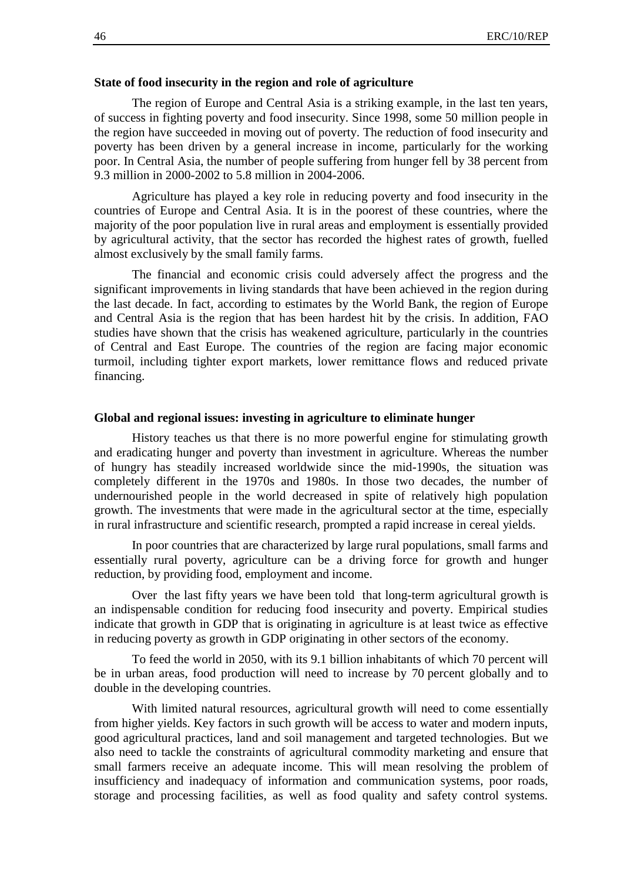**State of food insecurity in the region and role of agriculture**

The region of Europe and Central Asia is a striking example, in the last ten years, of success in fighting poverty and food insecurity. Since 1998, some 50 million people in the region have succeeded in moving out of poverty. The reduction of food insecurity and poverty has been driven by a general increase in income, particularly for the working poor. In Central Asia, the number of people suffering from hunger fell by 38 percent from 9.3 million in 2000-2002 to 5.8 million in 2004-2006.

Agriculture has played a key role in reducing poverty and food insecurity in the countries of Europe and Central Asia. It is in the poorest of these countries, where the majority of the poor population live in rural areas and employment is essentially provided by agricultural activity, that the sector has recorded the highest rates of growth, fuelled almost exclusively by the small family farms.

The financial and economic crisis could adversely affect the progress and the significant improvements in living standards that have been achieved in the region during the last decade. In fact, according to estimates by the World Bank, the region of Europe and Central Asia is the region that has been hardest hit by the crisis. In addition, FAO studies have shown that the crisis has weakened agriculture, particularly in the countries of Central and East Europe. The countries of the region are facing major economic turmoil, including tighter export markets, lower remittance flows and reduced private financing.

**Global and regional issues: investing in agriculture to eliminate hunger**

History teaches us that there is no more powerful engine for stimulating growth and eradicating hunger and poverty than investment in agriculture. Whereas the number of hungry has steadily increased worldwide since the mid-1990s, the situation was completely different in the 1970s and 1980s. In those two decades, the number of undernourished people in the world decreased in spite of relatively high population growth. The investments that were made in the agricultural sector at the time, especially in rural infrastructure and scientific research, prompted a rapid increase in cereal yields.

In poor countries that are characterized by large rural populations, small farms and essentially rural poverty, agriculture can be a driving force for growth and hunger reduction, by providing food, employment and income.

Over the last fifty years we have been told that long-term agricultural growth is an indispensable condition for reducing food insecurity and poverty. Empirical studies indicate that growth in GDP that is originating in agriculture is at least twice as effective in reducing poverty as growth in GDP originating in other sectors of the economy.

To feed the world in 2050, with its 9.1 billion inhabitants of which 70 percent will be in urban areas, food production will need to increase by 70 percent globally and to double in the developing countries.

With limited natural resources, agricultural growth will need to come essentially from higher yields. Key factors in such growth will be access to water and modern inputs, good agricultural practices, land and soil management and targeted technologies. But we also need to tackle the constraints of agricultural commodity marketing and ensure that small farmers receive an adequate income. This will mean resolving the problem of insufficiency and inadequacy of information and communication systems, poor roads, storage and processing facilities, as well as food quality and safety control systems.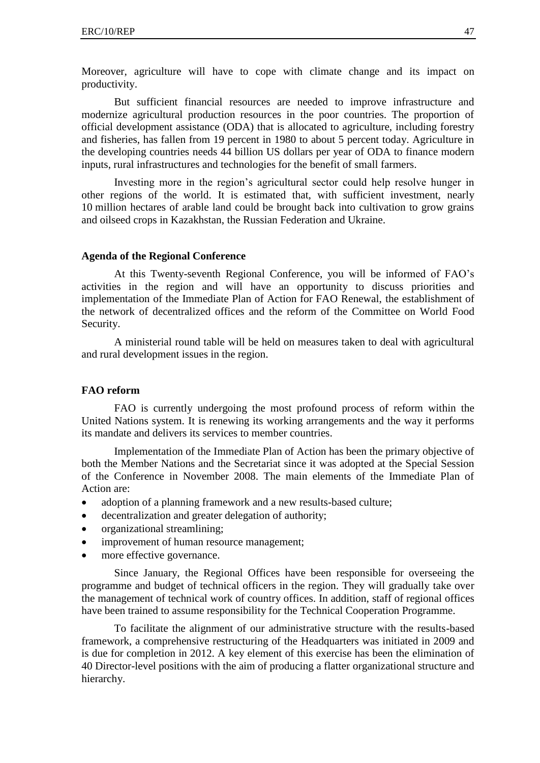Moreover, agriculture will have to cope with climate change and its impact on productivity.

But sufficient financial resources are needed to improve infrastructure and modernize agricultural production resources in the poor countries. The proportion of official development assistance (ODA) that is allocated to agriculture, including forestry and fisheries, has fallen from 19 percent in 1980 to about 5 percent today. Agriculture in the developing countries needs 44 billion US dollars per year of ODA to finance modern inputs, rural infrastructures and technologies for the benefit of small farmers.

Investing more in the region's agricultural sector could help resolve hunger in other regions of the world. It is estimated that, with sufficient investment, nearly 10 million hectares of arable land could be brought back into cultivation to grow grains and oilseed crops in Kazakhstan, the Russian Federation and Ukraine.

**Agenda of the Regional Conference**

At this Twenty-seventh Regional Conference, you will be informed of FAO's activities in the region and will have an opportunity to discuss priorities and implementation of the Immediate Plan of Action for FAO Renewal, the establishment of the network of decentralized offices and the reform of the Committee on World Food Security.

A ministerial round table will be held on measures taken to deal with agricultural and rural development issues in the region.

**FAO reform**

FAO is currently undergoing the most profound process of reform within the United Nations system. It is renewing its working arrangements and the way it performs its mandate and delivers its services to member countries.

Implementation of the Immediate Plan of Action has been the primary objective of both the Member Nations and the Secretariat since it was adopted at the Special Session of the Conference in November 2008. The main elements of the Immediate Plan of Action are:

- adoption of a planning framework and a new results-based culture;
- decentralization and greater delegation of authority;
- organizational streamlining;
- improvement of human resource management;
- more effective governance.

Since January, the Regional Offices have been responsible for overseeing the programme and budget of technical officers in the region. They will gradually take over the management of technical work of country offices. In addition, staff of regional offices have been trained to assume responsibility for the Technical Cooperation Programme.

To facilitate the alignment of our administrative structure with the results-based framework, a comprehensive restructuring of the Headquarters was initiated in 2009 and is due for completion in 2012. A key element of this exercise has been the elimination of 40 Director-level positions with the aim of producing a flatter organizational structure and hierarchy.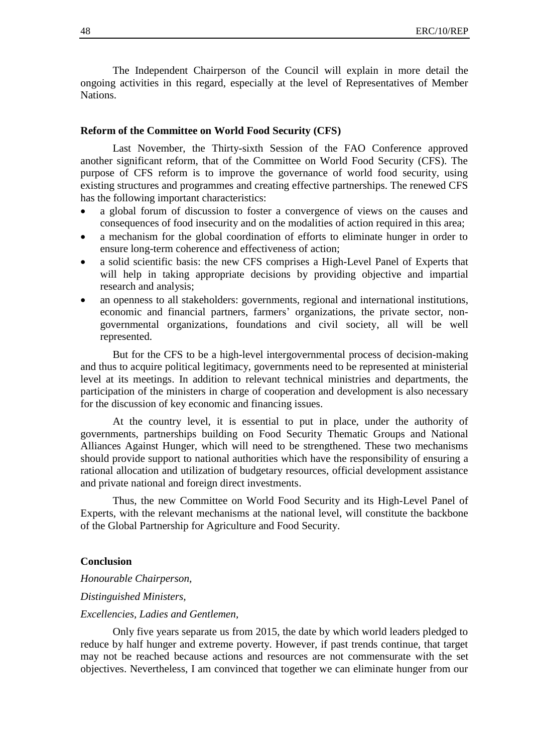The Independent Chairperson of the Council will explain in more detail the ongoing activities in this regard, especially at the level of Representatives of Member Nations.

**Reform of the Committee on World Food Security (CFS)**

Last November, the Thirty-sixth Session of the FAO Conference approved another significant reform, that of the Committee on World Food Security (CFS). The purpose of CFS reform is to improve the governance of world food security, using existing structures and programmes and creating effective partnerships. The renewed CFS has the following important characteristics:

- a global forum of discussion to foster a convergence of views on the causes and consequences of food insecurity and on the modalities of action required in this area;
- a mechanism for the global coordination of efforts to eliminate hunger in order to ensure long-term coherence and effectiveness of action;
- a solid scientific basis: the new CFS comprises a High-Level Panel of Experts that will help in taking appropriate decisions by providing objective and impartial research and analysis;
- an openness to all stakeholders: governments, regional and international institutions, economic and financial partners, farmers' organizations, the private sector, non-governmental organizations, foundations and civil society, all will be well represented.

But for the CFS to be a high-level intergovernmental process of decision-making and thus to acquire political legitimacy, governments need to be represented at ministerial level at its meetings. In addition to relevant technical ministries and departments, the participation of the ministers in charge of cooperation and development is also necessary for the discussion of key economic and financing issues.

At the country level, it is essential to put in place, under the authority of governments, partnerships building on Food Security Thematic Groups and National Alliances Against Hunger, which will need to be strengthened. These two mechanisms should provide support to national authorities which have the responsibility of ensuring a rational allocation and utilization of budgetary resources, official development assistance and private national and foreign direct investments.

Thus, the new Committee on World Food Security and its High-Level Panel of Experts, with the relevant mechanisms at the national level, will constitute the backbone of the Global Partnership for Agriculture and Food Security.

**Conclusion**

*Honourable Chairperson,*

*Distinguished Ministers,*

*Excellencies, Ladies and Gentlemen,*

Only five years separate us from 2015, the date by which world leaders pledged to reduce by half hunger and extreme poverty. However, if past trends continue, that target may not be reached because actions and resources are not commensurate with the set objectives. Nevertheless, I am convinced that together we can eliminate hunger from our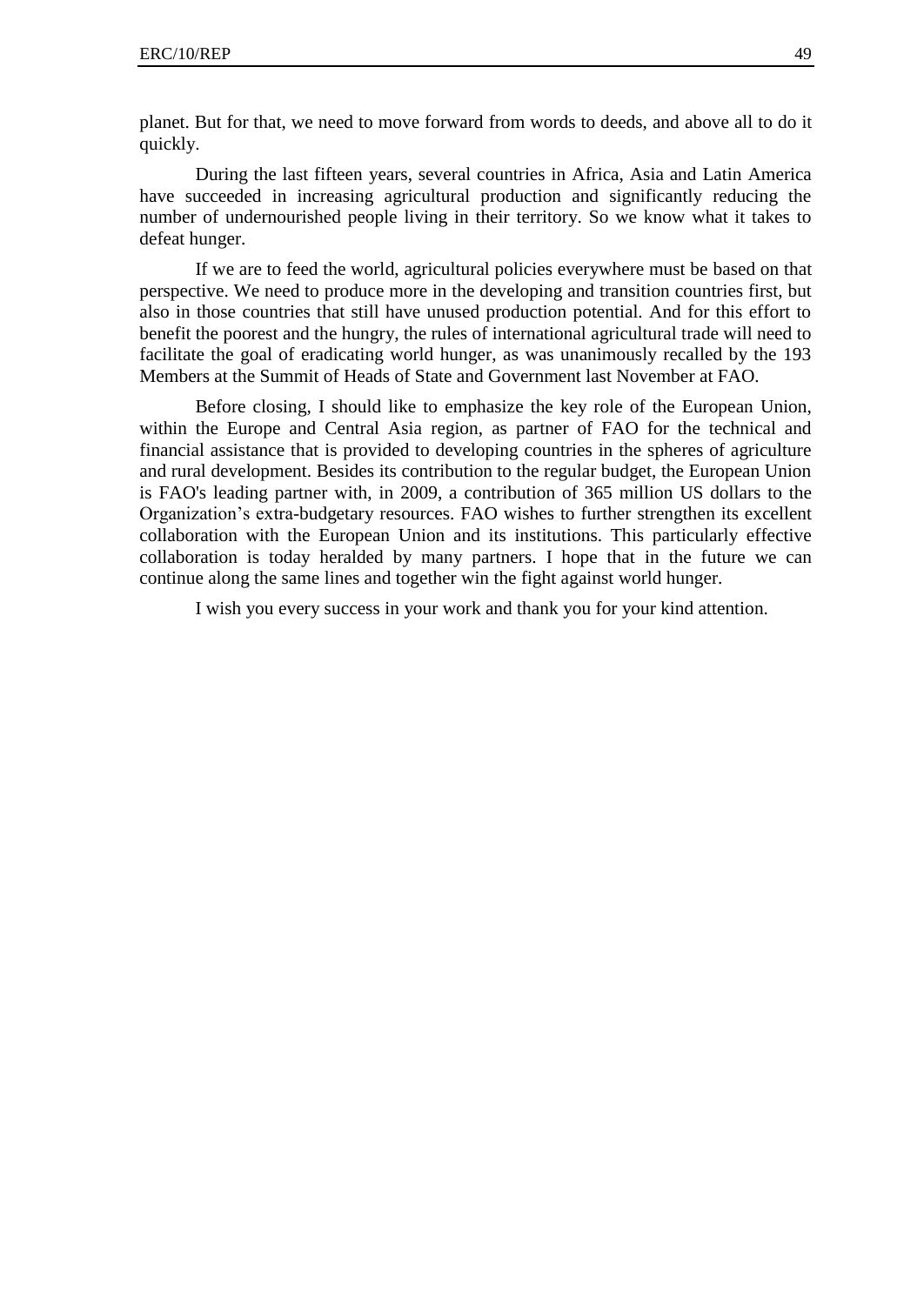planet. But for that, we need to move forward from words to deeds, and above all to do it quickly.

During the last fifteen years, several countries in Africa, Asia and Latin America have succeeded in increasing agricultural production and significantly reducing the number of undernourished people living in their territory. So we know what it takes to defeat hunger.

If we are to feed the world, agricultural policies everywhere must be based on that perspective. We need to produce more in the developing and transition countries first, but also in those countries that still have unused production potential. And for this effort to benefit the poorest and the hungry, the rules of international agricultural trade will need to facilitate the goal of eradicating world hunger, as was unanimously recalled by the 193 Members at the Summit of Heads of State and Government last November at FAO.

Before closing, I should like to emphasize the key role of the European Union, within the Europe and Central Asia region, as partner of FAO for the technical and financial assistance that is provided to developing countries in the spheres of agriculture and rural development. Besides its contribution to the regular budget, the European Union is FAO's leading partner with, in 2009, a contribution of 365 million US dollars to the Organization's extra-budgetary resources. FAO wishes to further strengthen its excellent collaboration with the European Union and its institutions. This particularly effective collaboration is today heralded by many partners. I hope that in the future we can continue along the same lines and together win the fight against world hunger.

I wish you every success in your work and thank you for your kind attention.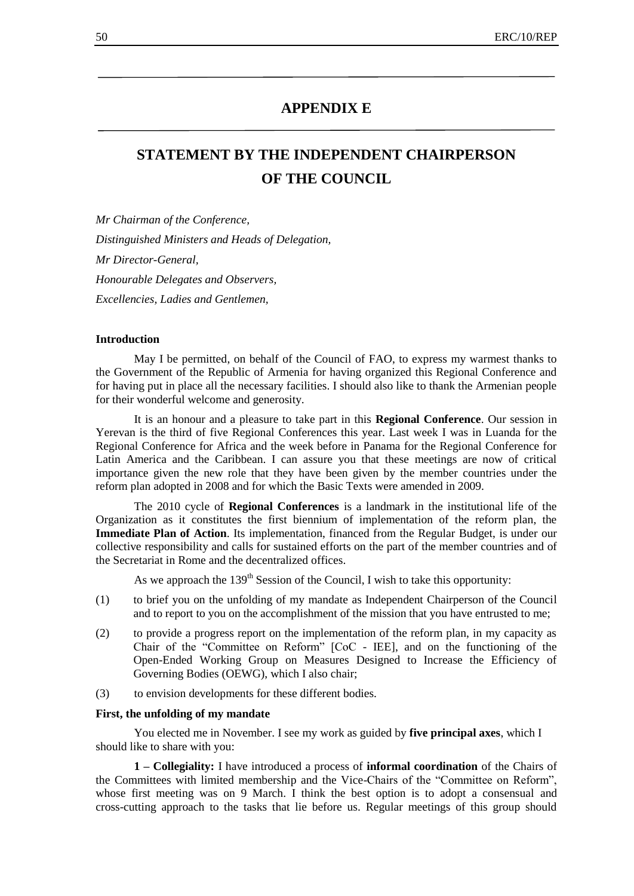# APPENDIX E

# STATEMENT BY THE INDEPENDENT CHAIRPERSON OF THE COUNCIL

*Mr Chairman of the Conference,*

*Distinguished Ministers and Heads of Delegation,*

*Mr Director-General,*

*Honourable Delegates and Observers,*

*Excellencies, Ladies and Gentlemen,*

**Introduction**

May I be permitted, on behalf of the Council of FAO, to express my warmest thanks to the Government of the Republic of Armenia for having organized this Regional Conference and for having put in place all the necessary facilities. I should also like to thank the Armenian people for their wonderful welcome and generosity.

It is an honour and a pleasure to take part in this **Regional Conference**. Our session in Yerevan is the third of five Regional Conferences this year. Last week I was in Luanda for the Regional Conference for Africa and the week before in Panama for the Regional Conference for Latin America and the Caribbean. I can assure you that these meetings are now of critical importance given the new role that they have been given by the member countries under the reform plan adopted in 2008 and for which the Basic Texts were amended in 2009.

The 2010 cycle of **Regional Conferences** is a landmark in the institutional life of the Organization as it constitutes the first biennium of implementation of the reform plan, the **Immediate Plan of Action**. Its implementation, financed from the Regular Budget, is under our collective responsibility and calls for sustained efforts on the part of the member countries and of the Secretariat in Rome and the decentralized offices.

As we approach the 139th Session of the Council, I wish to take this opportunity:

(1) to brief you on the unfolding of my mandate as Independent Chairperson of the Council and to report to you on the accomplishment of the mission that you have entrusted to me;

(2) to provide a progress report on the implementation of the reform plan, in my capacity as Chair of the "Committee on Reform" [CoC - IEE], and on the functioning of the Open-Ended Working Group on Measures Designed to Increase the Efficiency of Governing Bodies (OEWG), which I also chair;

(3) to envision developments for these different bodies.

**First, the unfolding of my mandate**

You elected me in November. I see my work as guided by **five principal axes**, which I should like to share with you:

**1 – Collegiality:** I have introduced a process of **informal coordination** of the Chairs of the Committees with limited membership and the Vice-Chairs of the "Committee on Reform", whose first meeting was on 9 March. I think the best option is to adopt a consensual and cross-cutting approach to the tasks that lie before us. Regular meetings of this group should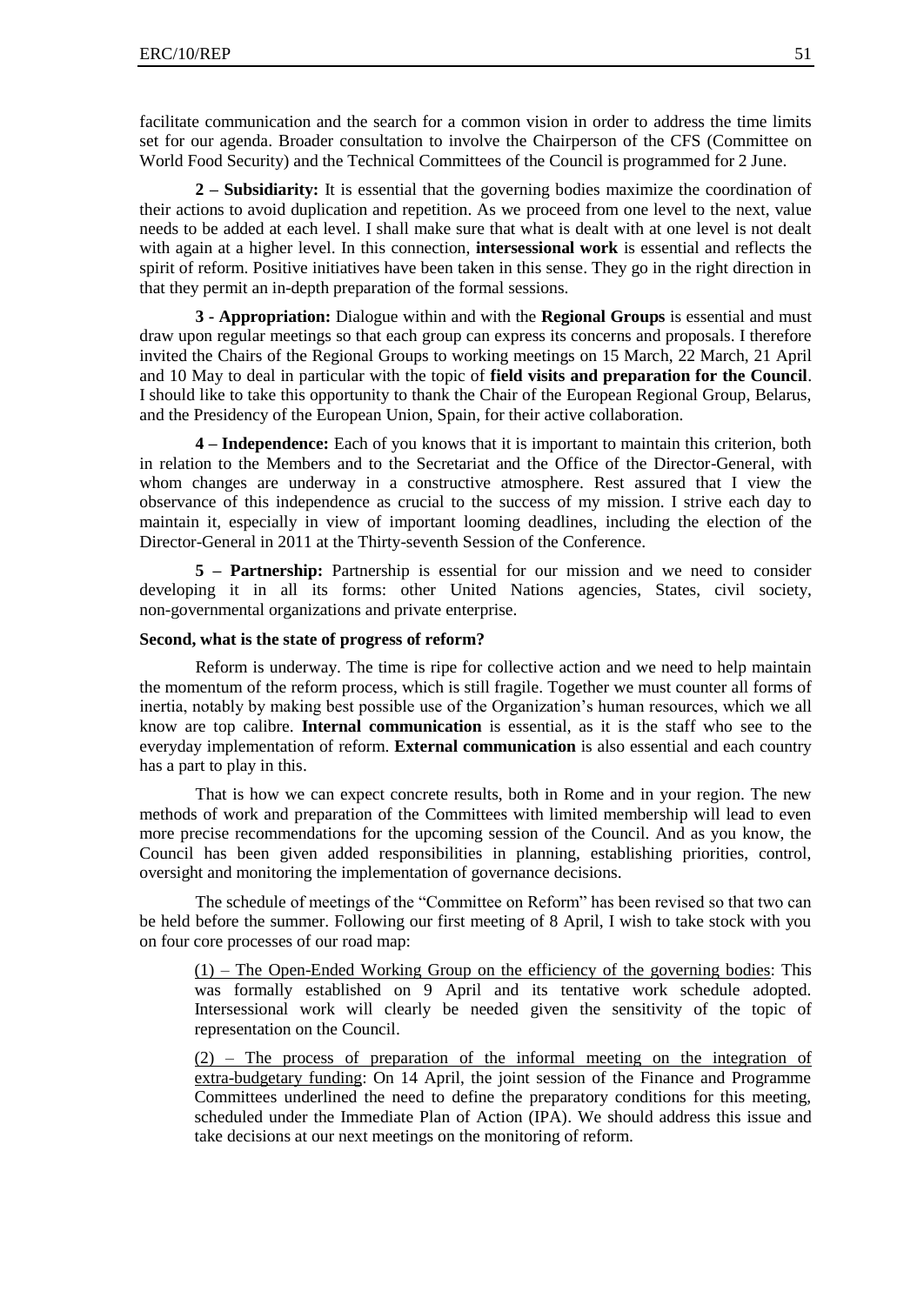facilitate communication and the search for a common vision in order to address the time limits set for our agenda. Broader consultation to involve the Chairperson of the CFS (Committee on World Food Security) and the Technical Committees of the Council is programmed for 2 June.

**2 – Subsidiarity:** It is essential that the governing bodies maximize the coordination of their actions to avoid duplication and repetition. As we proceed from one level to the next, value needs to be added at each level. I shall make sure that what is dealt with at one level is not dealt with again at a higher level. In this connection, **intersessional work** is essential and reflects the spirit of reform. Positive initiatives have been taken in this sense. They go in the right direction in that they permit an in-depth preparation of the formal sessions.

**3 - Appropriation:** Dialogue within and with the **Regional Groups** is essential and must draw upon regular meetings so that each group can express its concerns and proposals. I therefore invited the Chairs of the Regional Groups to working meetings on 15 March, 22 March, 21 April and 10 May to deal in particular with the topic of **field visits and preparation for the Council**. I should like to take this opportunity to thank the Chair of the European Regional Group, Belarus, and the Presidency of the European Union, Spain, for their active collaboration.

**4 – Independence:** Each of you knows that it is important to maintain this criterion, both in relation to the Members and to the Secretariat and the Office of the Director-General, with whom changes are underway in a constructive atmosphere. Rest assured that I view the observance of this independence as crucial to the success of my mission. I strive each day to maintain it, especially in view of important looming deadlines, including the election of the Director-General in 2011 at the Thirty-seventh Session of the Conference.

**5 – Partnership:** Partnership is essential for our mission and we need to consider developing it in all its forms: other United Nations agencies, States, civil society, non-governmental organizations and private enterprise.

**Second, what is the state of progress of reform?**

Reform is underway. The time is ripe for collective action and we need to help maintain the momentum of the reform process, which is still fragile. Together we must counter all forms of inertia, notably by making best possible use of the Organization's human resources, which we all know are top calibre. **Internal communication** is essential, as it is the staff who see to the everyday implementation of reform. **External communication** is also essential and each country has a part to play in this.

That is how we can expect concrete results, both in Rome and in your region. The new methods of work and preparation of the Committees with limited membership will lead to even more precise recommendations for the upcoming session of the Council. And as you know, the Council has been given added responsibilities in planning, establishing priorities, control, oversight and monitoring the implementation of governance decisions.

The schedule of meetings of the "Committee on Reform" has been revised so that two can be held before the summer. Following our first meeting of 8 April, I wish to take stock with you on four core processes of our road map:

(1) – The Open-Ended Working Group on the efficiency of the governing bodies: This was formally established on 9 April and its tentative work schedule adopted. Intersessional work will clearly be needed given the sensitivity of the topic of representation on the Council.

(2) – The process of preparation of the informal meeting on the integration of extra-budgetary funding: On 14 April, the joint session of the Finance and Programme Committees underlined the need to define the preparatory conditions for this meeting, scheduled under the Immediate Plan of Action (IPA). We should address this issue and take decisions at our next meetings on the monitoring of reform.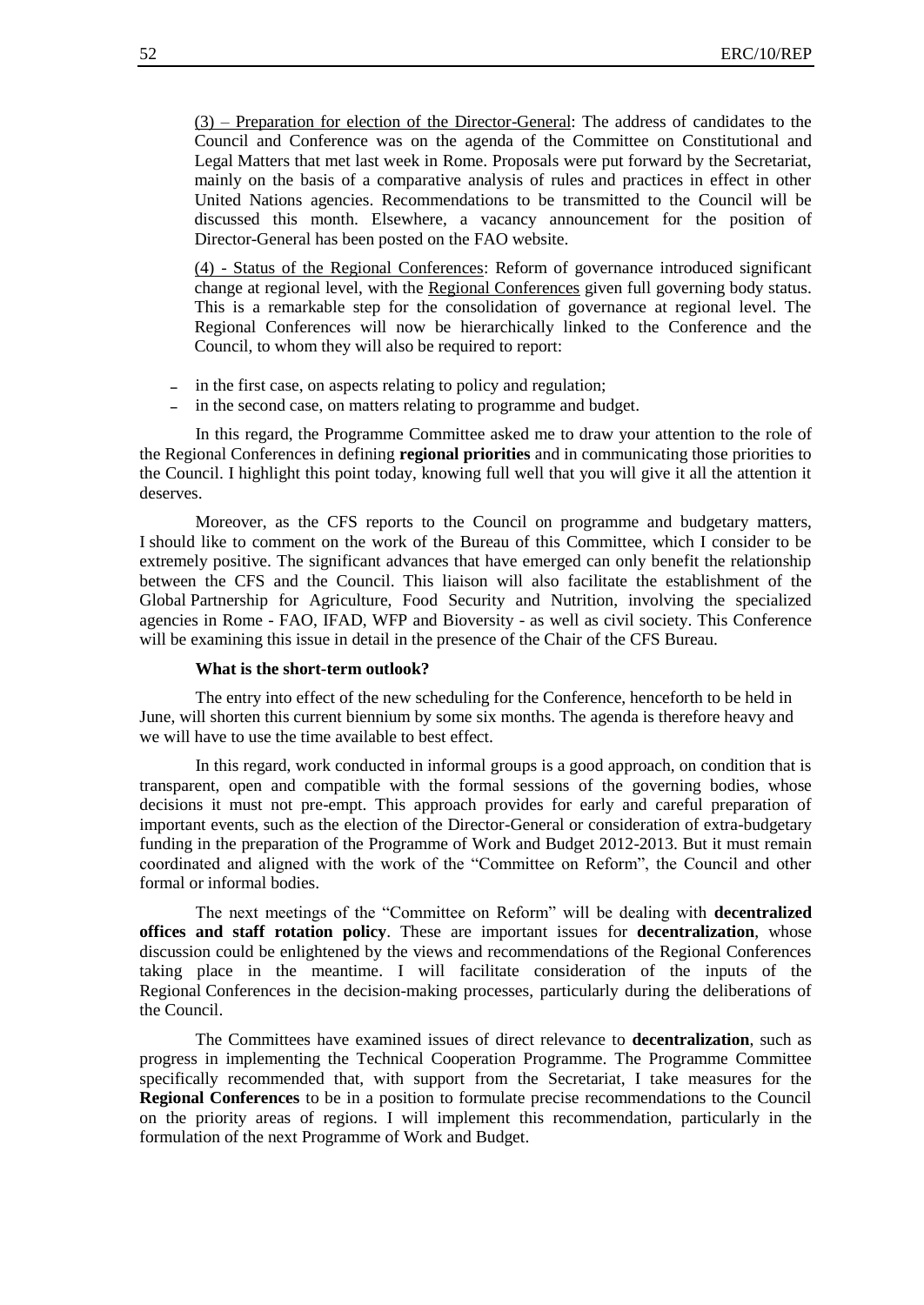(3) – Preparation for election of the Director-General: The address of candidates to the Council and Conference was on the agenda of the Committee on Constitutional and Legal Matters that met last week in Rome. Proposals were put forward by the Secretariat, mainly on the basis of a comparative analysis of rules and practices in effect in other United Nations agencies. Recommendations to be transmitted to the Council will be discussed this month. Elsewhere, a vacancy announcement for the position of Director-General has been posted on the FAO website.

(4) - Status of the Regional Conferences: Reform of governance introduced significant change at regional level, with the Regional Conferences given full governing body status. This is a remarkable step for the consolidation of governance at regional level. The Regional Conferences will now be hierarchically linked to the Conference and the Council, to whom they will also be required to report:

- in the first case, on aspects relating to policy and regulation;
- in the second case, on matters relating to programme and budget.

In this regard, the Programme Committee asked me to draw your attention to the role of the Regional Conferences in defining **regional priorities** and in communicating those priorities to the Council. I highlight this point today, knowing full well that you will give it all the attention it deserves.

Moreover, as the CFS reports to the Council on programme and budgetary matters, I should like to comment on the work of the Bureau of this Committee, which I consider to be extremely positive. The significant advances that have emerged can only benefit the relationship between the CFS and the Council. This liaison will also facilitate the establishment of the Global Partnership for Agriculture, Food Security and Nutrition, involving the specialized agencies in Rome - FAO, IFAD, WFP and Bioversity - as well as civil society. This Conference will be examining this issue in detail in the presence of the Chair of the CFS Bureau.

**What is the short-term outlook?**

The entry into effect of the new scheduling for the Conference, henceforth to be held in June, will shorten this current biennium by some six months. The agenda is therefore heavy and we will have to use the time available to best effect.

In this regard, work conducted in informal groups is a good approach, on condition that is transparent, open and compatible with the formal sessions of the governing bodies, whose decisions it must not pre-empt. This approach provides for early and careful preparation of important events, such as the election of the Director-General or consideration of extra-budgetary funding in the preparation of the Programme of Work and Budget 2012-2013. But it must remain coordinated and aligned with the work of the "Committee on Reform", the Council and other formal or informal bodies.

The next meetings of the "Committee on Reform" will be dealing with **decentralized offices and staff rotation policy**. These are important issues for **decentralization**, whose discussion could be enlightened by the views and recommendations of the Regional Conferences taking place in the meantime. I will facilitate consideration of the inputs of the Regional Conferences in the decision-making processes, particularly during the deliberations of the Council.

The Committees have examined issues of direct relevance to **decentralization**, such as progress in implementing the Technical Cooperation Programme. The Programme Committee specifically recommended that, with support from the Secretariat, I take measures for the **Regional Conferences** to be in a position to formulate precise recommendations to the Council on the priority areas of regions. I will implement this recommendation, particularly in the formulation of the next Programme of Work and Budget.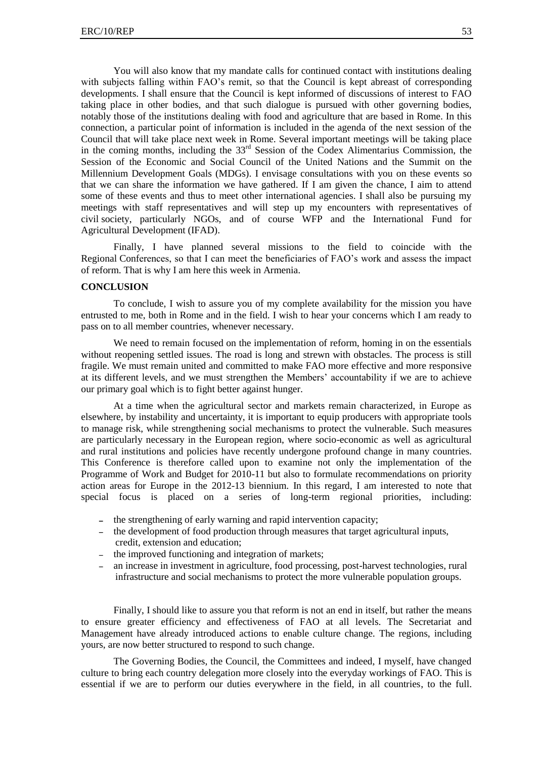You will also know that my mandate calls for continued contact with institutions dealing with subjects falling within FAO's remit, so that the Council is kept abreast of corresponding developments. I shall ensure that the Council is kept informed of discussions of interest to FAO taking place in other bodies, and that such dialogue is pursued with other governing bodies, notably those of the institutions dealing with food and agriculture that are based in Rome. In this connection, a particular point of information is included in the agenda of the next session of the Council that will take place next week in Rome. Several important meetings will be taking place in the coming months, including the 33rd Session of the Codex Alimentarius Commission, the Session of the Economic and Social Council of the United Nations and the Summit on the Millennium Development Goals (MDGs). I envisage consultations with you on these events so that we can share the information we have gathered. If I am given the chance, I aim to attend some of these events and thus to meet other international agencies. I shall also be pursuing my meetings with staff representatives and will step up my encounters with representatives of civil society, particularly NGOs, and of course WFP and the International Fund for Agricultural Development (IFAD).

Finally, I have planned several missions to the field to coincide with the Regional Conferences, so that I can meet the beneficiaries of FAO's work and assess the impact of reform. That is why I am here this week in Armenia.

**CONCLUSION**

To conclude, I wish to assure you of my complete availability for the mission you have entrusted to me, both in Rome and in the field. I wish to hear your concerns which I am ready to pass on to all member countries, whenever necessary.

We need to remain focused on the implementation of reform, homing in on the essentials without reopening settled issues. The road is long and strewn with obstacles. The process is still fragile. We must remain united and committed to make FAO more effective and more responsive at its different levels, and we must strengthen the Members' accountability if we are to achieve our primary goal which is to fight better against hunger.

At a time when the agricultural sector and markets remain characterized, in Europe as elsewhere, by instability and uncertainty, it is important to equip producers with appropriate tools to manage risk, while strengthening social mechanisms to protect the vulnerable. Such measures are particularly necessary in the European region, where socio-economic as well as agricultural and rural institutions and policies have recently undergone profound change in many countries. This Conference is therefore called upon to examine not only the implementation of the Programme of Work and Budget for 2010-11 but also to formulate recommendations on priority action areas for Europe in the 2012-13 biennium. In this regard, I am interested to note that special focus is placed on a series of long-term regional priorities, including:

- the strengthening of early warning and rapid intervention capacity;
- the development of food production through measures that target agricultural inputs, credit, extension and education;
- the improved functioning and integration of markets;
- an increase in investment in agriculture, food processing, post-harvest technologies, rural infrastructure and social mechanisms to protect the more vulnerable population groups.

Finally, I should like to assure you that reform is not an end in itself, but rather the means to ensure greater efficiency and effectiveness of FAO at all levels. The Secretariat and Management have already introduced actions to enable culture change. The regions, including yours, are now better structured to respond to such change.

The Governing Bodies, the Council, the Committees and indeed, I myself, have changed culture to bring each country delegation more closely into the everyday workings of FAO. This is essential if we are to perform our duties everywhere in the field, in all countries, to the full.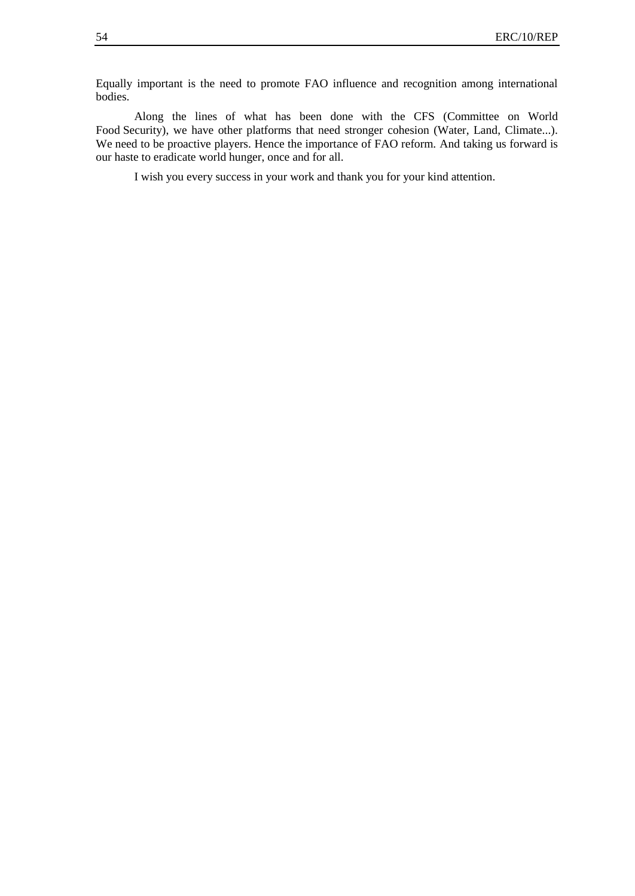Equally important is the need to promote FAO influence and recognition among international bodies.

Along the lines of what has been done with the CFS (Committee on World Food Security), we have other platforms that need stronger cohesion (Water, Land, Climate...). We need to be proactive players. Hence the importance of FAO reform. And taking us forward is our haste to eradicate world hunger, once and for all.

I wish you every success in your work and thank you for your kind attention.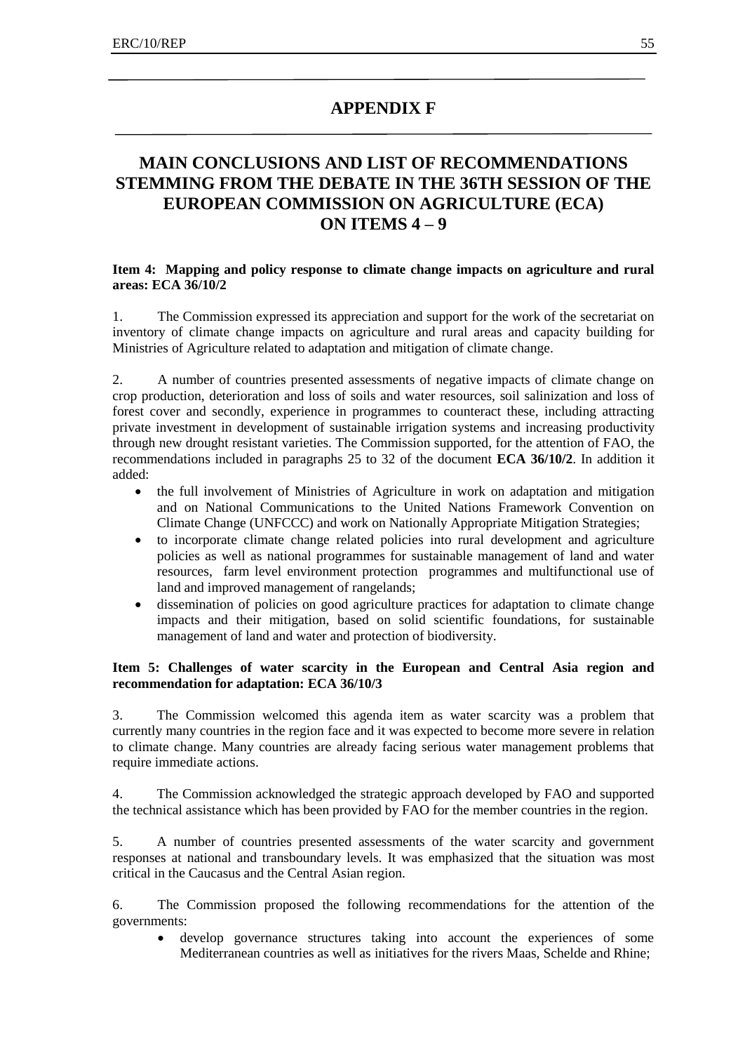# APPENDIX F

## MAIN CONCLUSIONS AND LIST OF RECOMMENDATIONS STEMMING FROM THE DEBATE IN THE 36TH SESSION OF THE EUROPEAN COMMISSION ON AGRICULTURE (ECA) ON ITEMS 4 – 9

**Item 4: Mapping and policy response to climate change impacts on agriculture and rural areas: ECA 36/10/2**

1. The Commission expressed its appreciation and support for the work of the secretariat on inventory of climate change impacts on agriculture and rural areas and capacity building for Ministries of Agriculture related to adaptation and mitigation of climate change.

2. A number of countries presented assessments of negative impacts of climate change on crop production, deterioration and loss of soils and water resources, soil salinization and loss of forest cover and secondly, experience in programmes to counteract these, including attracting private investment in development of sustainable irrigation systems and increasing productivity through new drought resistant varieties. The Commission supported, for the attention of FAO, the recommendations included in paragraphs 25 to 32 of the document **ECA 36/10/2**. In addition it added:

- the full involvement of Ministries of Agriculture in work on adaptation and mitigation and on National Communications to the United Nations Framework Convention on Climate Change (UNFCCC) and work on Nationally Appropriate Mitigation Strategies;
- to incorporate climate change related policies into rural development and agriculture policies as well as national programmes for sustainable management of land and water resources, farm level environment protection programmes and multifunctional use of land and improved management of rangelands;
- dissemination of policies on good agriculture practices for adaptation to climate change impacts and their mitigation, based on solid scientific foundations, for sustainable management of land and water and protection of biodiversity.

**Item 5: Challenges of water scarcity in the European and Central Asia region and recommendation for adaptation: ECA 36/10/3**

3. The Commission welcomed this agenda item as water scarcity was a problem that currently many countries in the region face and it was expected to become more severe in relation to climate change. Many countries are already facing serious water management problems that require immediate actions.

4. The Commission acknowledged the strategic approach developed by FAO and supported the technical assistance which has been provided by FAO for the member countries in the region.

5. A number of countries presented assessments of the water scarcity and government responses at national and transboundary levels. It was emphasized that the situation was most critical in the Caucasus and the Central Asian region.

6. The Commission proposed the following recommendations for the attention of the governments:

- develop governance structures taking into account the experiences of some Mediterranean countries as well as initiatives for the rivers Maas, Schelde and Rhine;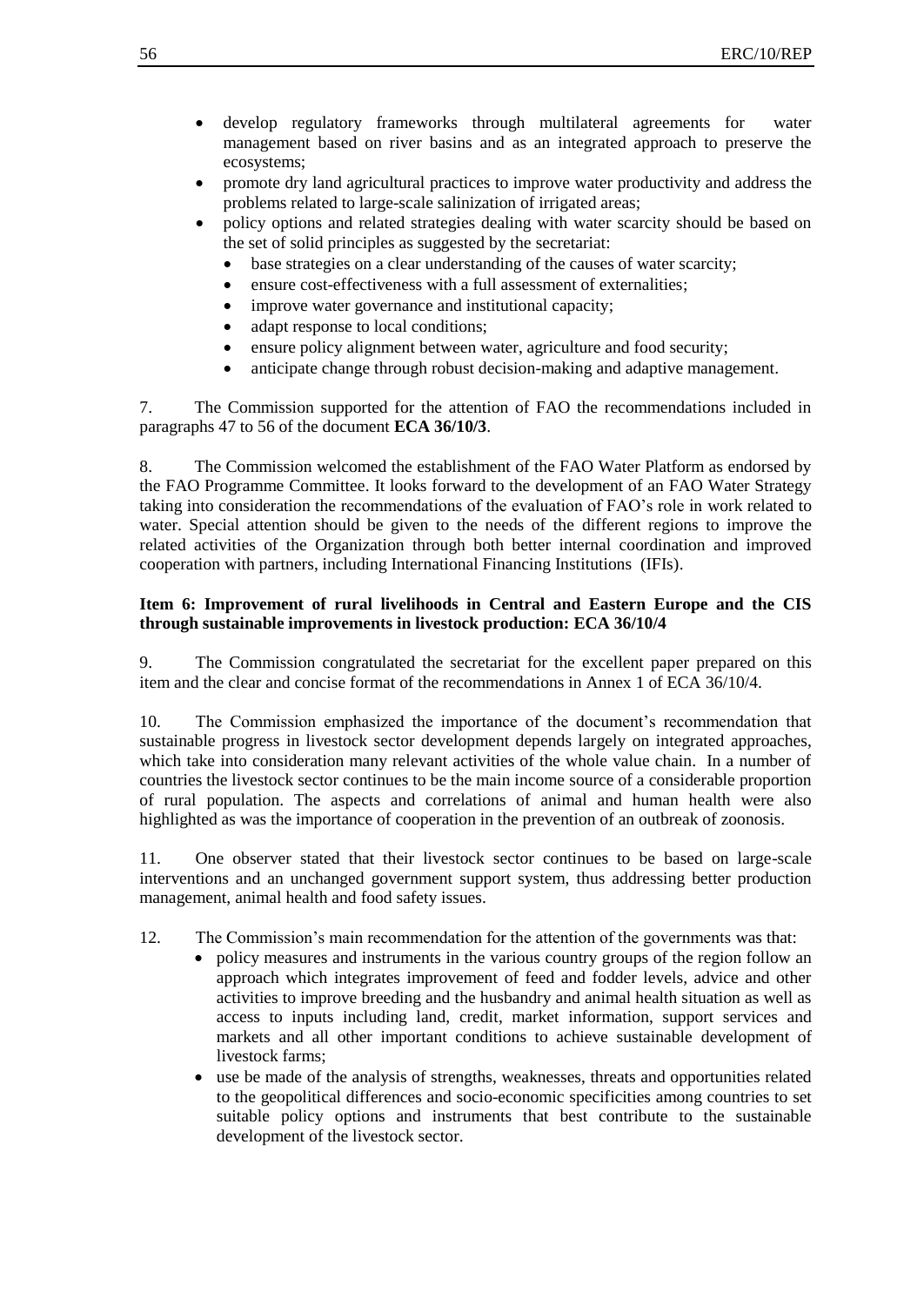- develop regulatory frameworks through multilateral agreements for water management based on river basins and as an integrated approach to preserve the ecosystems;
- promote dry land agricultural practices to improve water productivity and address the problems related to large-scale salinization of irrigated areas;
- policy options and related strategies dealing with water scarcity should be based on the set of solid principles as suggested by the secretariat:
  - base strategies on a clear understanding of the causes of water scarcity;
  - ensure cost-effectiveness with a full assessment of externalities;
  - improve water governance and institutional capacity;
  - adapt response to local conditions;
  - ensure policy alignment between water, agriculture and food security;
  - anticipate change through robust decision-making and adaptive management.

7. The Commission supported for the attention of FAO the recommendations included in paragraphs 47 to 56 of the document **ECA 36/10/3**.

8. The Commission welcomed the establishment of the FAO Water Platform as endorsed by the FAO Programme Committee. It looks forward to the development of an FAO Water Strategy taking into consideration the recommendations of the evaluation of FAO's role in work related to water. Special attention should be given to the needs of the different regions to improve the related activities of the Organization through both better internal coordination and improved cooperation with partners, including International Financing Institutions (IFIs).

**Item 6: Improvement of rural livelihoods in Central and Eastern Europe and the CIS through sustainable improvements in livestock production: ECA 36/10/4**

9. The Commission congratulated the secretariat for the excellent paper prepared on this item and the clear and concise format of the recommendations in Annex 1 of ECA 36/10/4.

10. The Commission emphasized the importance of the document's recommendation that sustainable progress in livestock sector development depends largely on integrated approaches, which take into consideration many relevant activities of the whole value chain. In a number of countries the livestock sector continues to be the main income source of a considerable proportion of rural population. The aspects and correlations of animal and human health were also highlighted as was the importance of cooperation in the prevention of an outbreak of zoonosis.

11. One observer stated that their livestock sector continues to be based on large-scale interventions and an unchanged government support system, thus addressing better production management, animal health and food safety issues.

12. The Commission's main recommendation for the attention of the governments was that:
- policy measures and instruments in the various country groups of the region follow an approach which integrates improvement of feed and fodder levels, advice and other activities to improve breeding and the husbandry and animal health situation as well as access to inputs including land, credit, market information, support services and markets and all other important conditions to achieve sustainable development of livestock farms;
- use be made of the analysis of strengths, weaknesses, threats and opportunities related to the geopolitical differences and socio-economic specificities among countries to set suitable policy options and instruments that best contribute to the sustainable development of the livestock sector.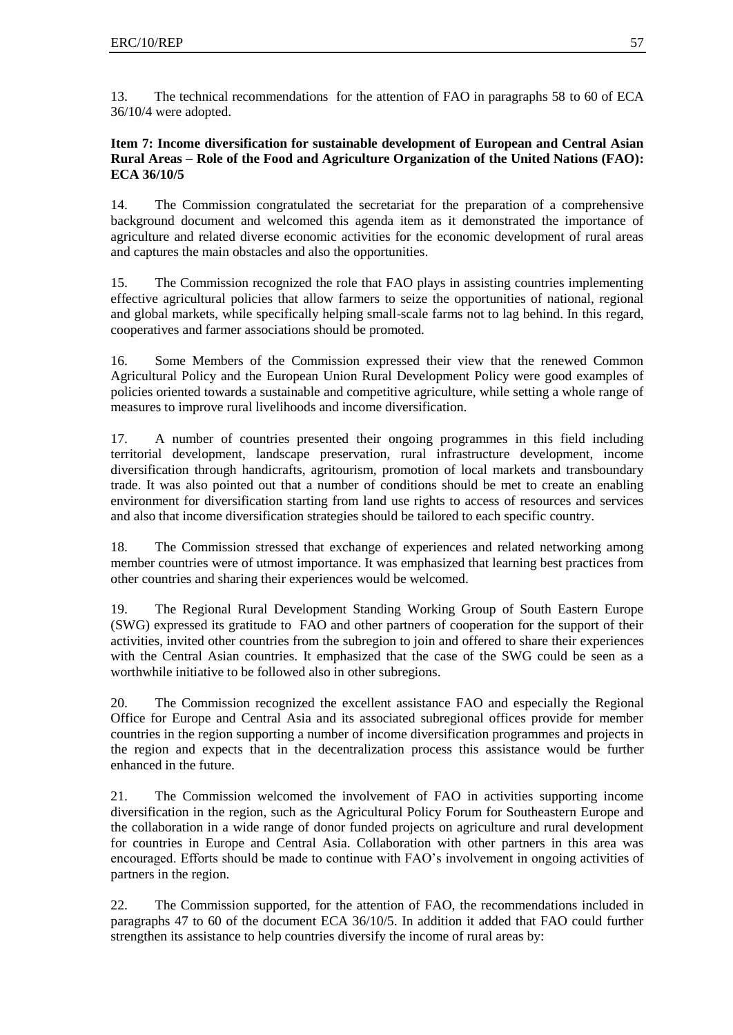13. The technical recommendations for the attention of FAO in paragraphs 58 to 60 of ECA 36/10/4 were adopted.

**Item 7: Income diversification for sustainable development of European and Central Asian Rural Areas – Role of the Food and Agriculture Organization of the United Nations (FAO): ECA 36/10/5**

14. The Commission congratulated the secretariat for the preparation of a comprehensive background document and welcomed this agenda item as it demonstrated the importance of agriculture and related diverse economic activities for the economic development of rural areas and captures the main obstacles and also the opportunities.

15. The Commission recognized the role that FAO plays in assisting countries implementing effective agricultural policies that allow farmers to seize the opportunities of national, regional and global markets, while specifically helping small-scale farms not to lag behind. In this regard, cooperatives and farmer associations should be promoted.

16. Some Members of the Commission expressed their view that the renewed Common Agricultural Policy and the European Union Rural Development Policy were good examples of policies oriented towards a sustainable and competitive agriculture, while setting a whole range of measures to improve rural livelihoods and income diversification.

17. A number of countries presented their ongoing programmes in this field including territorial development, landscape preservation, rural infrastructure development, income diversification through handicrafts, agritourism, promotion of local markets and transboundary trade. It was also pointed out that a number of conditions should be met to create an enabling environment for diversification starting from land use rights to access of resources and services and also that income diversification strategies should be tailored to each specific country.

18. The Commission stressed that exchange of experiences and related networking among member countries were of utmost importance. It was emphasized that learning best practices from other countries and sharing their experiences would be welcomed.

19. The Regional Rural Development Standing Working Group of South Eastern Europe (SWG) expressed its gratitude to FAO and other partners of cooperation for the support of their activities, invited other countries from the subregion to join and offered to share their experiences with the Central Asian countries. It emphasized that the case of the SWG could be seen as a worthwhile initiative to be followed also in other subregions.

20. The Commission recognized the excellent assistance FAO and especially the Regional Office for Europe and Central Asia and its associated subregional offices provide for member countries in the region supporting a number of income diversification programmes and projects in the region and expects that in the decentralization process this assistance would be further enhanced in the future.

21. The Commission welcomed the involvement of FAO in activities supporting income diversification in the region, such as the Agricultural Policy Forum for Southeastern Europe and the collaboration in a wide range of donor funded projects on agriculture and rural development for countries in Europe and Central Asia. Collaboration with other partners in this area was encouraged. Efforts should be made to continue with FAO's involvement in ongoing activities of partners in the region.

22. The Commission supported, for the attention of FAO, the recommendations included in paragraphs 47 to 60 of the document ECA 36/10/5. In addition it added that FAO could further strengthen its assistance to help countries diversify the income of rural areas by: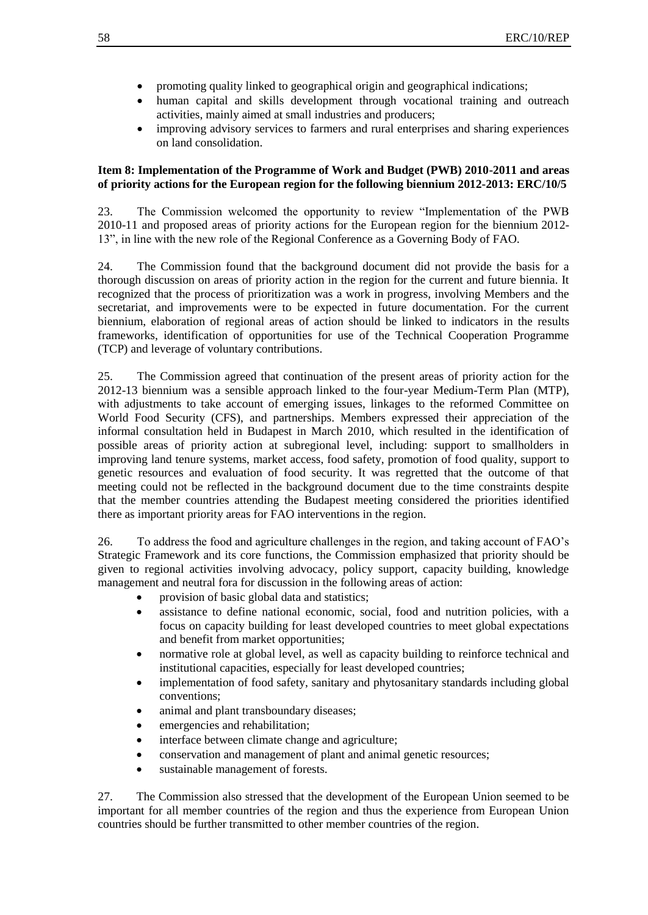- promoting quality linked to geographical origin and geographical indications;
- human capital and skills development through vocational training and outreach activities, mainly aimed at small industries and producers;
- improving advisory services to farmers and rural enterprises and sharing experiences on land consolidation.

**Item 8: Implementation of the Programme of Work and Budget (PWB) 2010-2011 and areas of priority actions for the European region for the following biennium 2012-2013: ERC/10/5**

23. The Commission welcomed the opportunity to review "Implementation of the PWB 2010-11 and proposed areas of priority actions for the European region for the biennium 2012-13", in line with the new role of the Regional Conference as a Governing Body of FAO.

24. The Commission found that the background document did not provide the basis for a thorough discussion on areas of priority action in the region for the current and future biennia. It recognized that the process of prioritization was a work in progress, involving Members and the secretariat, and improvements were to be expected in future documentation. For the current biennium, elaboration of regional areas of action should be linked to indicators in the results frameworks, identification of opportunities for use of the Technical Cooperation Programme (TCP) and leverage of voluntary contributions.

25. The Commission agreed that continuation of the present areas of priority action for the 2012-13 biennium was a sensible approach linked to the four-year Medium-Term Plan (MTP), with adjustments to take account of emerging issues, linkages to the reformed Committee on World Food Security (CFS), and partnerships. Members expressed their appreciation of the informal consultation held in Budapest in March 2010, which resulted in the identification of possible areas of priority action at subregional level, including: support to smallholders in improving land tenure systems, market access, food safety, promotion of food quality, support to genetic resources and evaluation of food security. It was regretted that the outcome of that meeting could not be reflected in the background document due to the time constraints despite that the member countries attending the Budapest meeting considered the priorities identified there as important priority areas for FAO interventions in the region.

26. To address the food and agriculture challenges in the region, and taking account of FAO's Strategic Framework and its core functions, the Commission emphasized that priority should be given to regional activities involving advocacy, policy support, capacity building, knowledge management and neutral fora for discussion in the following areas of action:

- provision of basic global data and statistics;
- assistance to define national economic, social, food and nutrition policies, with a focus on capacity building for least developed countries to meet global expectations and benefit from market opportunities;
- normative role at global level, as well as capacity building to reinforce technical and institutional capacities, especially for least developed countries;
- implementation of food safety, sanitary and phytosanitary standards including global conventions;
- animal and plant transboundary diseases;
- emergencies and rehabilitation;
- interface between climate change and agriculture;
- conservation and management of plant and animal genetic resources;
- sustainable management of forests.

27. The Commission also stressed that the development of the European Union seemed to be important for all member countries of the region and thus the experience from European Union countries should be further transmitted to other member countries of the region.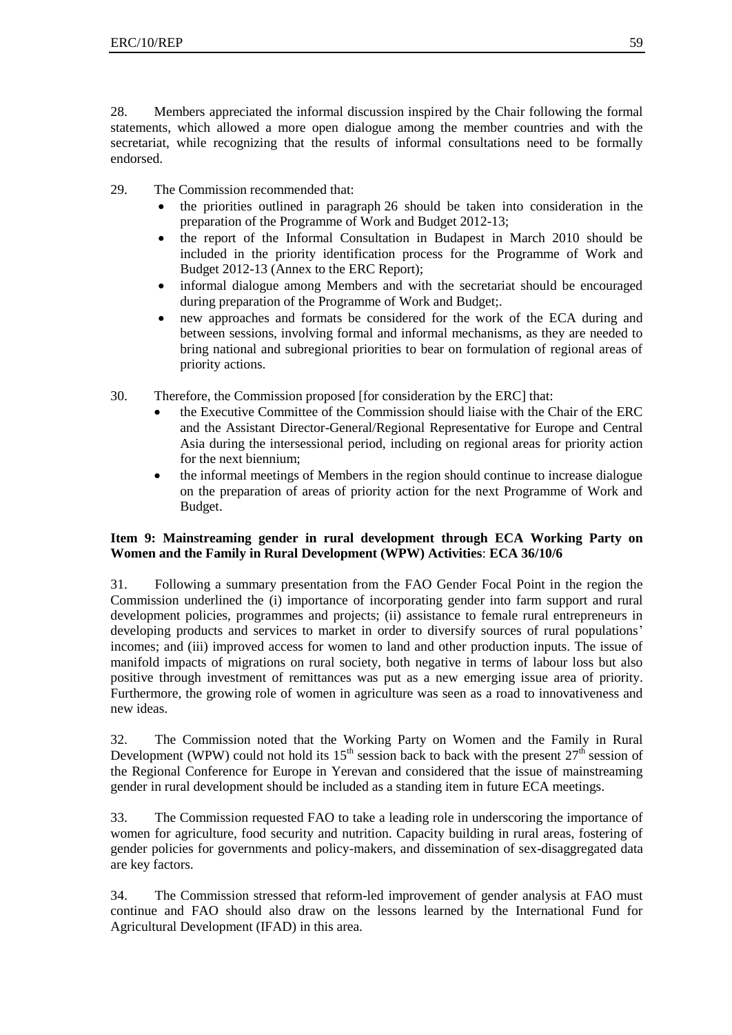28. Members appreciated the informal discussion inspired by the Chair following the formal statements, which allowed a more open dialogue among the member countries and with the secretariat, while recognizing that the results of informal consultations need to be formally endorsed.

29. The Commission recommended that:

- the priorities outlined in paragraph 26 should be taken into consideration in the preparation of the Programme of Work and Budget 2012-13;
- the report of the Informal Consultation in Budapest in March 2010 should be included in the priority identification process for the Programme of Work and Budget 2012-13 (Annex to the ERC Report);
- informal dialogue among Members and with the secretariat should be encouraged during preparation of the Programme of Work and Budget;.
- new approaches and formats be considered for the work of the ECA during and between sessions, involving formal and informal mechanisms, as they are needed to bring national and subregional priorities to bear on formulation of regional areas of priority actions.

30. Therefore, the Commission proposed [for consideration by the ERC] that:

- the Executive Committee of the Commission should liaise with the Chair of the ERC and the Assistant Director-General/Regional Representative for Europe and Central Asia during the intersessional period, including on regional areas for priority action for the next biennium;
- the informal meetings of Members in the region should continue to increase dialogue on the preparation of areas of priority action for the next Programme of Work and Budget.

**Item 9: Mainstreaming gender in rural development through ECA Working Party on Women and the Family in Rural Development (WPW) Activities**: **ECA 36/10/6**

31. Following a summary presentation from the FAO Gender Focal Point in the region the Commission underlined the (i) importance of incorporating gender into farm support and rural development policies, programmes and projects; (ii) assistance to female rural entrepreneurs in developing products and services to market in order to diversify sources of rural populations' incomes; and (iii) improved access for women to land and other production inputs. The issue of manifold impacts of migrations on rural society, both negative in terms of labour loss but also positive through investment of remittances was put as a new emerging issue area of priority. Furthermore, the growing role of women in agriculture was seen as a road to innovativeness and new ideas.

32. The Commission noted that the Working Party on Women and the Family in Rural Development (WPW) could not hold its 15th session back to back with the present 27th session of the Regional Conference for Europe in Yerevan and considered that the issue of mainstreaming gender in rural development should be included as a standing item in future ECA meetings.

33. The Commission requested FAO to take a leading role in underscoring the importance of women for agriculture, food security and nutrition. Capacity building in rural areas, fostering of gender policies for governments and policy-makers, and dissemination of sex-disaggregated data are key factors.

34. The Commission stressed that reform-led improvement of gender analysis at FAO must continue and FAO should also draw on the lessons learned by the International Fund for Agricultural Development (IFAD) in this area.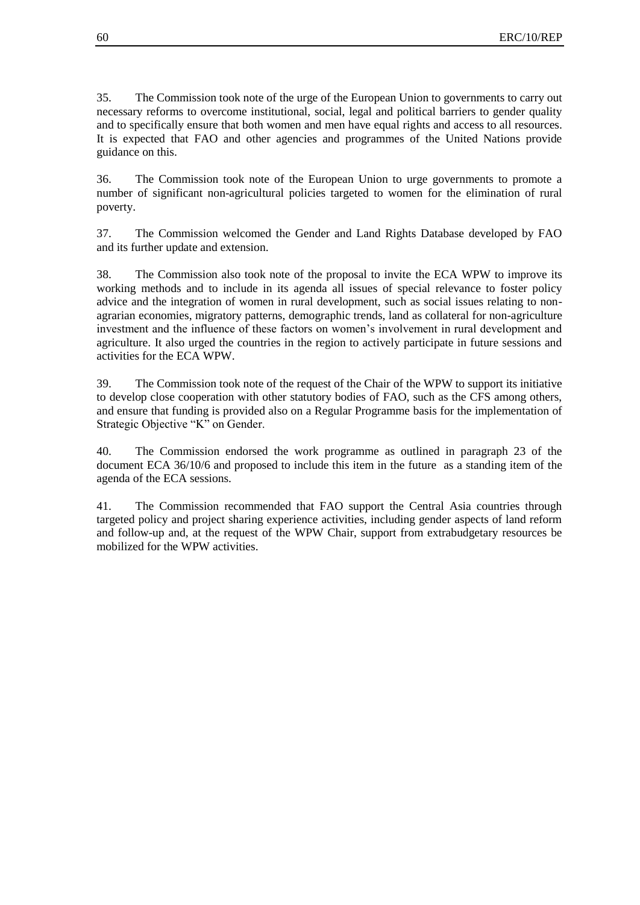35. The Commission took note of the urge of the European Union to governments to carry out necessary reforms to overcome institutional, social, legal and political barriers to gender quality and to specifically ensure that both women and men have equal rights and access to all resources. It is expected that FAO and other agencies and programmes of the United Nations provide guidance on this.

36. The Commission took note of the European Union to urge governments to promote a number of significant non-agricultural policies targeted to women for the elimination of rural poverty.

37. The Commission welcomed the Gender and Land Rights Database developed by FAO and its further update and extension.

38. The Commission also took note of the proposal to invite the ECA WPW to improve its working methods and to include in its agenda all issues of special relevance to foster policy advice and the integration of women in rural development, such as social issues relating to non-agrarian economies, migratory patterns, demographic trends, land as collateral for non-agriculture investment and the influence of these factors on women's involvement in rural development and agriculture. It also urged the countries in the region to actively participate in future sessions and activities for the ECA WPW.

39. The Commission took note of the request of the Chair of the WPW to support its initiative to develop close cooperation with other statutory bodies of FAO, such as the CFS among others, and ensure that funding is provided also on a Regular Programme basis for the implementation of Strategic Objective "K" on Gender.

40. The Commission endorsed the work programme as outlined in paragraph 23 of the document ECA 36/10/6 and proposed to include this item in the future as a standing item of the agenda of the ECA sessions.

41. The Commission recommended that FAO support the Central Asia countries through targeted policy and project sharing experience activities, including gender aspects of land reform and follow-up and, at the request of the WPW Chair, support from extrabudgetary resources be mobilized for the WPW activities.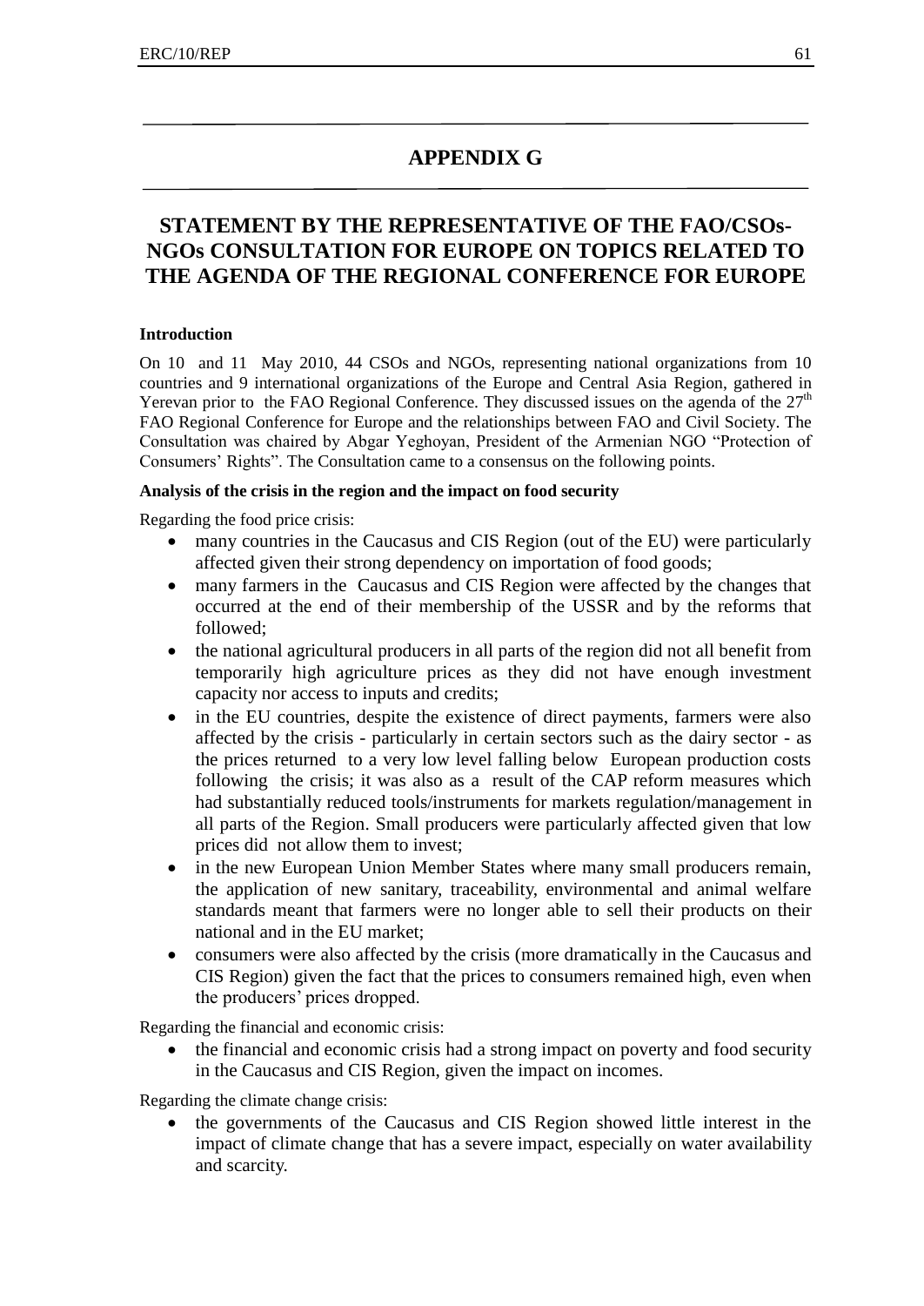# APPENDIX G

## STATEMENT BY THE REPRESENTATIVE OF THE FAO/CSOs-NGOs CONSULTATION FOR EUROPE ON TOPICS RELATED TO THE AGENDA OF THE REGIONAL CONFERENCE FOR EUROPE

**Introduction**

On 10 and 11 May 2010, 44 CSOs and NGOs, representing national organizations from 10 countries and 9 international organizations of the Europe and Central Asia Region, gathered in Yerevan prior to the FAO Regional Conference. They discussed issues on the agenda of the 27th FAO Regional Conference for Europe and the relationships between FAO and Civil Society. The Consultation was chaired by Abgar Yeghoyan, President of the Armenian NGO "Protection of Consumers' Rights". The Consultation came to a consensus on the following points.

**Analysis of the crisis in the region and the impact on food security**

Regarding the food price crisis:

- many countries in the Caucasus and CIS Region (out of the EU) were particularly affected given their strong dependency on importation of food goods;
- many farmers in the Caucasus and CIS Region were affected by the changes that occurred at the end of their membership of the USSR and by the reforms that followed;
- the national agricultural producers in all parts of the region did not all benefit from temporarily high agriculture prices as they did not have enough investment capacity nor access to inputs and credits;
- in the EU countries, despite the existence of direct payments, farmers were also affected by the crisis - particularly in certain sectors such as the dairy sector - as the prices returned to a very low level falling below European production costs following the crisis; it was also as a result of the CAP reform measures which had substantially reduced tools/instruments for markets regulation/management in all parts of the Region. Small producers were particularly affected given that low prices did not allow them to invest;
- in the new European Union Member States where many small producers remain, the application of new sanitary, traceability, environmental and animal welfare standards meant that farmers were no longer able to sell their products on their national and in the EU market;
- consumers were also affected by the crisis (more dramatically in the Caucasus and CIS Region) given the fact that the prices to consumers remained high, even when the producers' prices dropped.

Regarding the financial and economic crisis:

- the financial and economic crisis had a strong impact on poverty and food security in the Caucasus and CIS Region, given the impact on incomes.

Regarding the climate change crisis:

- the governments of the Caucasus and CIS Region showed little interest in the impact of climate change that has a severe impact, especially on water availability and scarcity.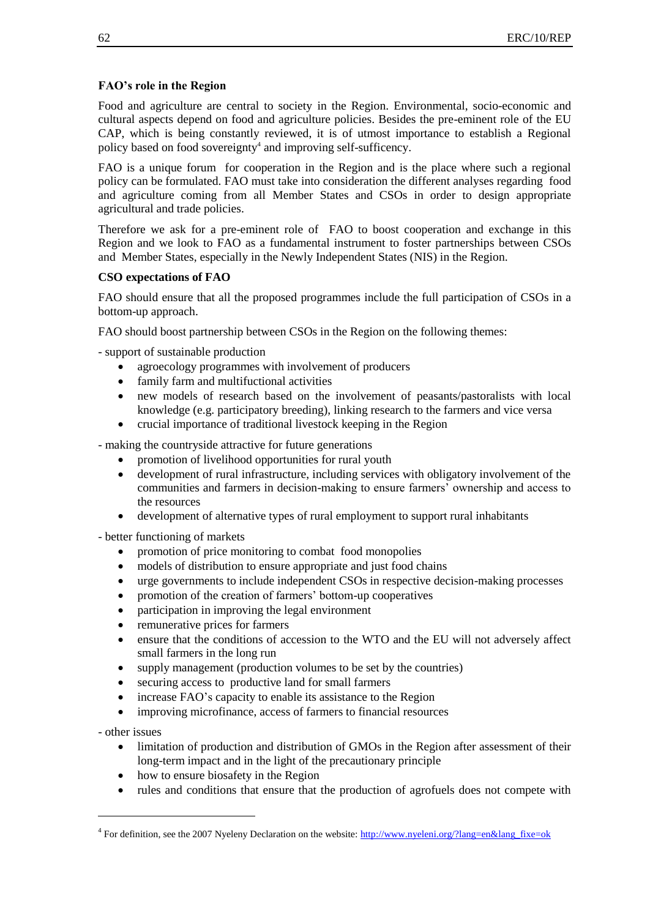**FAO's role in the Region**

Food and agriculture are central to society in the Region. Environmental, socio-economic and cultural aspects depend on food and agriculture policies. Besides the pre-eminent role of the EU CAP, which is being constantly reviewed, it is of utmost importance to establish a Regional policy based on food sovereignty[4] and improving self-sufficency.

FAO is a unique forum for cooperation in the Region and is the place where such a regional policy can be formulated. FAO must take into consideration the different analyses regarding food and agriculture coming from all Member States and CSOs in order to design appropriate agricultural and trade policies.

Therefore we ask for a pre-eminent role of FAO to boost cooperation and exchange in this Region and we look to FAO as a fundamental instrument to foster partnerships between CSOs and Member States, especially in the Newly Independent States (NIS) in the Region.

**CSO expectations of FAO**

FAO should ensure that all the proposed programmes include the full participation of CSOs in a bottom-up approach.

FAO should boost partnership between CSOs in the Region on the following themes:

- support of sustainable production
    - agroecology programmes with involvement of producers
    - family farm and multifunctional activities
    - new models of research based on the involvement of peasants/pastoralists with local knowledge (e.g. participatory breeding), linking research to the farmers and vice versa
    - crucial importance of traditional livestock keeping in the Region
- making the countryside attractive for future generations
    - promotion of livelihood opportunities for rural youth
    - development of rural infrastructure, including services with obligatory involvement of the communities and farmers in decision-making to ensure farmers' ownership and access to the resources
    - development of alternative types of rural employment to support rural inhabitants
- better functioning of markets
    - promotion of price monitoring to combat food monopolies
    - models of distribution to ensure appropriate and just food chains
    - urge governments to include independent CSOs in respective decision-making processes
    - promotion of the creation of farmers' bottom-up cooperatives
    - participation in improving the legal environment
    - remunerative prices for farmers
    - ensure that the conditions of accession to the WTO and the EU will not adversely affect small farmers in the long run
    - supply management (production volumes to be set by the countries)
    - securing access to productive land for small farmers
    - increase FAO's capacity to enable its assistance to the Region
    - improving microfinance, access of farmers to financial resources
- other issues
    - limitation of production and distribution of GMOs in the Region after assessment of their long-term impact and in the light of the precautionary principle
    - how to ensure biosafety in the Region
    - rules and conditions that ensure that the production of agrofuels does not compete with

---

[4] For definition, see the 2007 Nyeleny Declaration on the website: http://www.nyeleni.org/?lang=en&lang_fixe=ok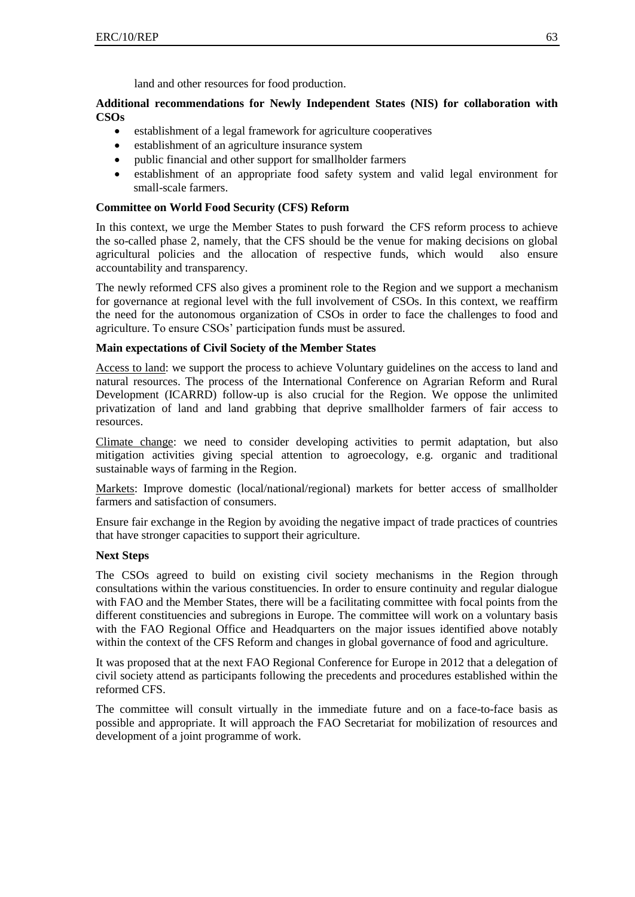land and other resources for food production.

**Additional recommendations for Newly Independent States (NIS) for collaboration with CSOs**

- establishment of a legal framework for agriculture cooperatives
- establishment of an agriculture insurance system
- public financial and other support for smallholder farmers
- establishment of an appropriate food safety system and valid legal environment for small-scale farmers.

**Committee on World Food Security (CFS) Reform**

In this context, we urge the Member States to push forward the CFS reform process to achieve the so-called phase 2, namely, that the CFS should be the venue for making decisions on global agricultural policies and the allocation of respective funds, which would also ensure accountability and transparency.

The newly reformed CFS also gives a prominent role to the Region and we support a mechanism for governance at regional level with the full involvement of CSOs. In this context, we reaffirm the need for the autonomous organization of CSOs in order to face the challenges to food and agriculture. To ensure CSOs' participation funds must be assured.

**Main expectations of Civil Society of the Member States**

Access to land: we support the process to achieve Voluntary guidelines on the access to land and natural resources. The process of the International Conference on Agrarian Reform and Rural Development (ICARRD) follow-up is also crucial for the Region. We oppose the unlimited privatization of land and land grabbing that deprive smallholder farmers of fair access to resources.

Climate change: we need to consider developing activities to permit adaptation, but also mitigation activities giving special attention to agroecology, e.g. organic and traditional sustainable ways of farming in the Region.

Markets: Improve domestic (local/national/regional) markets for better access of smallholder farmers and satisfaction of consumers.

Ensure fair exchange in the Region by avoiding the negative impact of trade practices of countries that have stronger capacities to support their agriculture.

**Next Steps**

The CSOs agreed to build on existing civil society mechanisms in the Region through consultations within the various constituencies. In order to ensure continuity and regular dialogue with FAO and the Member States, there will be a facilitating committee with focal points from the different constituencies and subregions in Europe. The committee will work on a voluntary basis with the FAO Regional Office and Headquarters on the major issues identified above notably within the context of the CFS Reform and changes in global governance of food and agriculture.

It was proposed that at the next FAO Regional Conference for Europe in 2012 that a delegation of civil society attend as participants following the precedents and procedures established within the reformed CFS.

The committee will consult virtually in the immediate future and on a face-to-face basis as possible and appropriate. It will approach the FAO Secretariat for mobilization of resources and development of a joint programme of work.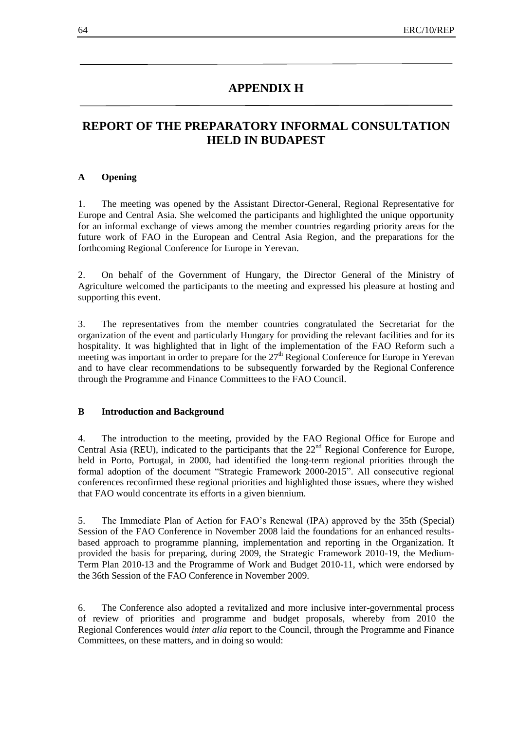# APPENDIX H

# REPORT OF THE PREPARATORY INFORMAL CONSULTATION HELD IN BUDAPEST

## A Opening

1. The meeting was opened by the Assistant Director-General, Regional Representative for Europe and Central Asia. She welcomed the participants and highlighted the unique opportunity for an informal exchange of views among the member countries regarding priority areas for the future work of FAO in the European and Central Asia Region, and the preparations for the forthcoming Regional Conference for Europe in Yerevan.

2. On behalf of the Government of Hungary, the Director General of the Ministry of Agriculture welcomed the participants to the meeting and expressed his pleasure at hosting and supporting this event.

3. The representatives from the member countries congratulated the Secretariat for the organization of the event and particularly Hungary for providing the relevant facilities and for its hospitality. It was highlighted that in light of the implementation of the FAO Reform such a meeting was important in order to prepare for the 27th Regional Conference for Europe in Yerevan and to have clear recommendations to be subsequently forwarded by the Regional Conference through the Programme and Finance Committees to the FAO Council.

## B Introduction and Background

4. The introduction to the meeting, provided by the FAO Regional Office for Europe and Central Asia (REU), indicated to the participants that the 22nd Regional Conference for Europe, held in Porto, Portugal, in 2000, had identified the long-term regional priorities through the formal adoption of the document "Strategic Framework 2000-2015". All consecutive regional conferences reconfirmed these regional priorities and highlighted those issues, where they wished that FAO would concentrate its efforts in a given biennium.

5. The Immediate Plan of Action for FAO's Renewal (IPA) approved by the 35th (Special) Session of the FAO Conference in November 2008 laid the foundations for an enhanced results-based approach to programme planning, implementation and reporting in the Organization. It provided the basis for preparing, during 2009, the Strategic Framework 2010-19, the Medium-Term Plan 2010-13 and the Programme of Work and Budget 2010-11, which were endorsed by the 36th Session of the FAO Conference in November 2009.

6. The Conference also adopted a revitalized and more inclusive inter-governmental process of review of priorities and programme and budget proposals, whereby from 2010 the Regional Conferences would *inter alia* report to the Council, through the Programme and Finance Committees, on these matters, and in doing so would: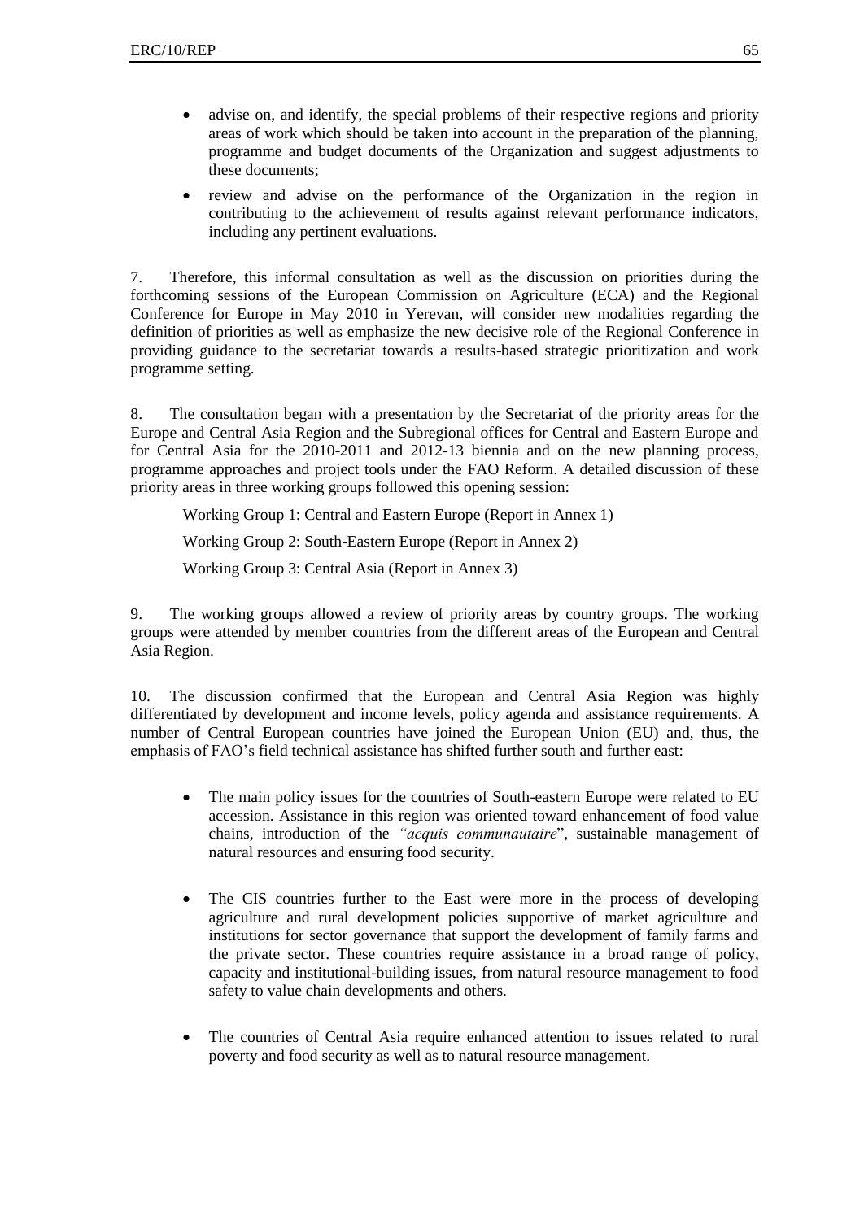- advise on, and identify, the special problems of their respective regions and priority areas of work which should be taken into account in the preparation of the planning, programme and budget documents of the Organization and suggest adjustments to these documents;

- review and advise on the performance of the Organization in the region in contributing to the achievement of results against relevant performance indicators, including any pertinent evaluations.

7. Therefore, this informal consultation as well as the discussion on priorities during the forthcoming sessions of the European Commission on Agriculture (ECA) and the Regional Conference for Europe in May 2010 in Yerevan, will consider new modalities regarding the definition of priorities as well as emphasize the new decisive role of the Regional Conference in providing guidance to the secretariat towards a results-based strategic prioritization and work programme setting.

8. The consultation began with a presentation by the Secretariat of the priority areas for the Europe and Central Asia Region and the Subregional offices for Central and Eastern Europe and for Central Asia for the 2010-2011 and 2012-13 biennia and on the new planning process, programme approaches and project tools under the FAO Reform. A detailed discussion of these priority areas in three working groups followed this opening session:

Working Group 1: Central and Eastern Europe (Report in Annex 1)

Working Group 2: South-Eastern Europe (Report in Annex 2)

Working Group 3: Central Asia (Report in Annex 3)

9. The working groups allowed a review of priority areas by country groups. The working groups were attended by member countries from the different areas of the European and Central Asia Region.

10. The discussion confirmed that the European and Central Asia Region was highly differentiated by development and income levels, policy agenda and assistance requirements. A number of Central European countries have joined the European Union (EU) and, thus, the emphasis of FAO's field technical assistance has shifted further south and further east:

- The main policy issues for the countries of South-eastern Europe were related to EU accession. Assistance in this region was oriented toward enhancement of food value chains, introduction of the *"acquis communautaire*", sustainable management of natural resources and ensuring food security.

- The CIS countries further to the East were more in the process of developing agriculture and rural development policies supportive of market agriculture and institutions for sector governance that support the development of family farms and the private sector. These countries require assistance in a broad range of policy, capacity and institutional-building issues, from natural resource management to food safety to value chain developments and others.

- The countries of Central Asia require enhanced attention to issues related to rural poverty and food security as well as to natural resource management.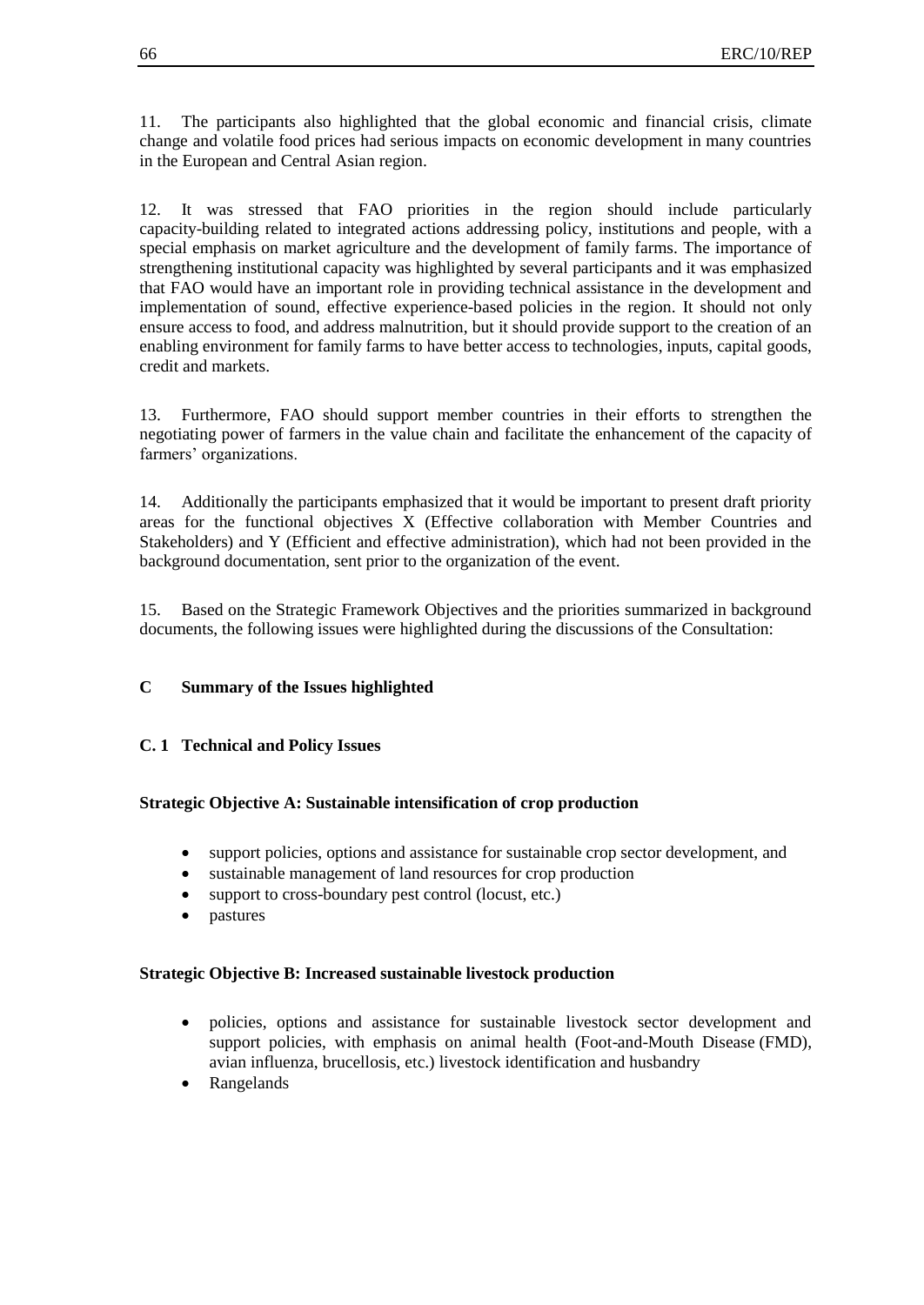11. The participants also highlighted that the global economic and financial crisis, climate change and volatile food prices had serious impacts on economic development in many countries in the European and Central Asian region.

12. It was stressed that FAO priorities in the region should include particularly capacity-building related to integrated actions addressing policy, institutions and people, with a special emphasis on market agriculture and the development of family farms. The importance of strengthening institutional capacity was highlighted by several participants and it was emphasized that FAO would have an important role in providing technical assistance in the development and implementation of sound, effective experience-based policies in the region. It should not only ensure access to food, and address malnutrition, but it should provide support to the creation of an enabling environment for family farms to have better access to technologies, inputs, capital goods, credit and markets.

13. Furthermore, FAO should support member countries in their efforts to strengthen the negotiating power of farmers in the value chain and facilitate the enhancement of the capacity of farmers' organizations.

14. Additionally the participants emphasized that it would be important to present draft priority areas for the functional objectives X (Effective collaboration with Member Countries and Stakeholders) and Y (Efficient and effective administration), which had not been provided in the background documentation, sent prior to the organization of the event.

15. Based on the Strategic Framework Objectives and the priorities summarized in background documents, the following issues were highlighted during the discussions of the Consultation:

## C Summary of the Issues highlighted

### C. 1 Technical and Policy Issues

**Strategic Objective A: Sustainable intensification of crop production**

- support policies, options and assistance for sustainable crop sector development, and
- sustainable management of land resources for crop production
- support to cross-boundary pest control (locust, etc.)
- pastures

**Strategic Objective B: Increased sustainable livestock production**

- policies, options and assistance for sustainable livestock sector development and support policies, with emphasis on animal health (Foot-and-Mouth Disease (FMD), avian influenza, brucellosis, etc.) livestock identification and husbandry
- Rangelands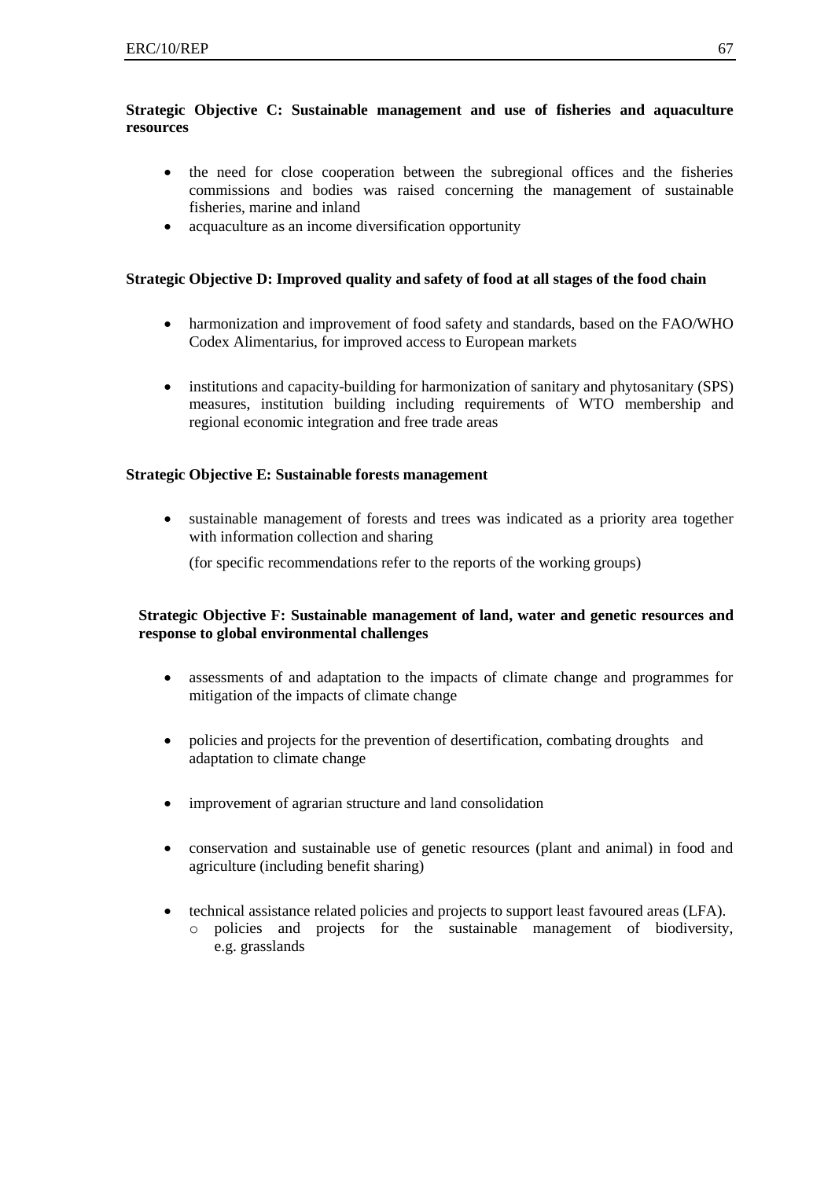**Strategic Objective C: Sustainable management and use of fisheries and aquaculture resources**

- the need for close cooperation between the subregional offices and the fisheries commissions and bodies was raised concerning the management of sustainable fisheries, marine and inland
- acquaculture as an income diversification opportunity

**Strategic Objective D: Improved quality and safety of food at all stages of the food chain**

- harmonization and improvement of food safety and standards, based on the FAO/WHO Codex Alimentarius, for improved access to European markets

- institutions and capacity-building for harmonization of sanitary and phytosanitary (SPS) measures, institution building including requirements of WTO membership and regional economic integration and free trade areas

**Strategic Objective E: Sustainable forests management**

- sustainable management of forests and trees was indicated as a priority area together with information collection and sharing

  (for specific recommendations refer to the reports of the working groups)

**Strategic Objective F: Sustainable management of land, water and genetic resources and response to global environmental challenges**

- assessments of and adaptation to the impacts of climate change and programmes for mitigation of the impacts of climate change

- policies and projects for the prevention of desertification, combating droughts and adaptation to climate change

- improvement of agrarian structure and land consolidation

- conservation and sustainable use of genetic resources (plant and animal) in food and agriculture (including benefit sharing)

- technical assistance related policies and projects to support least favoured areas (LFA).
  - policies and projects for the sustainable management of biodiversity, e.g. grasslands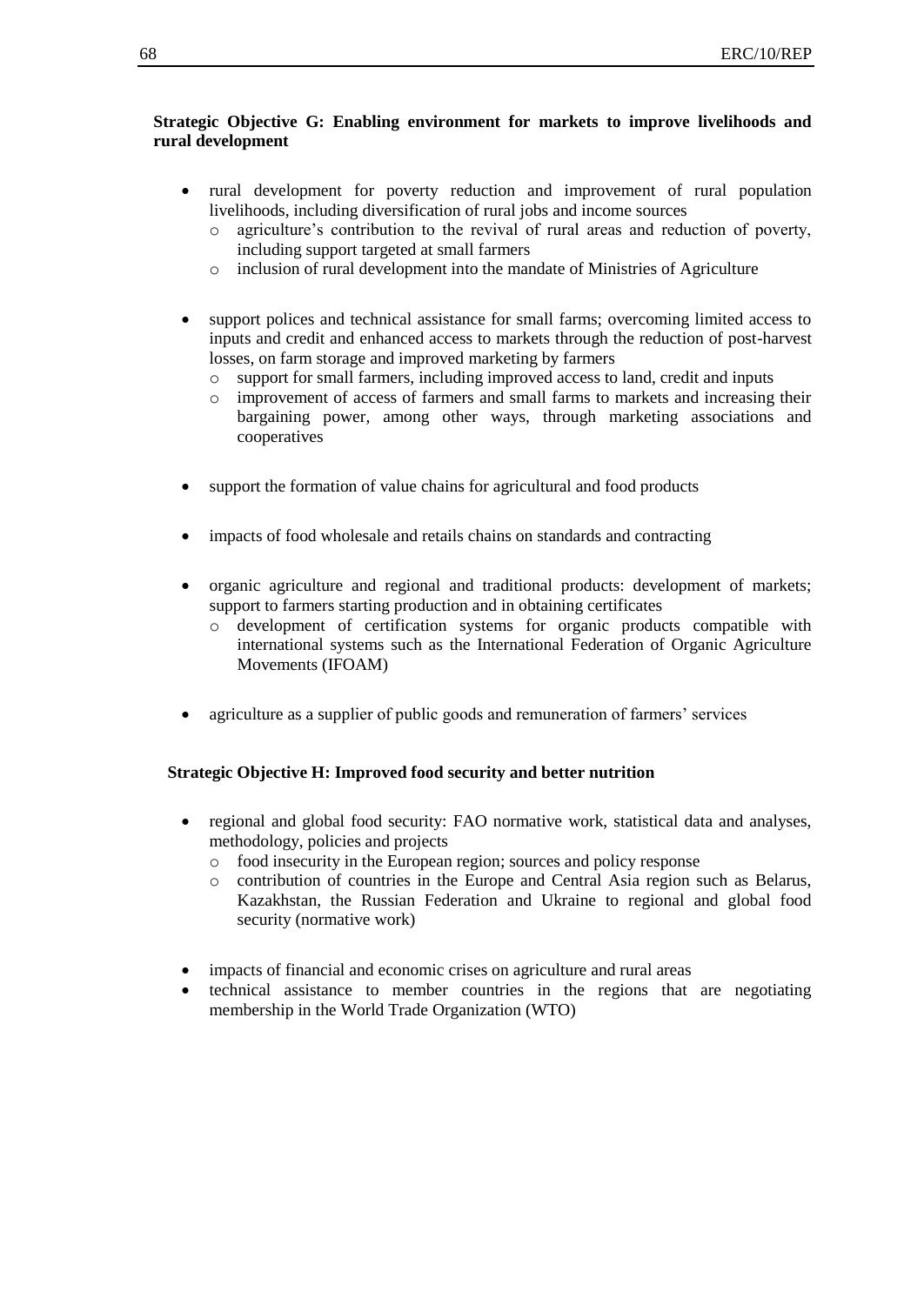**Strategic Objective G: Enabling environment for markets to improve livelihoods and rural development**

- rural development for poverty reduction and improvement of rural population livelihoods, including diversification of rural jobs and income sources
  - agriculture's contribution to the revival of rural areas and reduction of poverty, including support targeted at small farmers
  - inclusion of rural development into the mandate of Ministries of Agriculture

- support polices and technical assistance for small farms; overcoming limited access to inputs and credit and enhanced access to markets through the reduction of post-harvest losses, on farm storage and improved marketing by farmers
  - support for small farmers, including improved access to land, credit and inputs
  - improvement of access of farmers and small farms to markets and increasing their bargaining power, among other ways, through marketing associations and cooperatives

- support the formation of value chains for agricultural and food products

- impacts of food wholesale and retails chains on standards and contracting

- organic agriculture and regional and traditional products: development of markets; support to farmers starting production and in obtaining certificates
  - development of certification systems for organic products compatible with international systems such as the International Federation of Organic Agriculture Movements (IFOAM)

- agriculture as a supplier of public goods and remuneration of farmers' services

**Strategic Objective H: Improved food security and better nutrition**

- regional and global food security: FAO normative work, statistical data and analyses, methodology, policies and projects
  - food insecurity in the European region; sources and policy response
  - contribution of countries in the Europe and Central Asia region such as Belarus, Kazakhstan, the Russian Federation and Ukraine to regional and global food security (normative work)

- impacts of financial and economic crises on agriculture and rural areas
- technical assistance to member countries in the regions that are negotiating membership in the World Trade Organization (WTO)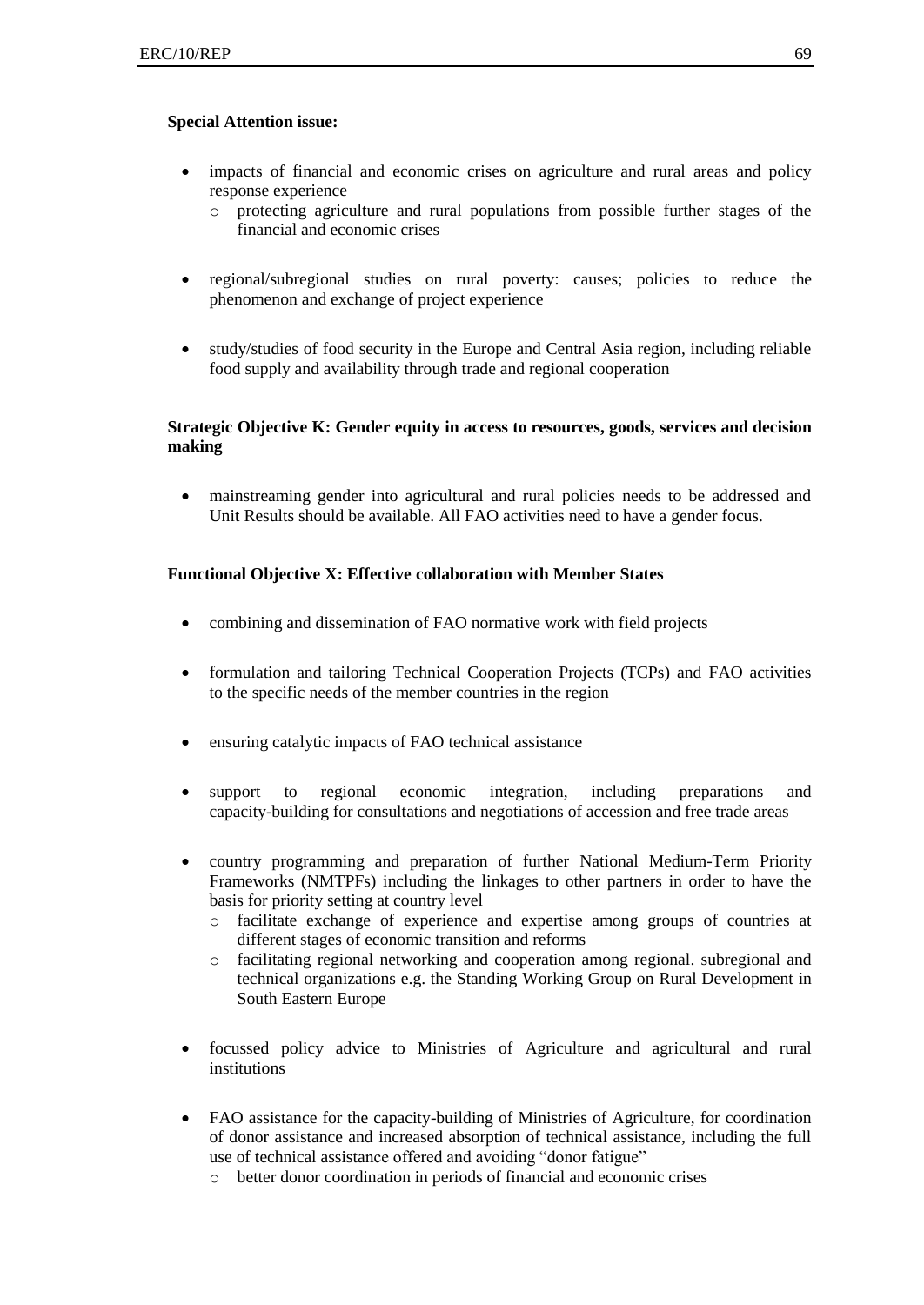**Special Attention issue:**

- impacts of financial and economic crises on agriculture and rural areas and policy response experience
  - protecting agriculture and rural populations from possible further stages of the financial and economic crises

- regional/subregional studies on rural poverty: causes; policies to reduce the phenomenon and exchange of project experience

- study/studies of food security in the Europe and Central Asia region, including reliable food supply and availability through trade and regional cooperation

**Strategic Objective K: Gender equity in access to resources, goods, services and decision making**

- mainstreaming gender into agricultural and rural policies needs to be addressed and Unit Results should be available. All FAO activities need to have a gender focus.

**Functional Objective X: Effective collaboration with Member States**

- combining and dissemination of FAO normative work with field projects

- formulation and tailoring Technical Cooperation Projects (TCPs) and FAO activities to the specific needs of the member countries in the region

- ensuring catalytic impacts of FAO technical assistance

- support to regional economic integration, including preparations and capacity-building for consultations and negotiations of accession and free trade areas

- country programming and preparation of further National Medium-Term Priority Frameworks (NMTPFs) including the linkages to other partners in order to have the basis for priority setting at country level
  - facilitate exchange of experience and expertise among groups of countries at different stages of economic transition and reforms
  - facilitating regional networking and cooperation among regional. subregional and technical organizations e.g. the Standing Working Group on Rural Development in South Eastern Europe

- focussed policy advice to Ministries of Agriculture and agricultural and rural institutions

- FAO assistance for the capacity-building of Ministries of Agriculture, for coordination of donor assistance and increased absorption of technical assistance, including the full use of technical assistance offered and avoiding "donor fatigue"
  - better donor coordination in periods of financial and economic crises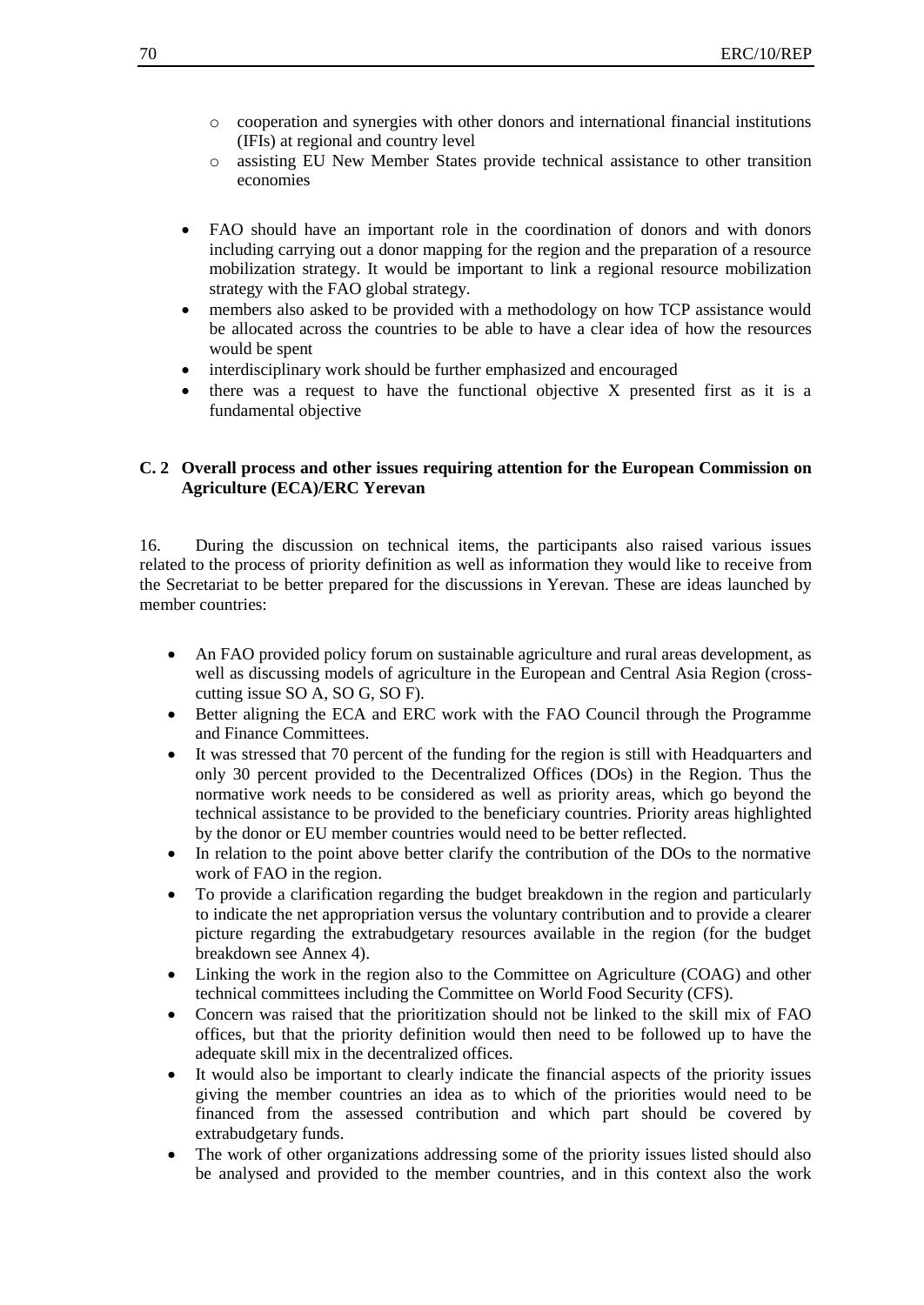- cooperation and synergies with other donors and international financial institutions (IFIs) at regional and country level
   - assisting EU New Member States provide technical assistance to other transition economies

- FAO should have an important role in the coordination of donors and with donors including carrying out a donor mapping for the region and the preparation of a resource mobilization strategy. It would be important to link a regional resource mobilization strategy with the FAO global strategy.
- members also asked to be provided with a methodology on how TCP assistance would be allocated across the countries to be able to have a clear idea of how the resources would be spent
- interdisciplinary work should be further emphasized and encouraged
- there was a request to have the functional objective X presented first as it is a fundamental objective

### C. 2 Overall process and other issues requiring attention for the European Commission on Agriculture (ECA)/ERC Yerevan

16. During the discussion on technical items, the participants also raised various issues related to the process of priority definition as well as information they would like to receive from the Secretariat to be better prepared for the discussions in Yerevan. These are ideas launched by member countries:

- An FAO provided policy forum on sustainable agriculture and rural areas development, as well as discussing models of agriculture in the European and Central Asia Region (cross-cutting issue SO A, SO G, SO F).
- Better aligning the ECA and ERC work with the FAO Council through the Programme and Finance Committees.
- It was stressed that 70 percent of the funding for the region is still with Headquarters and only 30 percent provided to the Decentralized Offices (DOs) in the Region. Thus the normative work needs to be considered as well as priority areas, which go beyond the technical assistance to be provided to the beneficiary countries. Priority areas highlighted by the donor or EU member countries would need to be better reflected.
- In relation to the point above better clarify the contribution of the DOs to the normative work of FAO in the region.
- To provide a clarification regarding the budget breakdown in the region and particularly to indicate the net appropriation versus the voluntary contribution and to provide a clearer picture regarding the extrabudgetary resources available in the region (for the budget breakdown see Annex 4).
- Linking the work in the region also to the Committee on Agriculture (COAG) and other technical committees including the Committee on World Food Security (CFS).
- Concern was raised that the prioritization should not be linked to the skill mix of FAO offices, but that the priority definition would then need to be followed up to have the adequate skill mix in the decentralized offices.
- It would also be important to clearly indicate the financial aspects of the priority issues giving the member countries an idea as to which of the priorities would need to be financed from the assessed contribution and which part should be covered by extrabudgetary funds.
- The work of other organizations addressing some of the priority issues listed should also be analysed and provided to the member countries, and in this context also the work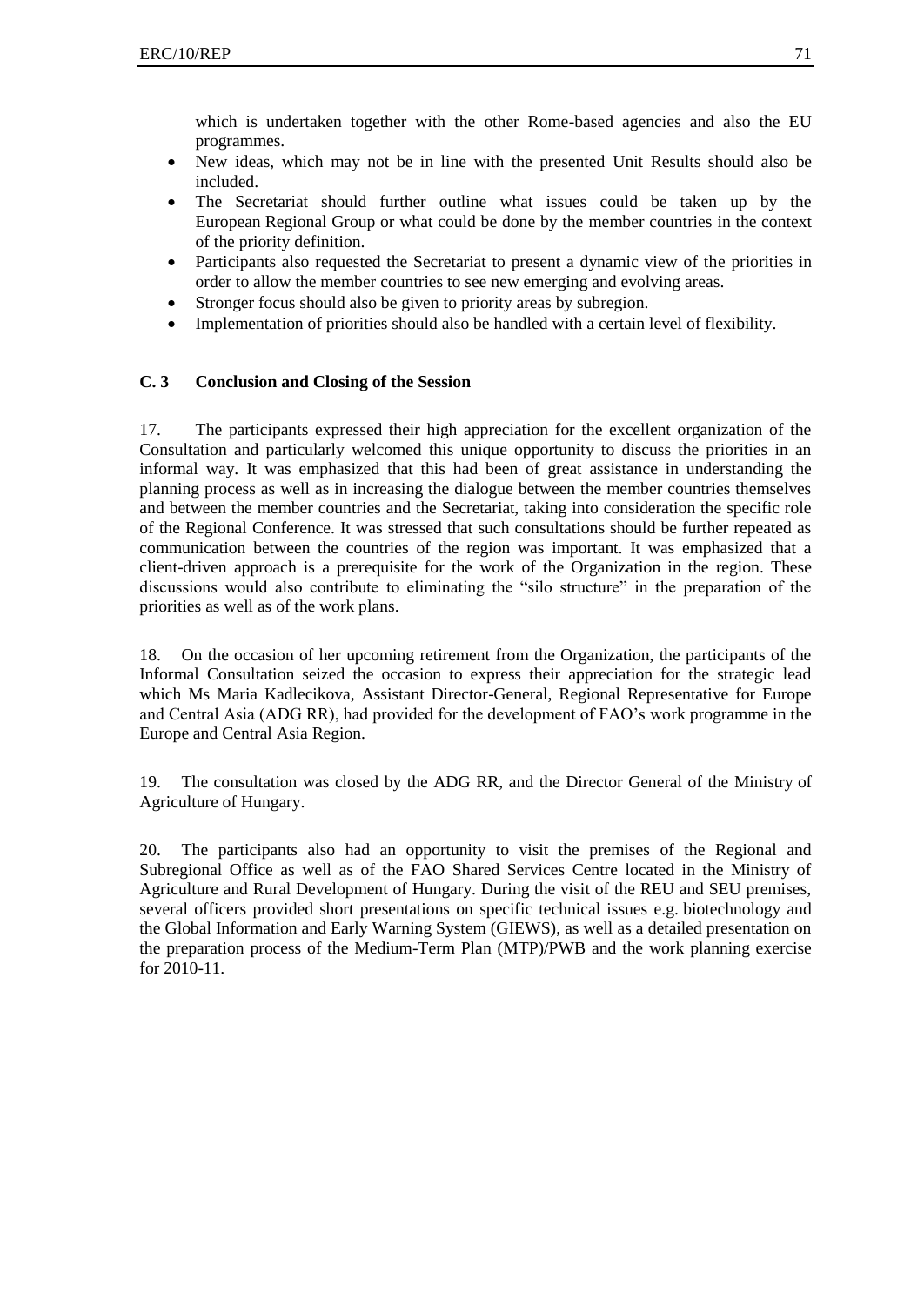which is undertaken together with the other Rome-based agencies and also the EU programmes.

- New ideas, which may not be in line with the presented Unit Results should also be included.
- The Secretariat should further outline what issues could be taken up by the European Regional Group or what could be done by the member countries in the context of the priority definition.
- Participants also requested the Secretariat to present a dynamic view of the priorities in order to allow the member countries to see new emerging and evolving areas.
- Stronger focus should also be given to priority areas by subregion.
- Implementation of priorities should also be handled with a certain level of flexibility.

### C. 3 Conclusion and Closing of the Session

17. The participants expressed their high appreciation for the excellent organization of the Consultation and particularly welcomed this unique opportunity to discuss the priorities in an informal way. It was emphasized that this had been of great assistance in understanding the planning process as well as in increasing the dialogue between the member countries themselves and between the member countries and the Secretariat, taking into consideration the specific role of the Regional Conference. It was stressed that such consultations should be further repeated as communication between the countries of the region was important. It was emphasized that a client-driven approach is a prerequisite for the work of the Organization in the region. These discussions would also contribute to eliminating the "silo structure" in the preparation of the priorities as well as of the work plans.

18. On the occasion of her upcoming retirement from the Organization, the participants of the Informal Consultation seized the occasion to express their appreciation for the strategic lead which Ms Maria Kadlecikova, Assistant Director-General, Regional Representative for Europe and Central Asia (ADG RR), had provided for the development of FAO's work programme in the Europe and Central Asia Region.

19. The consultation was closed by the ADG RR, and the Director General of the Ministry of Agriculture of Hungary.

20. The participants also had an opportunity to visit the premises of the Regional and Subregional Office as well as of the FAO Shared Services Centre located in the Ministry of Agriculture and Rural Development of Hungary. During the visit of the REU and SEU premises, several officers provided short presentations on specific technical issues e.g. biotechnology and the Global Information and Early Warning System (GIEWS), as well as a detailed presentation on the preparation process of the Medium-Term Plan (MTP)/PWB and the work planning exercise for 2010-11.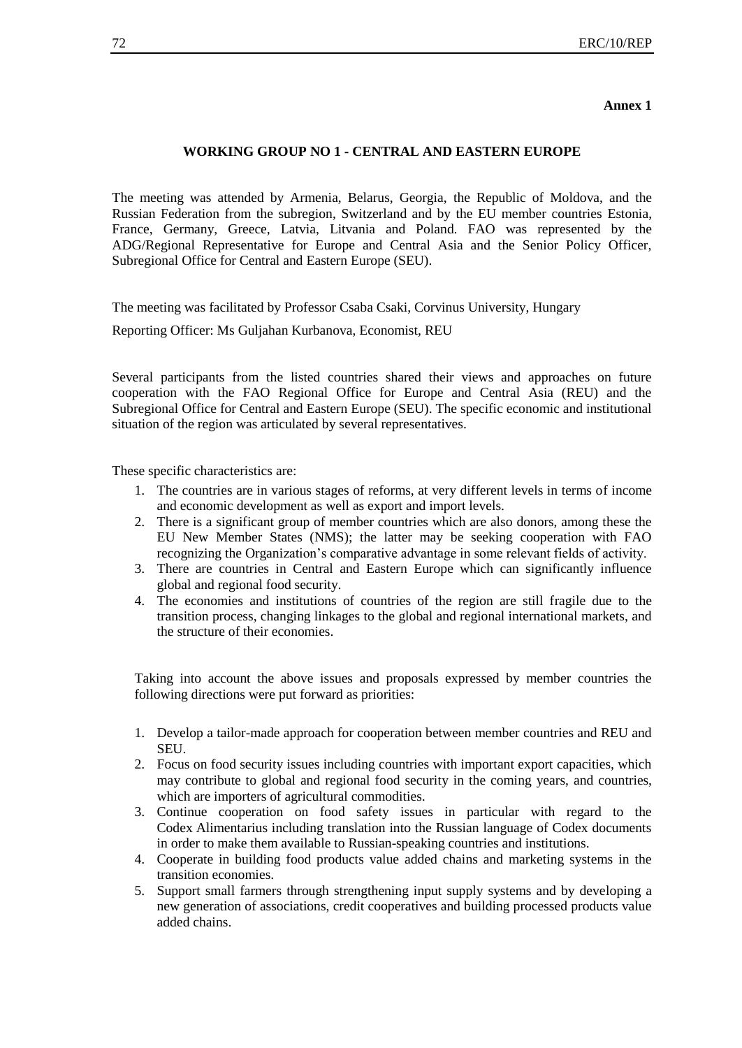**Annex 1**

## WORKING GROUP NO 1 - CENTRAL AND EASTERN EUROPE

The meeting was attended by Armenia, Belarus, Georgia, the Republic of Moldova, and the Russian Federation from the subregion, Switzerland and by the EU member countries Estonia, France, Germany, Greece, Latvia, Litvania and Poland. FAO was represented by the ADG/Regional Representative for Europe and Central Asia and the Senior Policy Officer, Subregional Office for Central and Eastern Europe (SEU).

The meeting was facilitated by Professor Csaba Csaki, Corvinus University, Hungary

Reporting Officer: Ms Guljahan Kurbanova, Economist, REU

Several participants from the listed countries shared their views and approaches on future cooperation with the FAO Regional Office for Europe and Central Asia (REU) and the Subregional Office for Central and Eastern Europe (SEU). The specific economic and institutional situation of the region was articulated by several representatives.

These specific characteristics are:

1. The countries are in various stages of reforms, at very different levels in terms of income and economic development as well as export and import levels.
2. There is a significant group of member countries which are also donors, among these the EU New Member States (NMS); the latter may be seeking cooperation with FAO recognizing the Organization's comparative advantage in some relevant fields of activity.
3. There are countries in Central and Eastern Europe which can significantly influence global and regional food security.
4. The economies and institutions of countries of the region are still fragile due to the transition process, changing linkages to the global and regional international markets, and the structure of their economies.

Taking into account the above issues and proposals expressed by member countries the following directions were put forward as priorities:

1. Develop a tailor-made approach for cooperation between member countries and REU and SEU.
2. Focus on food security issues including countries with important export capacities, which may contribute to global and regional food security in the coming years, and countries, which are importers of agricultural commodities.
3. Continue cooperation on food safety issues in particular with regard to the Codex Alimentarius including translation into the Russian language of Codex documents in order to make them available to Russian-speaking countries and institutions.
4. Cooperate in building food products value added chains and marketing systems in the transition economies.
5. Support small farmers through strengthening input supply systems and by developing a new generation of associations, credit cooperatives and building processed products value added chains.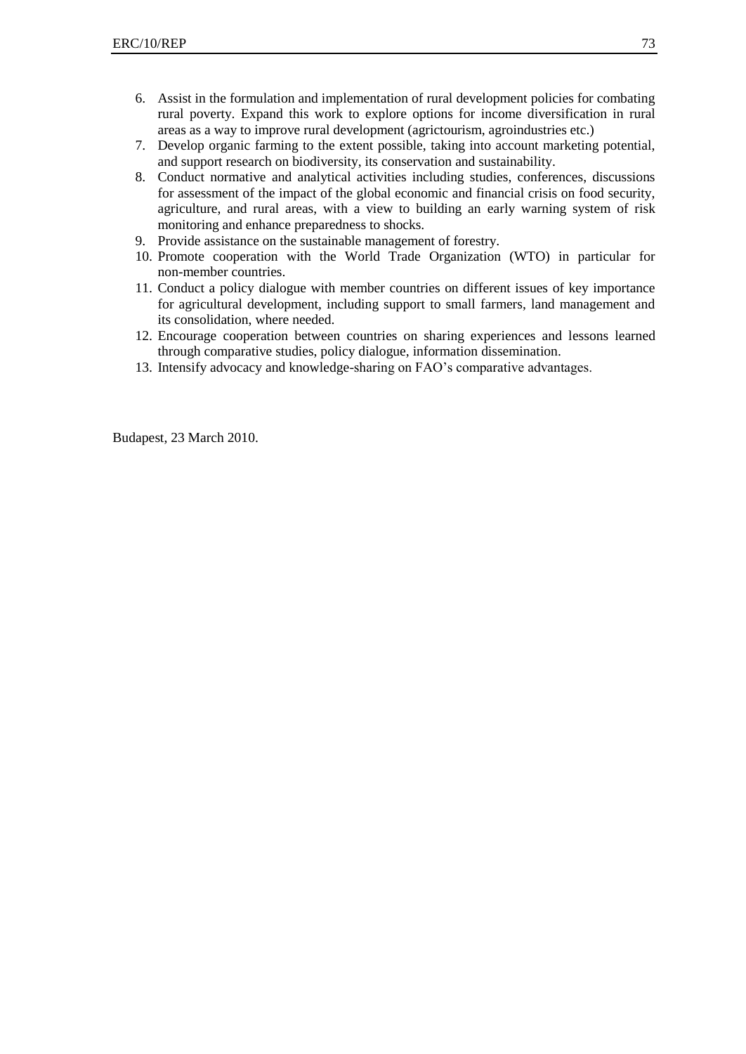6. Assist in the formulation and implementation of rural development policies for combating rural poverty. Expand this work to explore options for income diversification in rural areas as a way to improve rural development (agrictourism, agroindustries etc.)
7. Develop organic farming to the extent possible, taking into account marketing potential, and support research on biodiversity, its conservation and sustainability.
8. Conduct normative and analytical activities including studies, conferences, discussions for assessment of the impact of the global economic and financial crisis on food security, agriculture, and rural areas, with a view to building an early warning system of risk monitoring and enhance preparedness to shocks.
9. Provide assistance on the sustainable management of forestry.
10. Promote cooperation with the World Trade Organization (WTO) in particular for non-member countries.
11. Conduct a policy dialogue with member countries on different issues of key importance for agricultural development, including support to small farmers, land management and its consolidation, where needed.
12. Encourage cooperation between countries on sharing experiences and lessons learned through comparative studies, policy dialogue, information dissemination.
13. Intensify advocacy and knowledge-sharing on FAO's comparative advantages.

Budapest, 23 March 2010.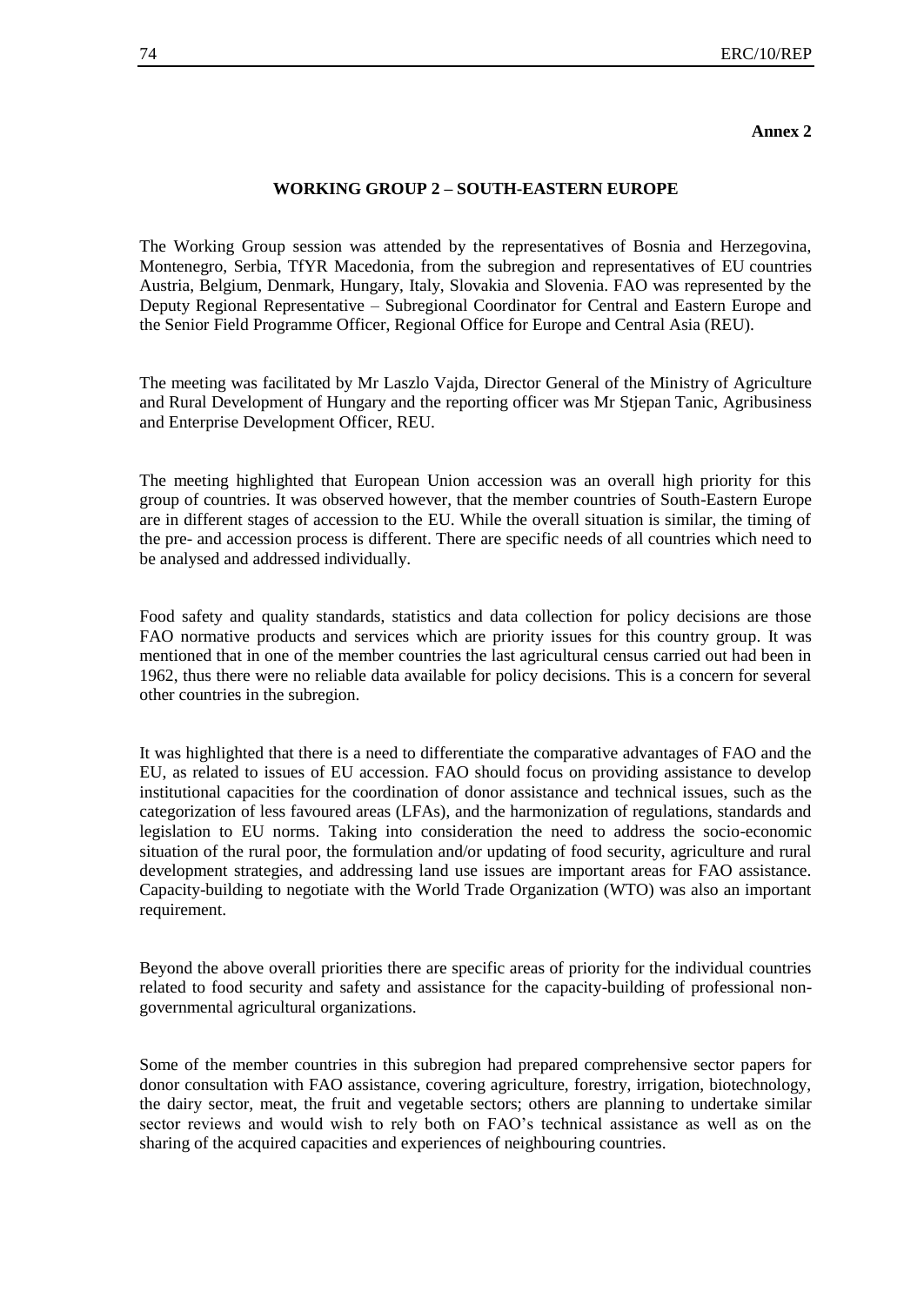**Annex 2**

## WORKING GROUP 2 – SOUTH-EASTERN EUROPE

The Working Group session was attended by the representatives of Bosnia and Herzegovina, Montenegro, Serbia, TfYR Macedonia, from the subregion and representatives of EU countries Austria, Belgium, Denmark, Hungary, Italy, Slovakia and Slovenia. FAO was represented by the Deputy Regional Representative – Subregional Coordinator for Central and Eastern Europe and the Senior Field Programme Officer, Regional Office for Europe and Central Asia (REU).

The meeting was facilitated by Mr Laszlo Vajda, Director General of the Ministry of Agriculture and Rural Development of Hungary and the reporting officer was Mr Stjepan Tanic, Agribusiness and Enterprise Development Officer, REU.

The meeting highlighted that European Union accession was an overall high priority for this group of countries. It was observed however, that the member countries of South-Eastern Europe are in different stages of accession to the EU. While the overall situation is similar, the timing of the pre- and accession process is different. There are specific needs of all countries which need to be analysed and addressed individually.

Food safety and quality standards, statistics and data collection for policy decisions are those FAO normative products and services which are priority issues for this country group. It was mentioned that in one of the member countries the last agricultural census carried out had been in 1962, thus there were no reliable data available for policy decisions. This is a concern for several other countries in the subregion.

It was highlighted that there is a need to differentiate the comparative advantages of FAO and the EU, as related to issues of EU accession. FAO should focus on providing assistance to develop institutional capacities for the coordination of donor assistance and technical issues, such as the categorization of less favoured areas (LFAs), and the harmonization of regulations, standards and legislation to EU norms. Taking into consideration the need to address the socio-economic situation of the rural poor, the formulation and/or updating of food security, agriculture and rural development strategies, and addressing land use issues are important areas for FAO assistance. Capacity-building to negotiate with the World Trade Organization (WTO) was also an important requirement.

Beyond the above overall priorities there are specific areas of priority for the individual countries related to food security and safety and assistance for the capacity-building of professional non-governmental agricultural organizations.

Some of the member countries in this subregion had prepared comprehensive sector papers for donor consultation with FAO assistance, covering agriculture, forestry, irrigation, biotechnology, the dairy sector, meat, the fruit and vegetable sectors; others are planning to undertake similar sector reviews and would wish to rely both on FAO's technical assistance as well as on the sharing of the acquired capacities and experiences of neighbouring countries.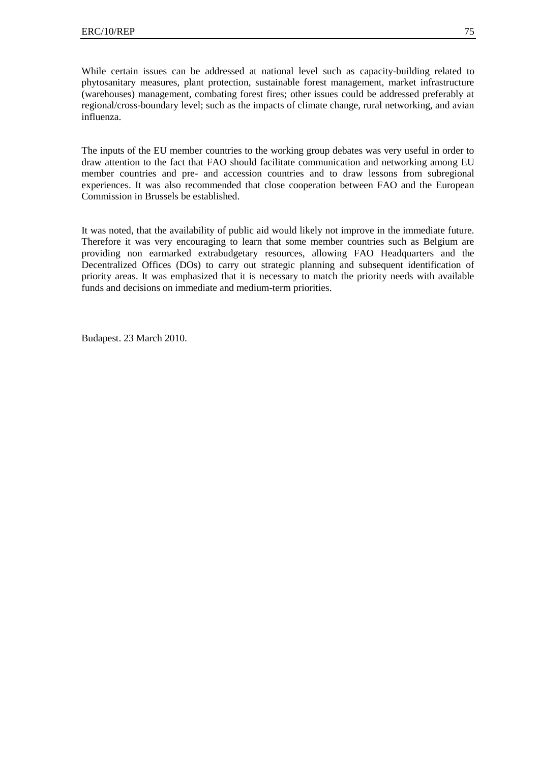While certain issues can be addressed at national level such as capacity-building related to phytosanitary measures, plant protection, sustainable forest management, market infrastructure (warehouses) management, combating forest fires; other issues could be addressed preferably at regional/cross-boundary level; such as the impacts of climate change, rural networking, and avian influenza.

The inputs of the EU member countries to the working group debates was very useful in order to draw attention to the fact that FAO should facilitate communication and networking among EU member countries and pre- and accession countries and to draw lessons from subregional experiences. It was also recommended that close cooperation between FAO and the European Commission in Brussels be established.

It was noted, that the availability of public aid would likely not improve in the immediate future. Therefore it was very encouraging to learn that some member countries such as Belgium are providing non earmarked extrabudgetary resources, allowing FAO Headquarters and the Decentralized Offices (DOs) to carry out strategic planning and subsequent identification of priority areas. It was emphasized that it is necessary to match the priority needs with available funds and decisions on immediate and medium-term priorities.

Budapest. 23 March 2010.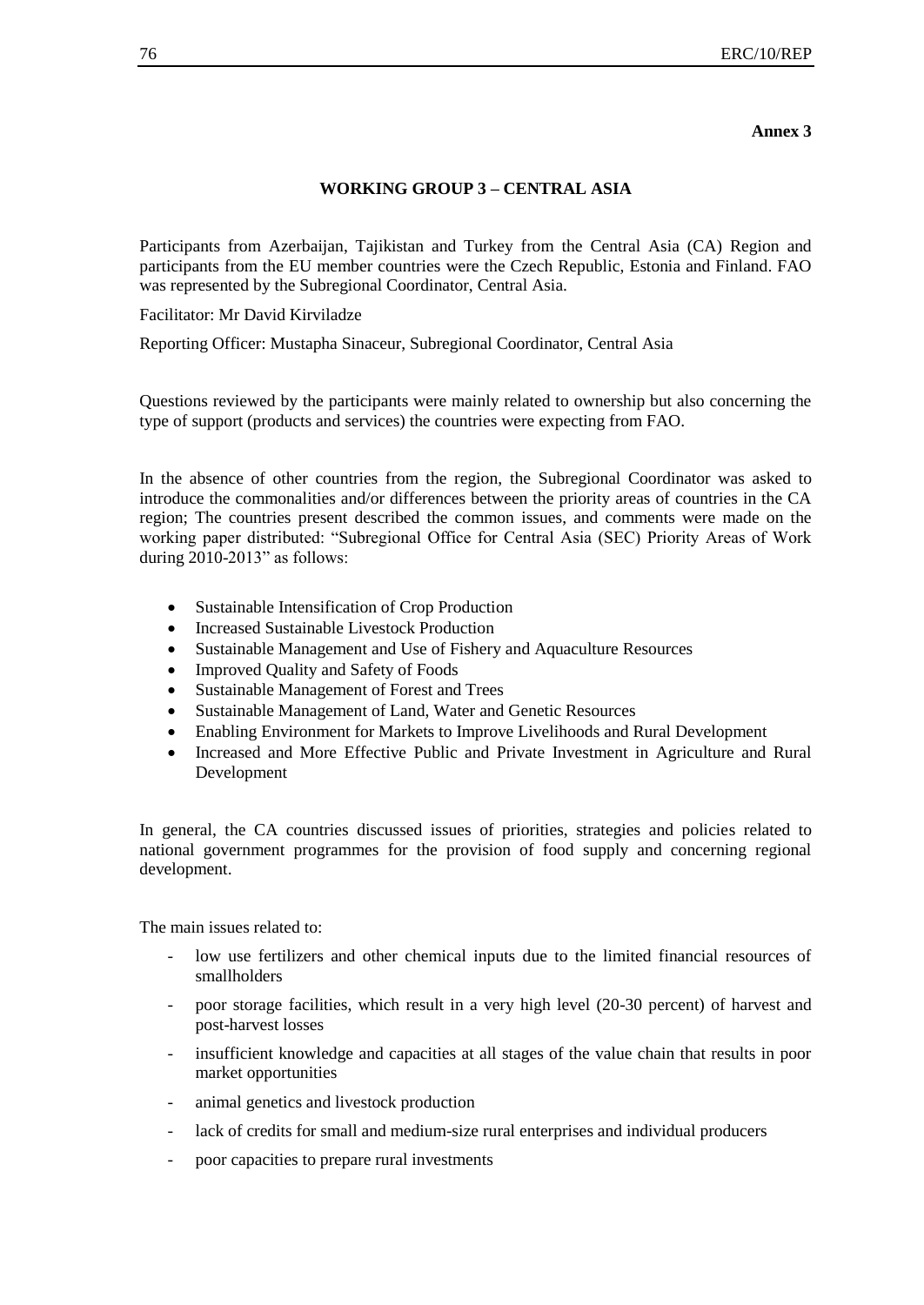**Annex 3**

## WORKING GROUP 3 – CENTRAL ASIA

Participants from Azerbaijan, Tajikistan and Turkey from the Central Asia (CA) Region and participants from the EU member countries were the Czech Republic, Estonia and Finland. FAO was represented by the Subregional Coordinator, Central Asia.

Facilitator: Mr David Kirviladze

Reporting Officer: Mustapha Sinaceur, Subregional Coordinator, Central Asia

Questions reviewed by the participants were mainly related to ownership but also concerning the type of support (products and services) the countries were expecting from FAO.

In the absence of other countries from the region, the Subregional Coordinator was asked to introduce the commonalities and/or differences between the priority areas of countries in the CA region; The countries present described the common issues, and comments were made on the working paper distributed: "Subregional Office for Central Asia (SEC) Priority Areas of Work during 2010-2013" as follows:

- Sustainable Intensification of Crop Production
- Increased Sustainable Livestock Production
- Sustainable Management and Use of Fishery and Aquaculture Resources
- Improved Quality and Safety of Foods
- Sustainable Management of Forest and Trees
- Sustainable Management of Land, Water and Genetic Resources
- Enabling Environment for Markets to Improve Livelihoods and Rural Development
- Increased and More Effective Public and Private Investment in Agriculture and Rural Development

In general, the CA countries discussed issues of priorities, strategies and policies related to national government programmes for the provision of food supply and concerning regional development.

The main issues related to:

- low use fertilizers and other chemical inputs due to the limited financial resources of smallholders
- poor storage facilities, which result in a very high level (20-30 percent) of harvest and post-harvest losses
- insufficient knowledge and capacities at all stages of the value chain that results in poor market opportunities
- animal genetics and livestock production
- lack of credits for small and medium-size rural enterprises and individual producers
- poor capacities to prepare rural investments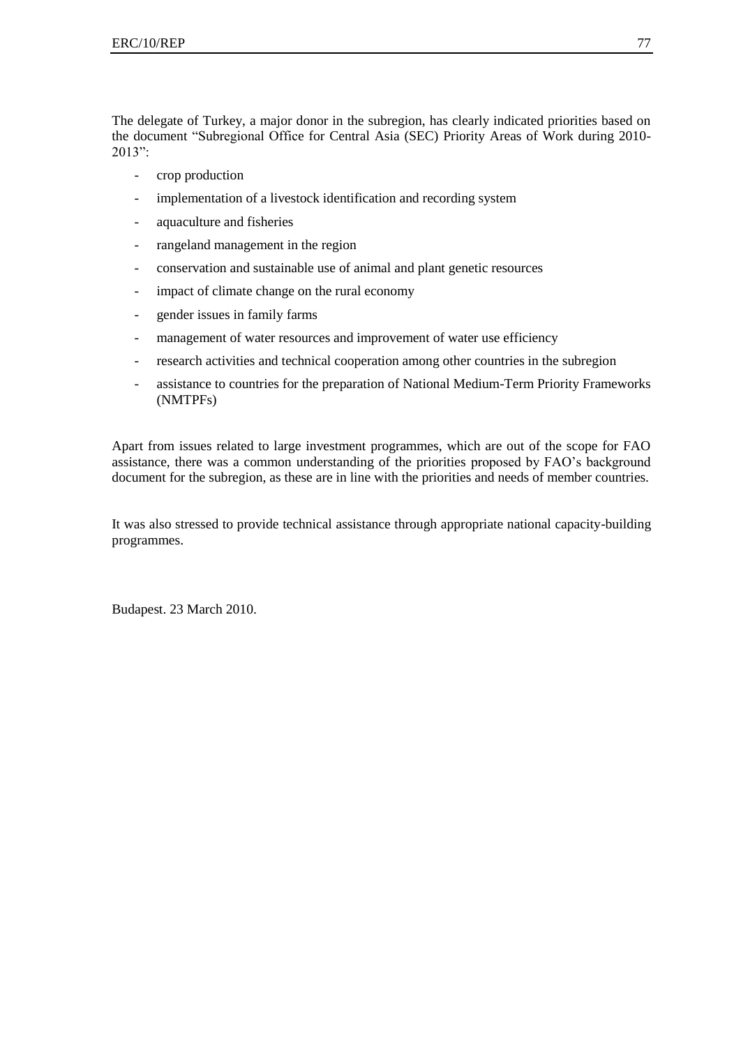The delegate of Turkey, a major donor in the subregion, has clearly indicated priorities based on the document "Subregional Office for Central Asia (SEC) Priority Areas of Work during 2010-2013":

- crop production
- implementation of a livestock identification and recording system
- aquaculture and fisheries
- rangeland management in the region
- conservation and sustainable use of animal and plant genetic resources
- impact of climate change on the rural economy
- gender issues in family farms
- management of water resources and improvement of water use efficiency
- research activities and technical cooperation among other countries in the subregion
- assistance to countries for the preparation of National Medium-Term Priority Frameworks (NMTPFs)

Apart from issues related to large investment programmes, which are out of the scope for FAO assistance, there was a common understanding of the priorities proposed by FAO's background document for the subregion, as these are in line with the priorities and needs of member countries.

It was also stressed to provide technical assistance through appropriate national capacity-building programmes.

Budapest. 23 March 2010.